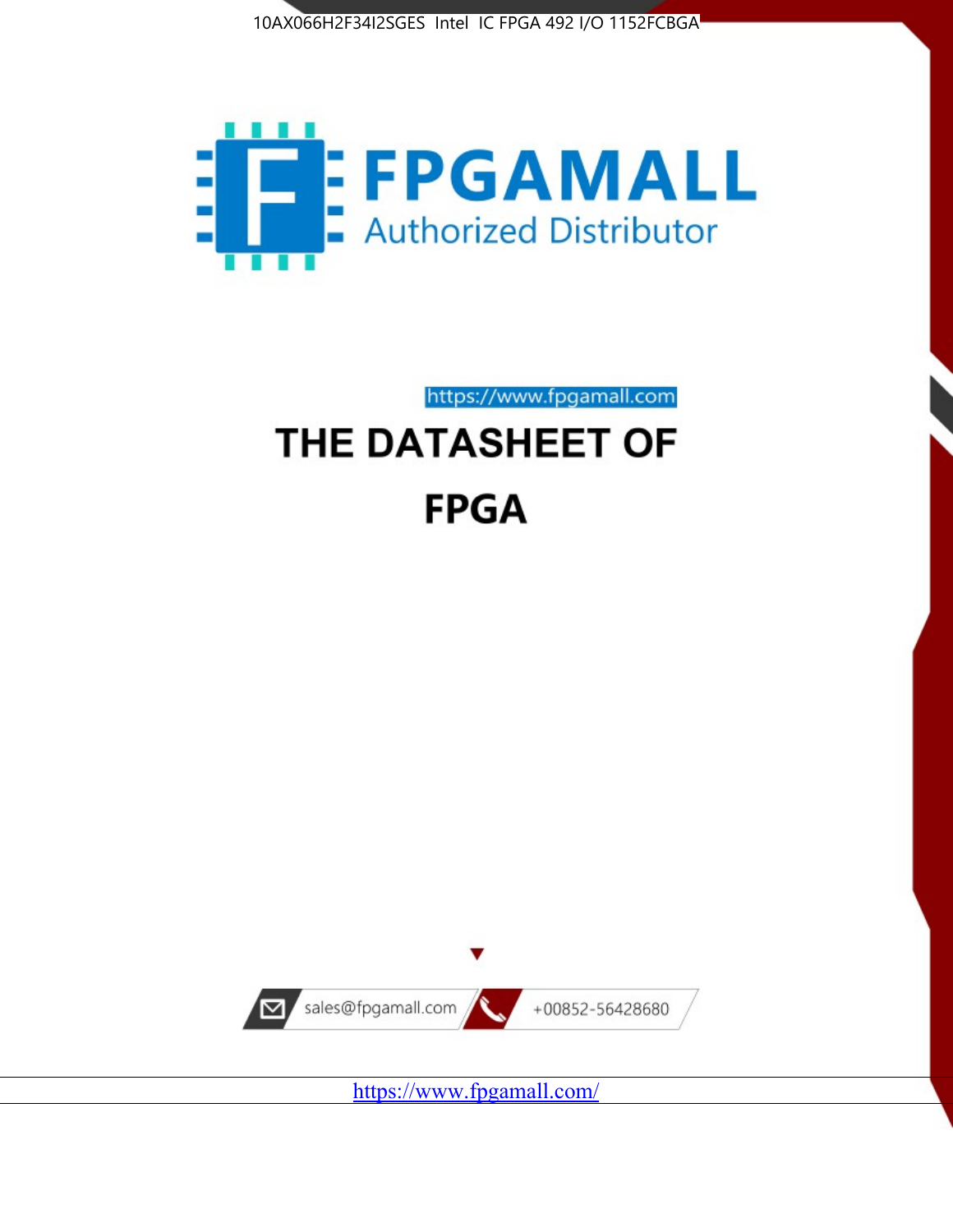10AX066H2F34I2SGES Intel IC FPGA 492 I/O 1152FCBGA

FPGAMALL

Authorized Distributor

https://www.fpgamall.com

# THE DATASHEET OF

# FPGA

sales@fpgamall.com

+00852-56428680

https://www.fpgamall.com/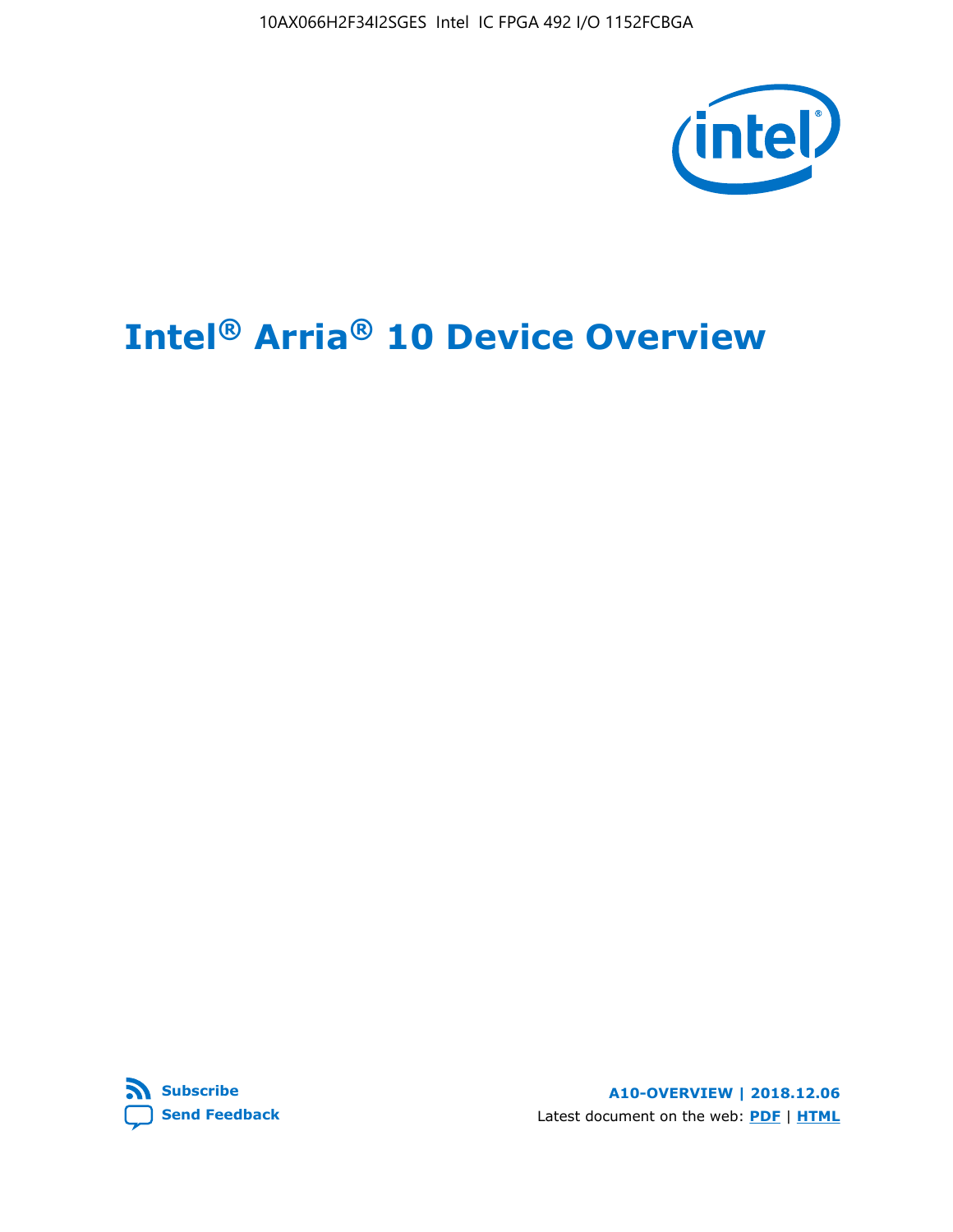10AX066H2F34I2SGES Intel IC FPGA 492 I/O 1152FCBGA

# Intel® Arria® 10 Device Overview

Subscribe

Send Feedback

**A10-OVERVIEW | 2018.12.06**

Latest document on the web: **PDF** | **HTML**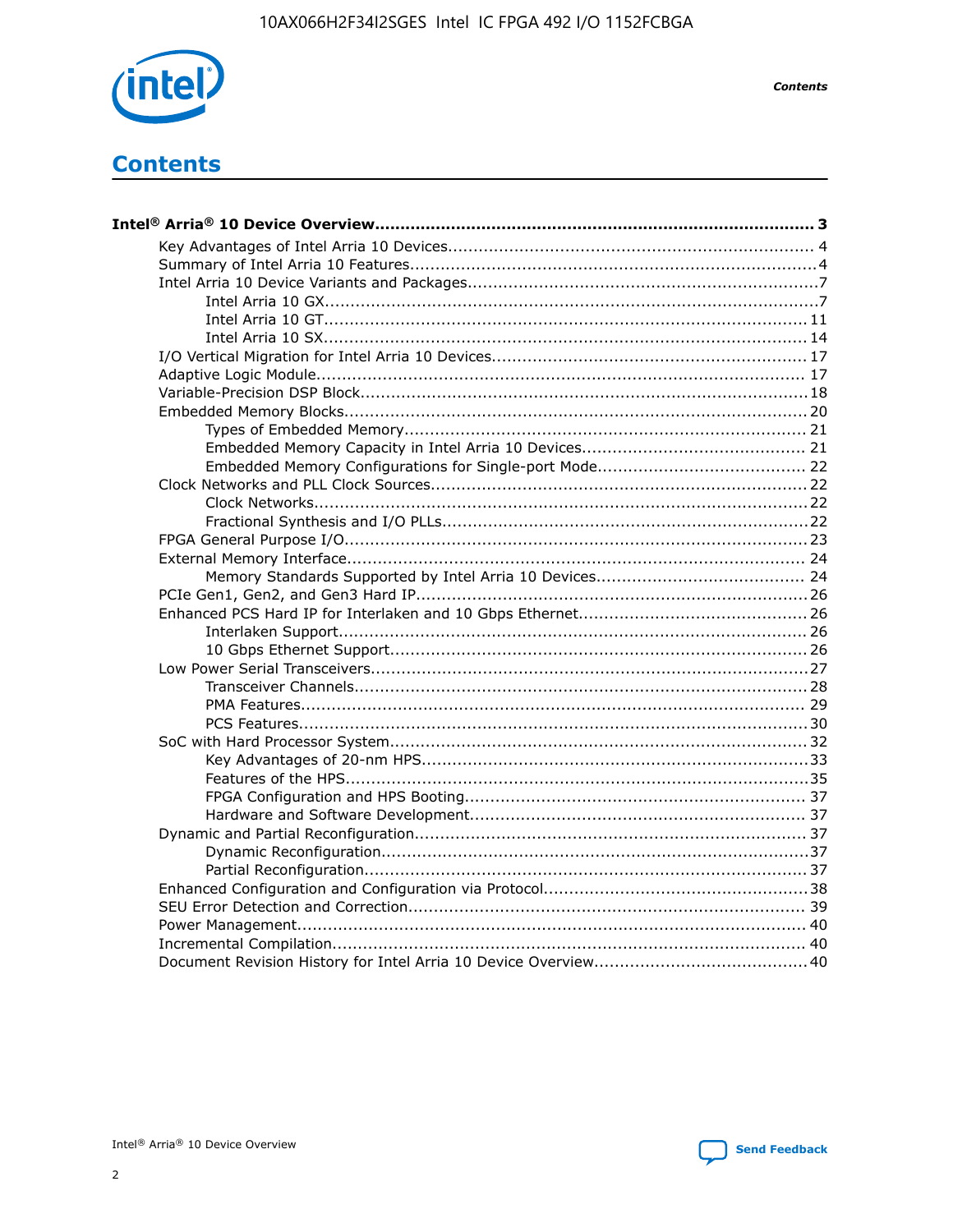# Contents

**Intel® Arria® 10 Device Overview....................................................................................... 3**

- Key Advantages of Intel Arria 10 Devices....................................................................... 4
- Summary of Intel Arria 10 Features................................................................................4
- Intel Arria 10 Device Variants and Packages....................................................................7
  - Intel Arria 10 GX................................................................................................7
  - Intel Arria 10 GT.............................................................................................. 11
  - Intel Arria 10 SX.............................................................................................. 14
- I/O Vertical Migration for Intel Arria 10 Devices............................................................ 17
- Adaptive Logic Module................................................................................................ 17
- Variable-Precision DSP Block.......................................................................................18
- Embedded Memory Blocks..........................................................................................20
  - Types of Embedded Memory.............................................................................. 21
  - Embedded Memory Capacity in Intel Arria 10 Devices............................................ 21
  - Embedded Memory Configurations for Single-port Mode......................................... 22
- Clock Networks and PLL Clock Sources.........................................................................22
  - Clock Networks.................................................................................................22
  - Fractional Synthesis and I/O PLLs.......................................................................22
- FPGA General Purpose I/O..........................................................................................23
- External Memory Interface.......................................................................................... 24
  - Memory Standards Supported by Intel Arria 10 Devices......................................... 24
- PCIe Gen1, Gen2, and Gen3 Hard IP............................................................................26
- Enhanced PCS Hard IP for Interlaken and 10 Gbps Ethernet............................................26
  - Interlaken Support........................................................................................... 26
  - 10 Gbps Ethernet Support................................................................................. 26
- Low Power Serial Transceivers.....................................................................................27
  - Transceiver Channels........................................................................................28
  - PMA Features.................................................................................................. 29
  - PCS Features...................................................................................................30
- SoC with Hard Processor System.................................................................................32
  - Key Advantages of 20-nm HPS...........................................................................33
  - Features of the HPS..........................................................................................35
  - FPGA Configuration and HPS Booting.................................................................. 37
  - Hardware and Software Development................................................................. 37
- Dynamic and Partial Reconfiguration............................................................................37
  - Dynamic Reconfiguration..................................................................................37
  - Partial Reconfiguration......................................................................................37
- Enhanced Configuration and Configuration via Protocol...................................................38
- SEU Error Detection and Correction............................................................................. 39
- Power Management.................................................................................................... 40
- Incremental Compilation............................................................................................. 40
- Document Revision History for Intel Arria 10 Device Overview......................................... 40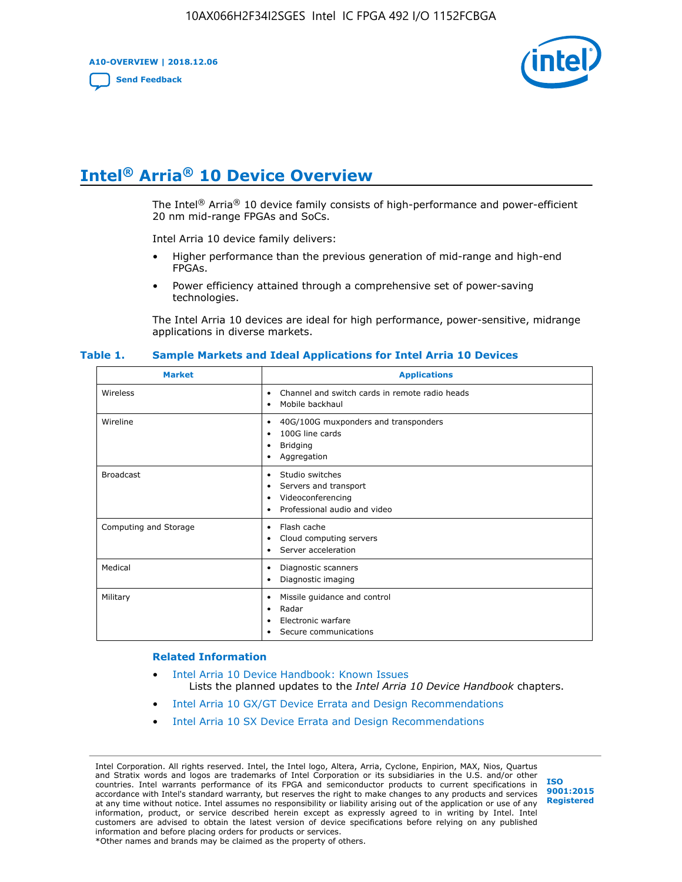# Intel® Arria® 10 Device Overview

The Intel® Arria® 10 device family consists of high-performance and power-efficient 20 nm mid-range FPGAs and SoCs.

Intel Arria 10 device family delivers:

- Higher performance than the previous generation of mid-range and high-end FPGAs.
- Power efficiency attained through a comprehensive set of power-saving technologies.

The Intel Arria 10 devices are ideal for high performance, power-sensitive, midrange applications in diverse markets.

**Table 1. Sample Markets and Ideal Applications for Intel Arria 10 Devices**

| Market | Applications |
|---|---|
| Wireless | • Channel and switch cards in remote radio heads<br>• Mobile backhaul |
| Wireline | • 40G/100G muxponders and transponders<br>• 100G line cards<br>• Bridging<br>• Aggregation |
| Broadcast | • Studio switches<br>• Servers and transport<br>• Videoconferencing<br>• Professional audio and video |
| Computing and Storage | • Flash cache<br>• Cloud computing servers<br>• Server acceleration |
| Medical | • Diagnostic scanners<br>• Diagnostic imaging |
| Military | • Missile guidance and control<br>• Radar<br>• Electronic warfare<br>• Secure communications |

**Related Information**

- Intel Arria 10 Device Handbook: Known Issues
  Lists the planned updates to the *Intel Arria 10 Device Handbook* chapters.
- Intel Arria 10 GX/GT Device Errata and Design Recommendations
- Intel Arria 10 SX Device Errata and Design Recommendations

Intel Corporation. All rights reserved. Intel, the Intel logo, Altera, Arria, Cyclone, Enpirion, MAX, Nios, Quartus and Stratix words and logos are trademarks of Intel Corporation or its subsidiaries in the U.S. and/or other countries. Intel warrants performance of its FPGA and semiconductor products to current specifications in accordance with Intel's standard warranty, but reserves the right to make changes to any products and services at any time without notice. Intel assumes no responsibility or liability arising out of the application or use of any information, product, or service described herein except as expressly agreed to in writing by Intel. Intel customers are advised to obtain the latest version of device specifications before relying on any published information and before placing orders for products or services.
*Other names and brands may be claimed as the property of others.

ISO 9001:2015 Registered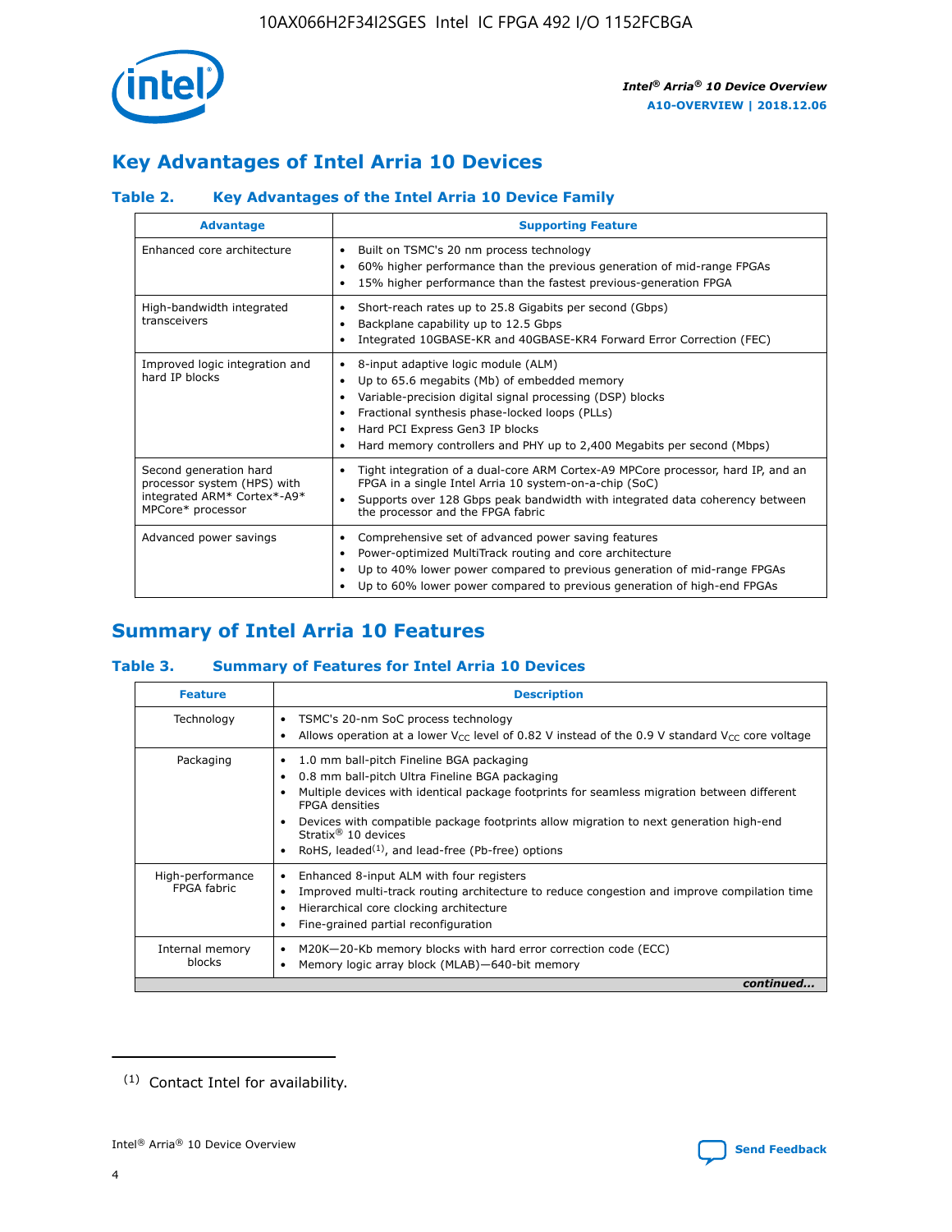## Key Advantages of Intel Arria 10 Devices

### Table 2. Key Advantages of the Intel Arria 10 Device Family

| Advantage | Supporting Feature |
|---|---|
| Enhanced core architecture | • Built on TSMC's 20 nm process technology<br>• 60% higher performance than the previous generation of mid-range FPGAs<br>• 15% higher performance than the fastest previous-generation FPGA |
| High-bandwidth integrated transceivers | • Short-reach rates up to 25.8 Gigabits per second (Gbps)<br>• Backplane capability up to 12.5 Gbps<br>• Integrated 10GBASE-KR and 40GBASE-KR4 Forward Error Correction (FEC) |
| Improved logic integration and hard IP blocks | • 8-input adaptive logic module (ALM)<br>• Up to 65.6 megabits (Mb) of embedded memory<br>• Variable-precision digital signal processing (DSP) blocks<br>• Fractional synthesis phase-locked loops (PLLs)<br>• Hard PCI Express Gen3 IP blocks<br>• Hard memory controllers and PHY up to 2,400 Megabits per second (Mbps) |
| Second generation hard processor system (HPS) with integrated ARM* Cortex*-A9* MPCore* processor | • Tight integration of a dual-core ARM Cortex-A9 MPCore processor, hard IP, and an FPGA in a single Intel Arria 10 system-on-a-chip (SoC)<br>• Supports over 128 Gbps peak bandwidth with integrated data coherency between the processor and the FPGA fabric |
| Advanced power savings | • Comprehensive set of advanced power saving features<br>• Power-optimized MultiTrack routing and core architecture<br>• Up to 40% lower power compared to previous generation of mid-range FPGAs<br>• Up to 60% lower power compared to previous generation of high-end FPGAs |

## Summary of Intel Arria 10 Features

### Table 3. Summary of Features for Intel Arria 10 Devices

| Feature | Description |
|---|---|
| Technology | • TSMC's 20-nm SoC process technology<br>• Allows operation at a lower $V_{CC}$ level of 0.82 V instead of the 0.9 V standard $V_{CC}$ core voltage |
| Packaging | • 1.0 mm ball-pitch Fineline BGA packaging<br>• 0.8 mm ball-pitch Ultra Fineline BGA packaging<br>• Multiple devices with identical package footprints for seamless migration between different FPGA densities<br>• Devices with compatible package footprints allow migration to next generation high-end Stratix® 10 devices<br>• RoHS, leaded[(1)], and lead-free (Pb-free) options |
| High-performance FPGA fabric | • Enhanced 8-input ALM with four registers<br>• Improved multi-track routing architecture to reduce congestion and improve compilation time<br>• Hierarchical core clocking architecture<br>• Fine-grained partial reconfiguration |
| Internal memory blocks | • M20K—20-Kb memory blocks with hard error correction code (ECC)<br>• Memory logic array block (MLAB)—640-bit memory |

*continued...*

(1) Contact Intel for availability.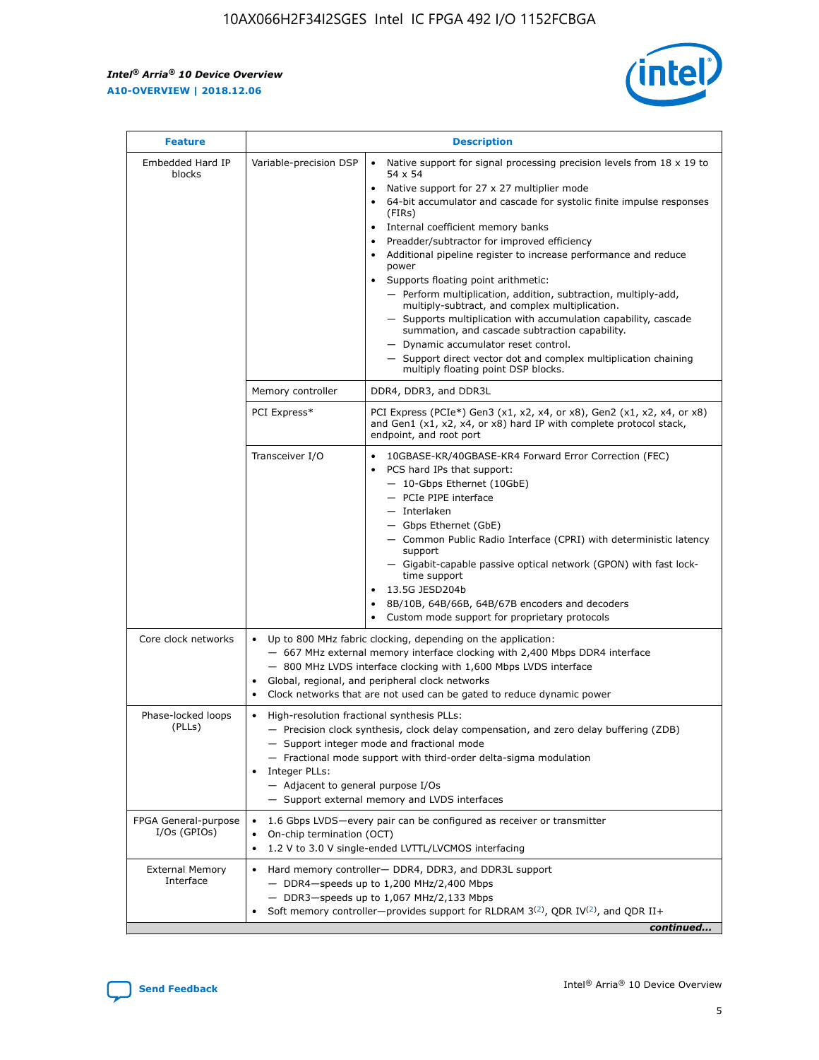| Feature | Description | |
|---|---|---|
| Embedded Hard IP blocks | Variable-precision DSP | • Native support for signal processing precision levels from 18 x 19 to 54 x 54<br>• Native support for 27 x 27 multiplier mode<br>• 64-bit accumulator and cascade for systolic finite impulse responses (FIRs)<br>• Internal coefficient memory banks<br>• Preadder/subtractor for improved efficiency<br>• Additional pipeline register to increase performance and reduce power<br>• Supports floating point arithmetic:<br>— Perform multiplication, addition, subtraction, multiply-add, multiply-subtract, and complex multiplication.<br>— Supports multiplication with accumulation capability, cascade summation, and cascade subtraction capability.<br>— Dynamic accumulator reset control.<br>— Support direct vector dot and complex multiplication chaining multiply floating point DSP blocks. |
| | Memory controller | DDR4, DDR3, and DDR3L |
| | PCI Express* | PCI Express (PCIe*) Gen3 (x1, x2, x4, or x8), Gen2 (x1, x2, x4, or x8) and Gen1 (x1, x2, x4, or x8) hard IP with complete protocol stack, endpoint, and root port |
| | Transceiver I/O | • 10GBASE-KR/40GBASE-KR4 Forward Error Correction (FEC)<br>• PCS hard IPs that support:<br>— 10-Gbps Ethernet (10GbE)<br>— PCIe PIPE interface<br>— Interlaken<br>— Gbps Ethernet (GbE)<br>— Common Public Radio Interface (CPRI) with deterministic latency support<br>— Gigabit-capable passive optical network (GPON) with fast lock-time support<br>• 13.5G JESD204b<br>• 8B/10B, 64B/66B, 64B/67B encoders and decoders<br>• Custom mode support for proprietary protocols |
| Core clock networks | • Up to 800 MHz fabric clocking, depending on the application:<br>— 667 MHz external memory interface clocking with 2,400 Mbps DDR4 interface<br>— 800 MHz LVDS interface clocking with 1,600 Mbps LVDS interface<br>• Global, regional, and peripheral clock networks<br>• Clock networks that are not used can be gated to reduce dynamic power | |
| Phase-locked loops (PLLs) | • High-resolution fractional synthesis PLLs:<br>— Precision clock synthesis, clock delay compensation, and zero delay buffering (ZDB)<br>— Support integer mode and fractional mode<br>— Fractional mode support with third-order delta-sigma modulation<br>• Integer PLLs:<br>— Adjacent to general purpose I/Os<br>— Support external memory and LVDS interfaces | |
| FPGA General-purpose I/Os (GPIOs) | • 1.6 Gbps LVDS—every pair can be configured as receiver or transmitter<br>• On-chip termination (OCT)<br>• 1.2 V to 3.0 V single-ended LVTTL/LVCMOS interfacing | |
| External Memory Interface | • Hard memory controller— DDR4, DDR3, and DDR3L support<br>— DDR4—speeds up to 1,200 MHz/2,400 Mbps<br>— DDR3—speeds up to 1,067 MHz/2,133 Mbps<br>• Soft memory controller—provides support for RLDRAM 3[(2)], QDR IV[(2)], and QDR II+ | |

*continued...*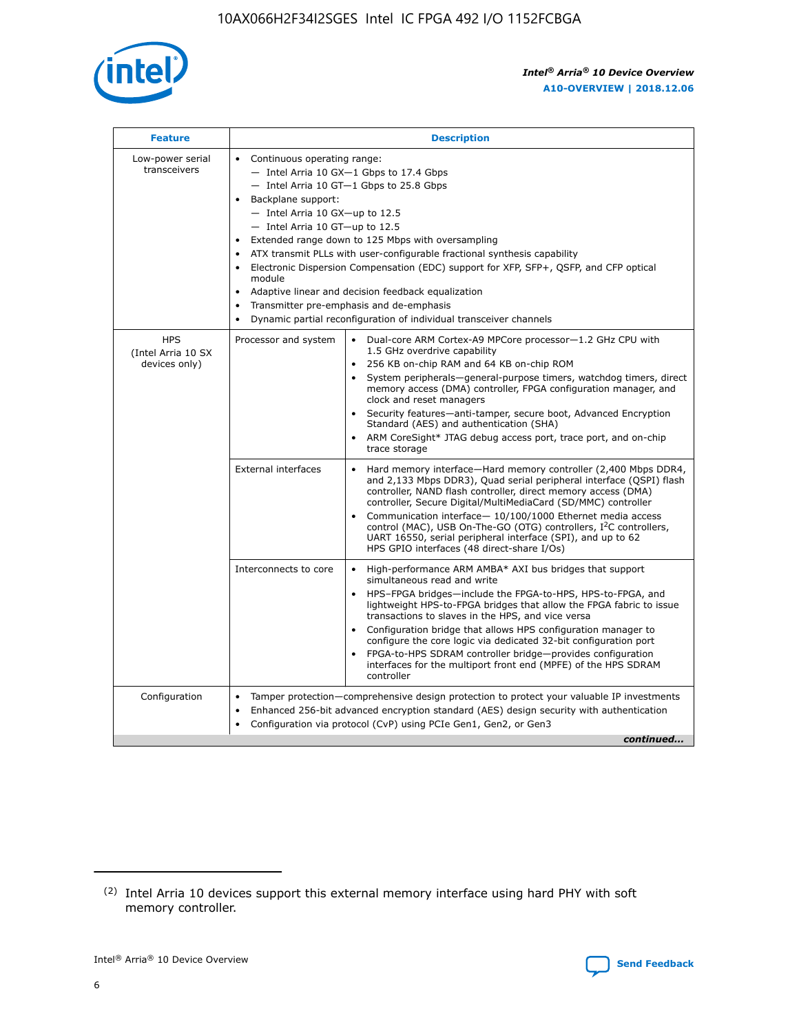| Feature | Description | |
|---|---|---|
| Low-power serial transceivers | • Continuous operating range:<br>— Intel Arria 10 GX—1 Gbps to 17.4 Gbps<br>— Intel Arria 10 GT—1 Gbps to 25.8 Gbps<br>• Backplane support:<br>— Intel Arria 10 GX—up to 12.5<br>— Intel Arria 10 GT—up to 12.5<br>• Extended range down to 125 Mbps with oversampling<br>• ATX transmit PLLs with user-configurable fractional synthesis capability<br>• Electronic Dispersion Compensation (EDC) support for XFP, SFP+, QSFP, and CFP optical module<br>• Adaptive linear and decision feedback equalization<br>• Transmitter pre-emphasis and de-emphasis<br>• Dynamic partial reconfiguration of individual transceiver channels | |
| HPS (Intel Arria 10 SX devices only) | Processor and system | • Dual-core ARM Cortex-A9 MPCore processor—1.2 GHz CPU with 1.5 GHz overdrive capability<br>• 256 KB on-chip RAM and 64 KB on-chip ROM<br>• System peripherals—general-purpose timers, watchdog timers, direct memory access (DMA) controller, FPGA configuration manager, and clock and reset managers<br>• Security features—anti-tamper, secure boot, Advanced Encryption Standard (AES) and authentication (SHA)<br>• ARM CoreSight* JTAG debug access port, trace port, and on-chip trace storage |
| | External interfaces | • Hard memory interface—Hard memory controller (2,400 Mbps DDR4, and 2,133 Mbps DDR3), Quad serial peripheral interface (QSPI) flash controller, NAND flash controller, direct memory access (DMA) controller, Secure Digital/MultiMediaCard (SD/MMC) controller<br>• Communication interface— 10/100/1000 Ethernet media access control (MAC), USB On-The-GO (OTG) controllers, I$^2$C controllers, UART 16550, serial peripheral interface (SPI), and up to 62 HPS GPIO interfaces (48 direct-share I/Os) |
| | Interconnects to core | • High-performance ARM AMBA* AXI bus bridges that support simultaneous read and write<br>• HPS–FPGA bridges—include the FPGA-to-HPS, HPS-to-FPGA, and lightweight HPS-to-FPGA bridges that allow the FPGA fabric to issue transactions to slaves in the HPS, and vice versa<br>• Configuration bridge that allows HPS configuration manager to configure the core logic via dedicated 32-bit configuration port<br>• FPGA-to-HPS SDRAM controller bridge—provides configuration interfaces for the multiport front end (MPFE) of the HPS SDRAM controller |
| Configuration | • Tamper protection—comprehensive design protection to protect your valuable IP investments<br>• Enhanced 256-bit advanced encryption standard (AES) design security with authentication<br>• Configuration via protocol (CvP) using PCIe Gen1, Gen2, or Gen3 | |

*continued...*

(2) Intel Arria 10 devices support this external memory interface using hard PHY with soft memory controller.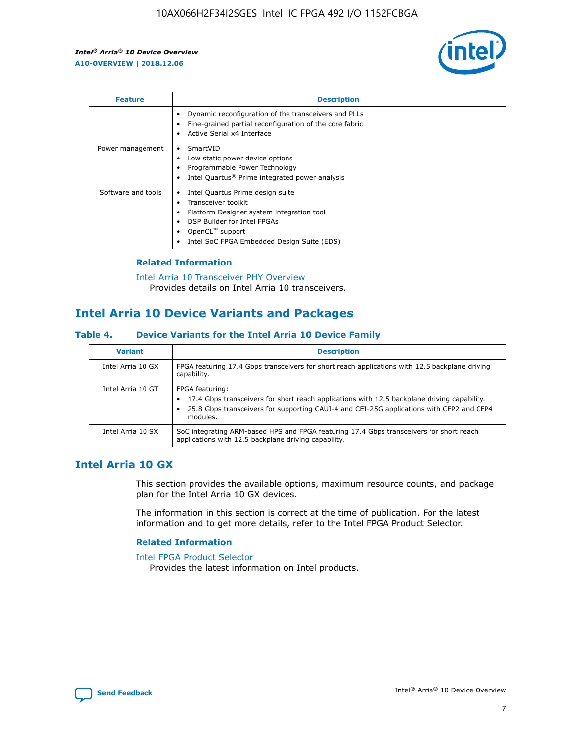| Feature | Description |
| --- | --- |
| | • Dynamic reconfiguration of the transceivers and PLLs<br>• Fine-grained partial reconfiguration of the core fabric<br>• Active Serial x4 Interface |
| Power management | • SmartVID<br>• Low static power device options<br>• Programmable Power Technology<br>• Intel Quartus® Prime integrated power analysis |
| Software and tools | • Intel Quartus Prime design suite<br>• Transceiver toolkit<br>• Platform Designer system integration tool<br>• DSP Builder for Intel FPGAs<br>• OpenCL™ support<br>• Intel SoC FPGA Embedded Design Suite (EDS) |

### Related Information

Intel Arria 10 Transceiver PHY Overview
Provides details on Intel Arria 10 transceivers.

## Intel Arria 10 Device Variants and Packages

### Table 4. Device Variants for the Intel Arria 10 Device Family

| Variant | Description |
| --- | --- |
| Intel Arria 10 GX | FPGA featuring 17.4 Gbps transceivers for short reach applications with 12.5 backplane driving capability. |
| Intel Arria 10 GT | FPGA featuring:<br>• 17.4 Gbps transceivers for short reach applications with 12.5 backplane driving capability.<br>• 25.8 Gbps transceivers for supporting CAUI-4 and CEI-25G applications with CFP2 and CFP4 modules. |
| Intel Arria 10 SX | SoC integrating ARM-based HPS and FPGA featuring 17.4 Gbps transceivers for short reach applications with 12.5 backplane driving capability. |

## Intel Arria 10 GX

This section provides the available options, maximum resource counts, and package plan for the Intel Arria 10 GX devices.

The information in this section is correct at the time of publication. For the latest information and to get more details, refer to the Intel FPGA Product Selector.

### Related Information

Intel FPGA Product Selector
Provides the latest information on Intel products.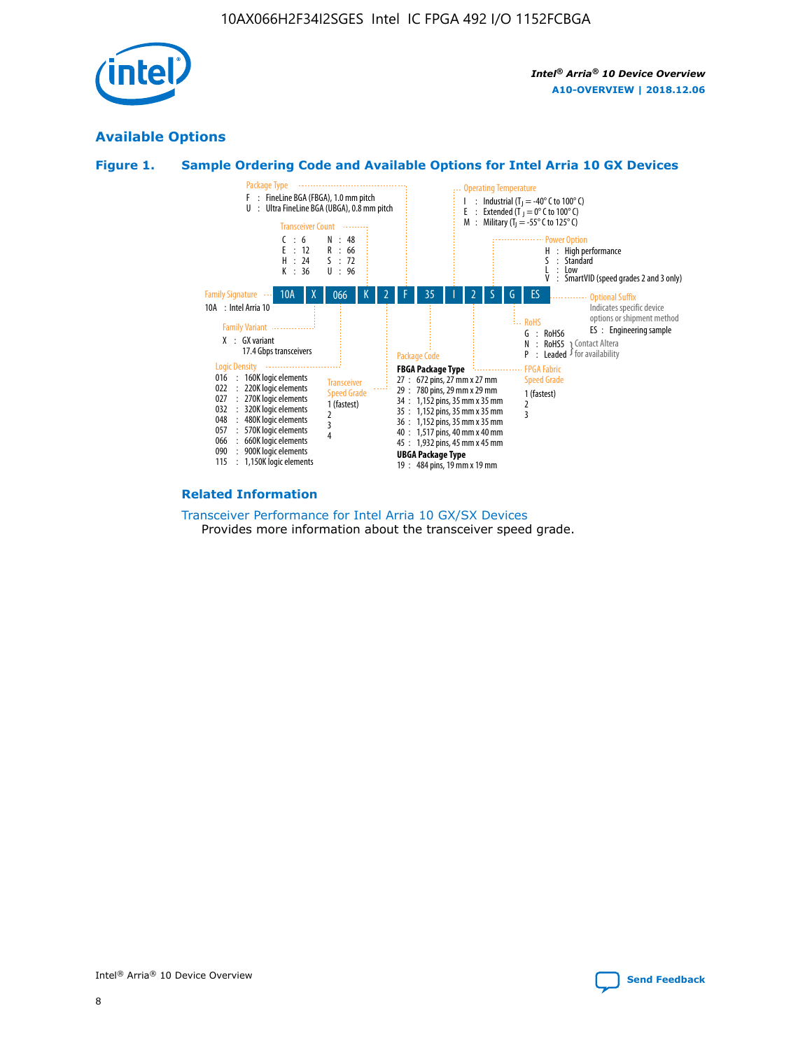## Available Options

### Figure 1. Sample Ordering Code and Available Options for Intel Arria 10 GX Devices

**Sample ordering code:** 10A X 066 K 2 F 35 I 2 S G ES

**Family Signature**
- 10A : Intel Arria 10

**Family Variant**
- X : GX variant, 17.4 Gbps transceivers

**Logic Density**
- 016 : 160K logic elements
- 022 : 220K logic elements
- 027 : 270K logic elements
- 032 : 320K logic elements
- 048 : 480K logic elements
- 057 : 570K logic elements
- 066 : 660K logic elements
- 090 : 900K logic elements
- 115 : 1,150K logic elements

**Transceiver Count**
- C : 6
- E : 12
- H : 24
- K : 36
- N : 48
- R : 66
- S : 72
- U : 96

**Transceiver Speed Grade**
- 1 (fastest)
- 2
- 3
- 4

**Package Type**
- F : FineLine BGA (FBGA), 1.0 mm pitch
- U : Ultra FineLine BGA (UBGA), 0.8 mm pitch

**Package Code**

FBGA Package Type
- 27 : 672 pins, 27 mm x 27 mm
- 29 : 780 pins, 29 mm x 29 mm
- 34 : 1,152 pins, 35 mm x 35 mm
- 35 : 1,152 pins, 35 mm x 35 mm
- 36 : 1,152 pins, 35 mm x 35 mm
- 40 : 1,517 pins, 40 mm x 40 mm
- 45 : 1,932 pins, 45 mm x 45 mm

UBGA Package Type
- 19 : 484 pins, 19 mm x 19 mm

**Operating Temperature**
- I : Industrial ($T_J$ = -40° C to 100° C)
- E : Extended ($T_J$ = 0° C to 100° C)
- M : Military ($T_J$ = -55° C to 125° C)

**FPGA Fabric Speed Grade**
- 1 (fastest)
- 2
- 3

**Power Option**
- H : High performance
- S : Standard
- L : Low
- V : SmartVID (speed grades 2 and 3 only)

**RoHS**
- G : RoHS6
- N : RoHS5 (Contact Altera for availability)
- P : Leaded (Contact Altera for availability)

**Optional Suffix**

Indicates specific device options or shipment method
- ES : Engineering sample

### Related Information

Transceiver Performance for Intel Arria 10 GX/SX Devices

Provides more information about the transceiver speed grade.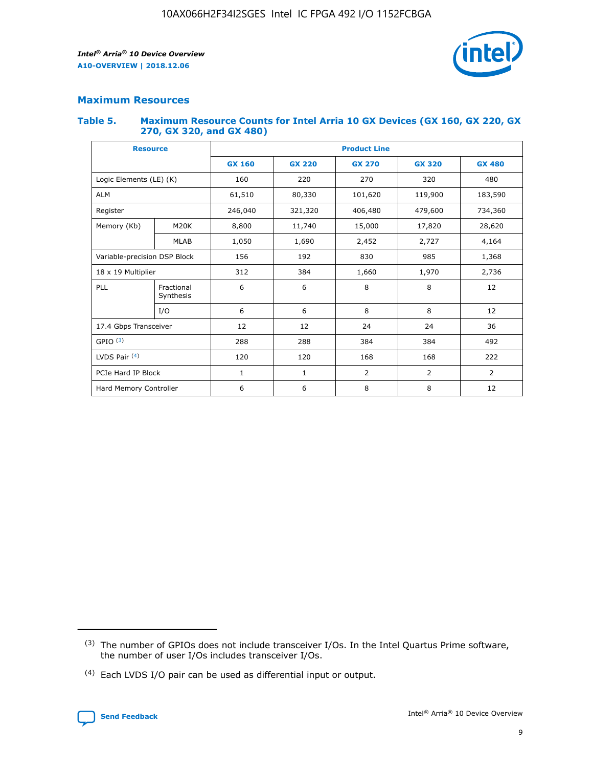## Maximum Resources

### Table 5. Maximum Resource Counts for Intel Arria 10 GX Devices (GX 160, GX 220, GX 270, GX 320, and GX 480)

| Resource | | Product Line | | | | |
|---|---|---|---|---|---|---|
| | | GX 160 | GX 220 | GX 270 | GX 320 | GX 480 |
| Logic Elements (LE) (K) | | 160 | 220 | 270 | 320 | 480 |
| ALM | | 61,510 | 80,330 | 101,620 | 119,900 | 183,590 |
| Register | | 246,040 | 321,320 | 406,480 | 479,600 | 734,360 |
| Memory (Kb) | M20K | 8,800 | 11,740 | 15,000 | 17,820 | 28,620 |
| | MLAB | 1,050 | 1,690 | 2,452 | 2,727 | 4,164 |
| Variable-precision DSP Block | | 156 | 192 | 830 | 985 | 1,368 |
| 18 x 19 Multiplier | | 312 | 384 | 1,660 | 1,970 | 2,736 |
| PLL | Fractional Synthesis | 6 | 6 | 8 | 8 | 12 |
| | I/O | 6 | 6 | 8 | 8 | 12 |
| 17.4 Gbps Transceiver | | 12 | 12 | 24 | 24 | 36 |
| GPIO [(3)] | | 288 | 288 | 384 | 384 | 492 |
| LVDS Pair [(4)] | | 120 | 120 | 168 | 168 | 222 |
| PCIe Hard IP Block | | 1 | 1 | 2 | 2 | 2 |
| Hard Memory Controller | | 6 | 6 | 8 | 8 | 12 |

(3) The number of GPIOs does not include transceiver I/Os. In the Intel Quartus Prime software, the number of user I/Os includes transceiver I/Os.

(4) Each LVDS I/O pair can be used as differential input or output.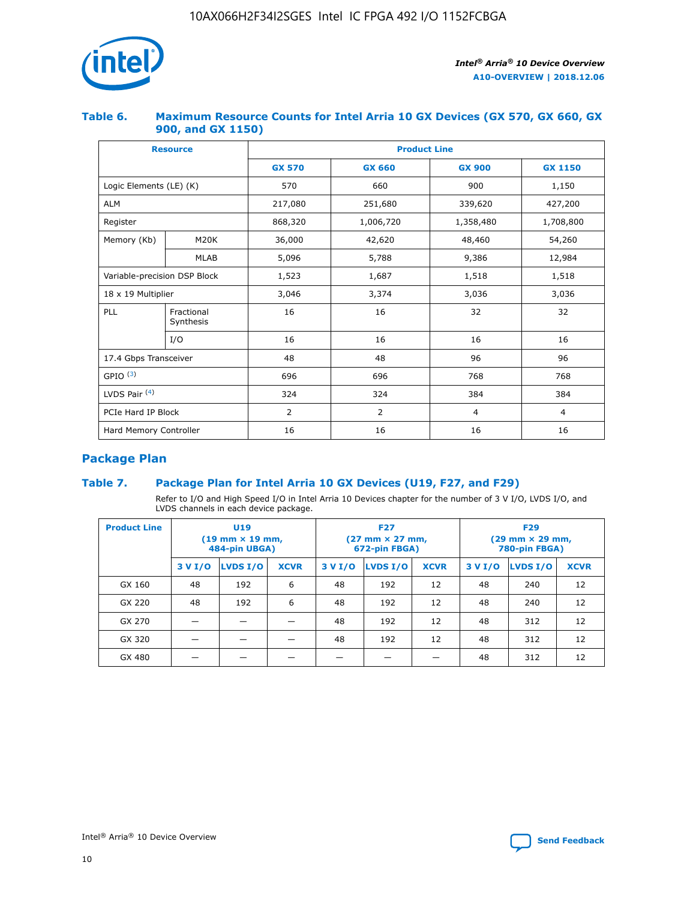### Table 6. Maximum Resource Counts for Intel Arria 10 GX Devices (GX 570, GX 660, GX 900, and GX 1150)

| Resource | | Product Line | | | |
|---|---|---|---|---|---|
| | | GX 570 | GX 660 | GX 900 | GX 1150 |
| Logic Elements (LE) (K) | | 570 | 660 | 900 | 1,150 |
| ALM | | 217,080 | 251,680 | 339,620 | 427,200 |
| Register | | 868,320 | 1,006,720 | 1,358,480 | 1,708,800 |
| Memory (Kb) | M20K | 36,000 | 42,620 | 48,460 | 54,260 |
| | MLAB | 5,096 | 5,788 | 9,386 | 12,984 |
| Variable-precision DSP Block | | 1,523 | 1,687 | 1,518 | 1,518 |
| 18 x 19 Multiplier | | 3,046 | 3,374 | 3,036 | 3,036 |
| PLL | Fractional Synthesis | 16 | 16 | 32 | 32 |
| | I/O | 16 | 16 | 16 | 16 |
| 17.4 Gbps Transceiver | | 48 | 48 | 96 | 96 |
| GPIO [(3)] | | 696 | 696 | 768 | 768 |
| LVDS Pair [(4)] | | 324 | 324 | 384 | 384 |
| PCIe Hard IP Block | | 2 | 2 | 4 | 4 |
| Hard Memory Controller | | 16 | 16 | 16 | 16 |

## Package Plan

### Table 7. Package Plan for Intel Arria 10 GX Devices (U19, F27, and F29)

Refer to I/O and High Speed I/O in Intel Arria 10 Devices chapter for the number of 3 V I/O, LVDS I/O, and LVDS channels in each device package.

| Product Line | U19 (19 mm × 19 mm, 484-pin UBGA) | | | F27 (27 mm × 27 mm, 672-pin FBGA) | | | F29 (29 mm × 29 mm, 780-pin FBGA) | | |
|---|---|---|---|---|---|---|---|---|---|
| | 3 V I/O | LVDS I/O | XCVR | 3 V I/O | LVDS I/O | XCVR | 3 V I/O | LVDS I/O | XCVR |
| GX 160 | 48 | 192 | 6 | 48 | 192 | 12 | 48 | 240 | 12 |
| GX 220 | 48 | 192 | 6 | 48 | 192 | 12 | 48 | 240 | 12 |
| GX 270 | — | — | — | 48 | 192 | 12 | 48 | 312 | 12 |
| GX 320 | — | — | — | 48 | 192 | 12 | 48 | 312 | 12 |
| GX 480 | — | — | — | — | — | — | 48 | 312 | 12 |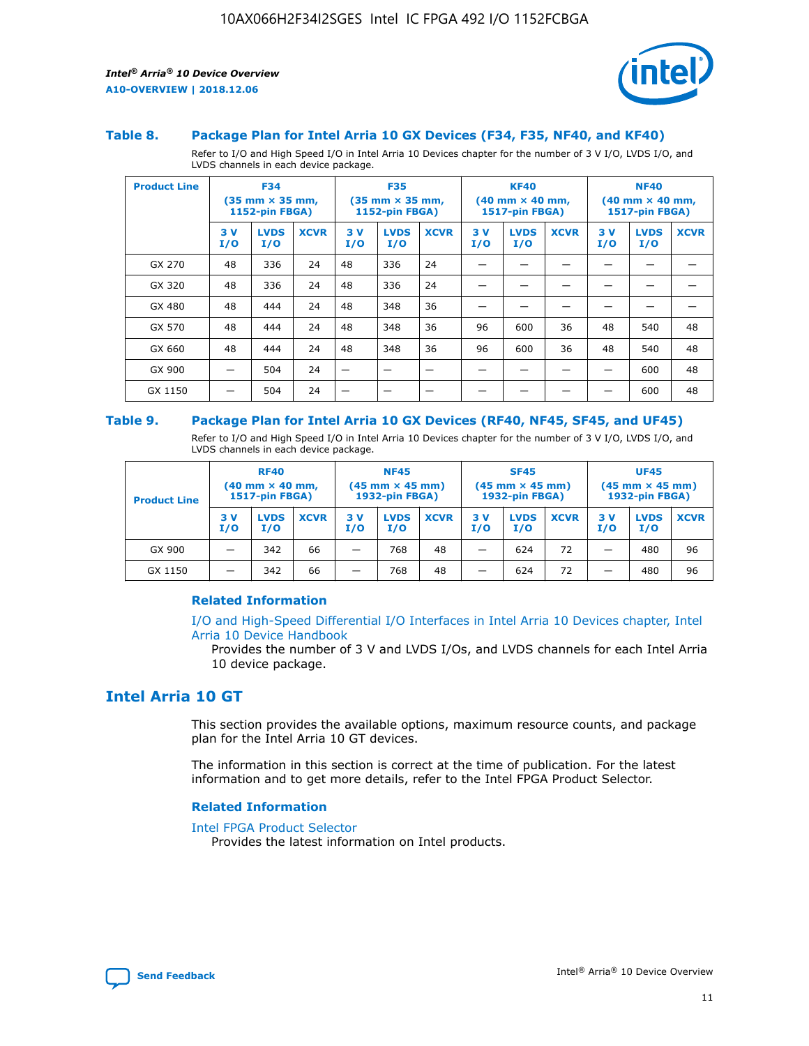### Table 8. Package Plan for Intel Arria 10 GX Devices (F34, F35, NF40, and KF40)

Refer to I/O and High Speed I/O in Intel Arria 10 Devices chapter for the number of 3 V I/O, LVDS I/O, and LVDS channels in each device package.

| Product Line | F34 (35 mm × 35 mm, 1152-pin FBGA) | | | F35 (35 mm × 35 mm, 1152-pin FBGA) | | | KF40 (40 mm × 40 mm, 1517-pin FBGA) | | | NF40 (40 mm × 40 mm, 1517-pin FBGA) | | |
|---|---|---|---|---|---|---|---|---|---|---|---|---|
| | 3 V I/O | LVDS I/O | XCVR | 3 V I/O | LVDS I/O | XCVR | 3 V I/O | LVDS I/O | XCVR | 3 V I/O | LVDS I/O | XCVR |
| GX 270 | 48 | 336 | 24 | 48 | 336 | 24 | — | — | — | — | — | — |
| GX 320 | 48 | 336 | 24 | 48 | 336 | 24 | — | — | — | — | — | — |
| GX 480 | 48 | 444 | 24 | 48 | 348 | 36 | — | — | — | — | — | — |
| GX 570 | 48 | 444 | 24 | 48 | 348 | 36 | 96 | 600 | 36 | 48 | 540 | 48 |
| GX 660 | 48 | 444 | 24 | 48 | 348 | 36 | 96 | 600 | 36 | 48 | 540 | 48 |
| GX 900 | — | 504 | 24 | — | — | — | — | — | — | — | 600 | 48 |
| GX 1150 | — | 504 | 24 | — | — | — | — | — | — | — | 600 | 48 |

### Table 9. Package Plan for Intel Arria 10 GX Devices (RF40, NF45, SF45, and UF45)

Refer to I/O and High Speed I/O in Intel Arria 10 Devices chapter for the number of 3 V I/O, LVDS I/O, and LVDS channels in each device package.

| Product Line | RF40 (40 mm × 40 mm, 1517-pin FBGA) | | | NF45 (45 mm × 45 mm) 1932-pin FBGA) | | | SF45 (45 mm × 45 mm) 1932-pin FBGA) | | | UF45 (45 mm × 45 mm) 1932-pin FBGA) | | |
|---|---|---|---|---|---|---|---|---|---|---|---|---|
| | 3 V I/O | LVDS I/O | XCVR | 3 V I/O | LVDS I/O | XCVR | 3 V I/O | LVDS I/O | XCVR | 3 V I/O | LVDS I/O | XCVR |
| GX 900 | — | 342 | 66 | — | 768 | 48 | — | 624 | 72 | — | 480 | 96 |
| GX 1150 | — | 342 | 66 | — | 768 | 48 | — | 624 | 72 | — | 480 | 96 |

#### Related Information

I/O and High-Speed Differential I/O Interfaces in Intel Arria 10 Devices chapter, Intel Arria 10 Device Handbook

Provides the number of 3 V and LVDS I/Os, and LVDS channels for each Intel Arria 10 device package.

## Intel Arria 10 GT

This section provides the available options, maximum resource counts, and package plan for the Intel Arria 10 GT devices.

The information in this section is correct at the time of publication. For the latest information and to get more details, refer to the Intel FPGA Product Selector.

#### Related Information

Intel FPGA Product Selector

Provides the latest information on Intel products.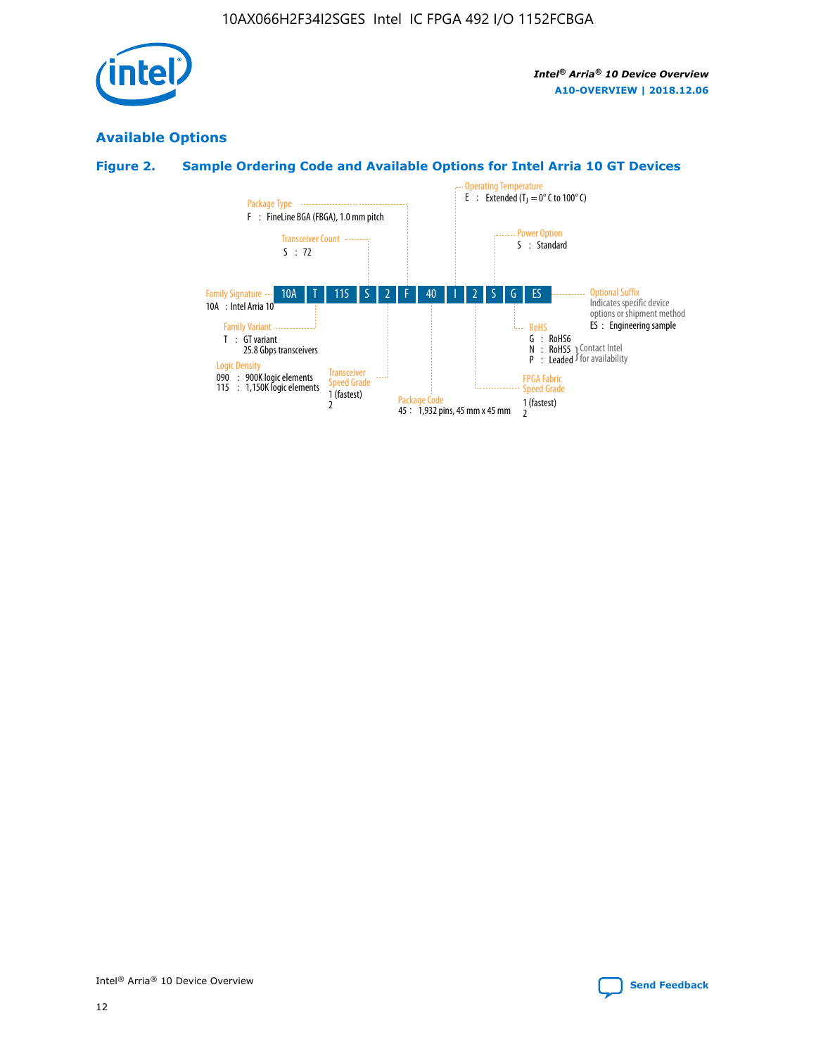## Available Options

### Figure 2. Sample Ordering Code and Available Options for Intel Arria 10 GT Devices

| 10A | T | 115 | S | 2 | F | 40 | I | 2 | S | G | ES |
|---|---|---|---|---|---|---|---|---|---|---|---|

**Family Signature**
10A : Intel Arria 10

**Family Variant**
T : GT variant
25.8 Gbps transceivers

**Logic Density**
090 : 900K logic elements
115 : 1,150K logic elements

**Transceiver Count**
S : 72

**Transceiver Speed Grade**
1 (fastest)
2

**Package Type**
F : FineLine BGA (FBGA), 1.0 mm pitch

**Package Code**
45 : 1,932 pins, 45 mm x 45 mm

**Operating Temperature**
E : Extended ($T_J$ = 0° C to 100° C)

**FPGA Fabric Speed Grade**
1 (fastest)
2

**Power Option**
S : Standard

**RoHS**
G : RoHS6
N : RoHS5 } Contact Intel for availability
P : Leaded } Contact Intel for availability

**Optional Suffix**
Indicates specific device options or shipment method
ES : Engineering sample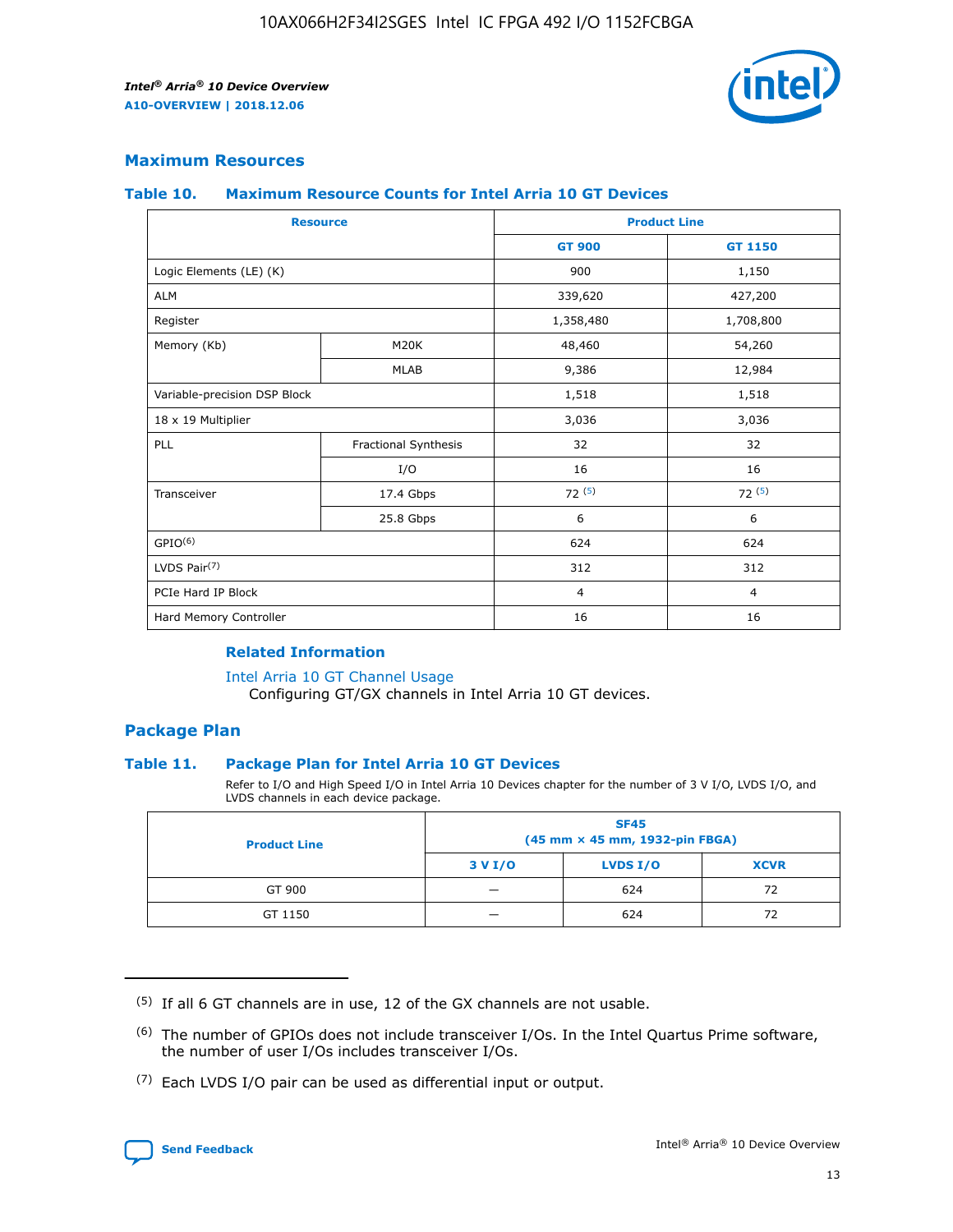## Maximum Resources

### Table 10. Maximum Resource Counts for Intel Arria 10 GT Devices

| Resource | | Product Line | |
|---|---|---|---|
| | | GT 900 | GT 1150 |
| Logic Elements (LE) (K) | | 900 | 1,150 |
| ALM | | 339,620 | 427,200 |
| Register | | 1,358,480 | 1,708,800 |
| Memory (Kb) | M20K | 48,460 | 54,260 |
| | MLAB | 9,386 | 12,984 |
| Variable-precision DSP Block | | 1,518 | 1,518 |
| 18 x 19 Multiplier | | 3,036 | 3,036 |
| PLL | Fractional Synthesis | 32 | 32 |
| | I/O | 16 | 16 |
| Transceiver | 17.4 Gbps | 72 (5) | 72 (5) |
| | 25.8 Gbps | 6 | 6 |
| GPIO(6) | | 624 | 624 |
| LVDS Pair(7) | | 312 | 312 |
| PCIe Hard IP Block | | 4 | 4 |
| Hard Memory Controller | | 16 | 16 |

#### Related Information

Intel Arria 10 GT Channel Usage

Configuring GT/GX channels in Intel Arria 10 GT devices.

## Package Plan

### Table 11. Package Plan for Intel Arria 10 GT Devices

Refer to I/O and High Speed I/O in Intel Arria 10 Devices chapter for the number of 3 V I/O, LVDS I/O, and LVDS channels in each device package.

| Product Line | SF45 (45 mm × 45 mm, 1932-pin FBGA) | | |
|---|---|---|---|
| | 3 V I/O | LVDS I/O | XCVR |
| GT 900 | — | 624 | 72 |
| GT 1150 | — | 624 | 72 |

(5) If all 6 GT channels are in use, 12 of the GX channels are not usable.

(6) The number of GPIOs does not include transceiver I/Os. In the Intel Quartus Prime software, the number of user I/Os includes transceiver I/Os.

(7) Each LVDS I/O pair can be used as differential input or output.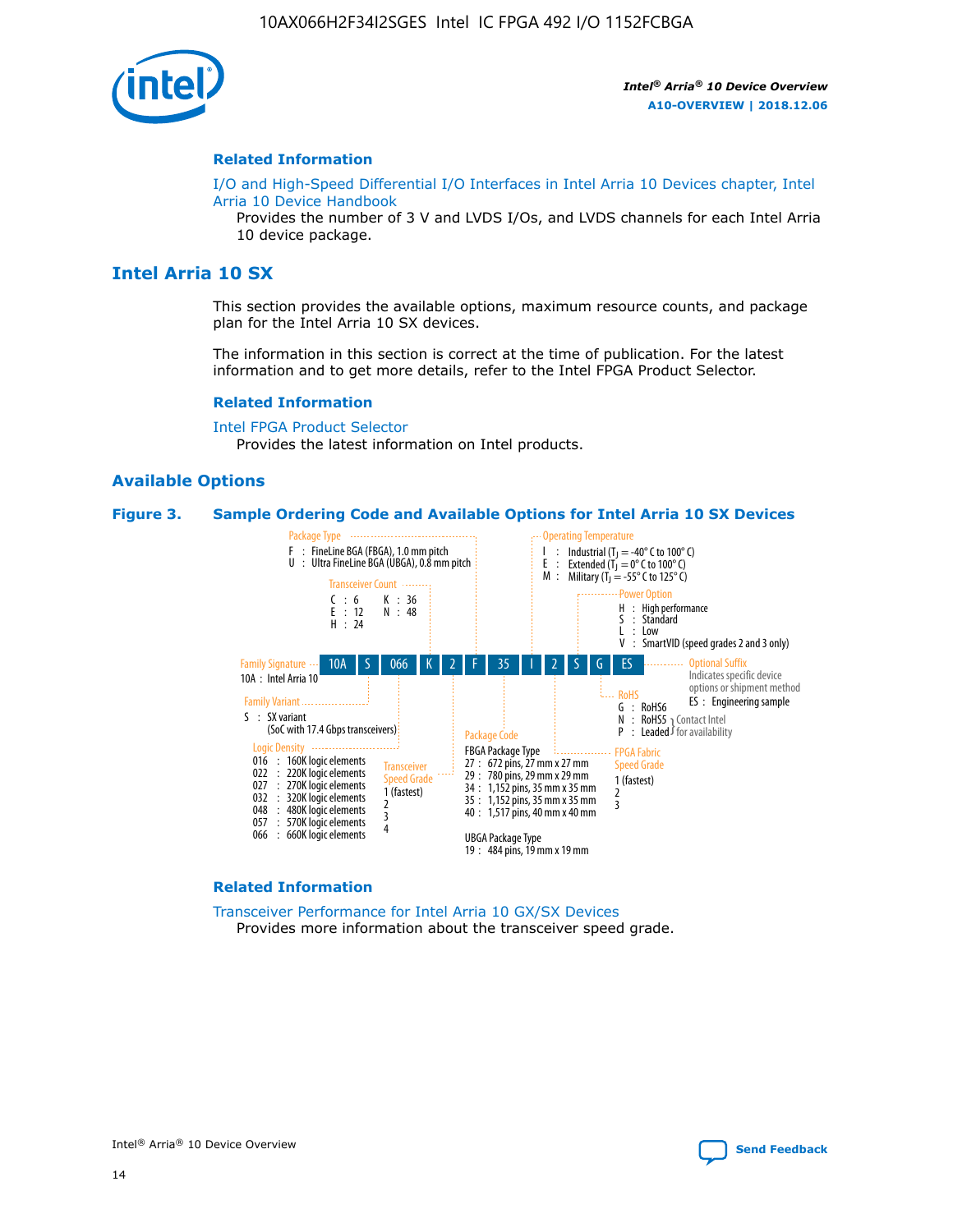## Related Information

I/O and High-Speed Differential I/O Interfaces in Intel Arria 10 Devices chapter, Intel Arria 10 Device Handbook

Provides the number of 3 V and LVDS I/Os, and LVDS channels for each Intel Arria 10 device package.

# Intel Arria 10 SX

This section provides the available options, maximum resource counts, and package plan for the Intel Arria 10 SX devices.

The information in this section is correct at the time of publication. For the latest information and to get more details, refer to the Intel FPGA Product Selector.

## Related Information

Intel FPGA Product Selector

Provides the latest information on Intel products.

## Available Options

**Figure 3. Sample Ordering Code and Available Options for Intel Arria 10 SX Devices**

Sample ordering code: 10A S 066 K 2 F 35 I 2 S G ES

- **Family Signature**
  - 10A : Intel Arria 10
- **Family Variant**
  - S : SX variant (SoC with 17.4 Gbps transceivers)
- **Logic Density**
  - 016 : 160K logic elements
  - 022 : 220K logic elements
  - 027 : 270K logic elements
  - 032 : 320K logic elements
  - 048 : 480K logic elements
  - 057 : 570K logic elements
  - 066 : 660K logic elements
- **Transceiver Count**
  - C : 6
  - E : 12
  - H : 24
  - K : 36
  - N : 48
- **Transceiver Speed Grade**
  - 1 (fastest)
  - 2
  - 3
  - 4
- **Package Type**
  - F : FineLine BGA (FBGA), 1.0 mm pitch
  - U : Ultra FineLine BGA (UBGA), 0.8 mm pitch
- **Package Code**
  - FBGA Package Type
    - 27 : 672 pins, 27 mm x 27 mm
    - 29 : 780 pins, 29 mm x 29 mm
    - 34 : 1,152 pins, 35 mm x 35 mm
    - 35 : 1,152 pins, 35 mm x 35 mm
    - 40 : 1,517 pins, 40 mm x 40 mm
  - UBGA Package Type
    - 19 : 484 pins, 19 mm x 19 mm
- **Operating Temperature**
  - I : Industrial ($T_J$ = -40° C to 100° C)
  - E : Extended ($T_J$ = 0° C to 100° C)
  - M : Military ($T_J$ = -55° C to 125° C)
- **FPGA Fabric Speed Grade**
  - 1 (fastest)
  - 2
  - 3
- **Power Option**
  - H : High performance
  - S : Standard
  - L : Low
  - V : SmartVID (speed grades 2 and 3 only)
- **RoHS**
  - G : RoHS6
  - N : RoHS5 (Contact Intel for availability)
  - P : Leaded (Contact Intel for availability)
- **Optional Suffix**
  - Indicates specific device options or shipment method
  - ES : Engineering sample

## Related Information

Transceiver Performance for Intel Arria 10 GX/SX Devices

Provides more information about the transceiver speed grade.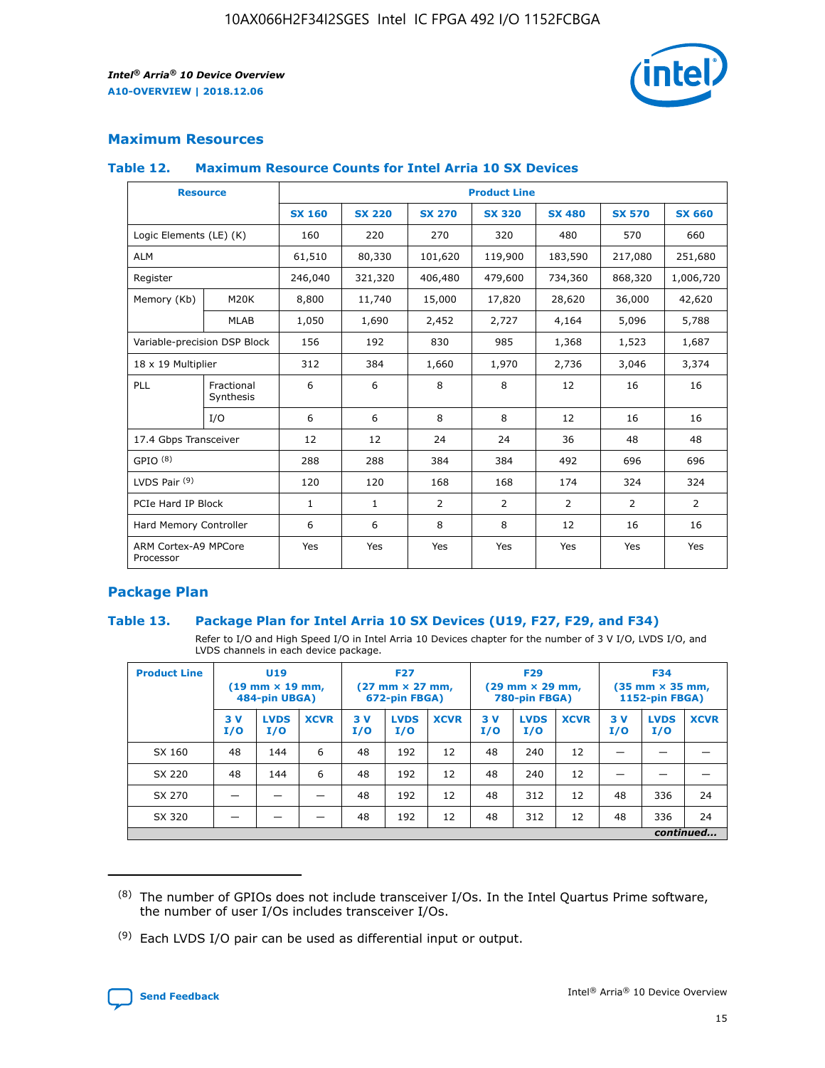## Maximum Resources

### Table 12. Maximum Resource Counts for Intel Arria 10 SX Devices

| Resource | | Product Line | | | | | | |
|---|---|---|---|---|---|---|---|---|
| | | SX 160 | SX 220 | SX 270 | SX 320 | SX 480 | SX 570 | SX 660 |
| Logic Elements (LE) (K) | | 160 | 220 | 270 | 320 | 480 | 570 | 660 |
| ALM | | 61,510 | 80,330 | 101,620 | 119,900 | 183,590 | 217,080 | 251,680 |
| Register | | 246,040 | 321,320 | 406,480 | 479,600 | 734,360 | 868,320 | 1,006,720 |
| Memory (Kb) | M20K | 8,800 | 11,740 | 15,000 | 17,820 | 28,620 | 36,000 | 42,620 |
| | MLAB | 1,050 | 1,690 | 2,452 | 2,727 | 4,164 | 5,096 | 5,788 |
| Variable-precision DSP Block | | 156 | 192 | 830 | 985 | 1,368 | 1,523 | 1,687 |
| 18 x 19 Multiplier | | 312 | 384 | 1,660 | 1,970 | 2,736 | 3,046 | 3,374 |
| PLL | Fractional Synthesis | 6 | 6 | 8 | 8 | 12 | 16 | 16 |
| | I/O | 6 | 6 | 8 | 8 | 12 | 16 | 16 |
| 17.4 Gbps Transceiver | | 12 | 12 | 24 | 24 | 36 | 48 | 48 |
| GPIO [8] | | 288 | 288 | 384 | 384 | 492 | 696 | 696 |
| LVDS Pair [9] | | 120 | 120 | 168 | 168 | 174 | 324 | 324 |
| PCIe Hard IP Block | | 1 | 1 | 2 | 2 | 2 | 2 | 2 |
| Hard Memory Controller | | 6 | 6 | 8 | 8 | 12 | 16 | 16 |
| ARM Cortex-A9 MPCore Processor | | Yes | Yes | Yes | Yes | Yes | Yes | Yes |

## Package Plan

### Table 13. Package Plan for Intel Arria 10 SX Devices (U19, F27, F29, and F34)

Refer to I/O and High Speed I/O in Intel Arria 10 Devices chapter for the number of 3 V I/O, LVDS I/O, and LVDS channels in each device package.

| Product Line | U19 (19 mm × 19 mm, 484-pin UBGA) | | | F27 (27 mm × 27 mm, 672-pin FBGA) | | | F29 (29 mm × 29 mm, 780-pin FBGA) | | | F34 (35 mm × 35 mm, 1152-pin FBGA) | | |
|---|---|---|---|---|---|---|---|---|---|---|---|---|
| | 3 V I/O | LVDS I/O | XCVR | 3 V I/O | LVDS I/O | XCVR | 3 V I/O | LVDS I/O | XCVR | 3 V I/O | LVDS I/O | XCVR |
| SX 160 | 48 | 144 | 6 | 48 | 192 | 12 | 48 | 240 | 12 | — | — | — |
| SX 220 | 48 | 144 | 6 | 48 | 192 | 12 | 48 | 240 | 12 | — | — | — |
| SX 270 | — | — | — | 48 | 192 | 12 | 48 | 312 | 12 | 48 | 336 | 24 |
| SX 320 | — | — | — | 48 | 192 | 12 | 48 | 312 | 12 | 48 | 336 | 24 |

*continued...*

(8) The number of GPIOs does not include transceiver I/Os. In the Intel Quartus Prime software, the number of user I/Os includes transceiver I/Os.

(9) Each LVDS I/O pair can be used as differential input or output.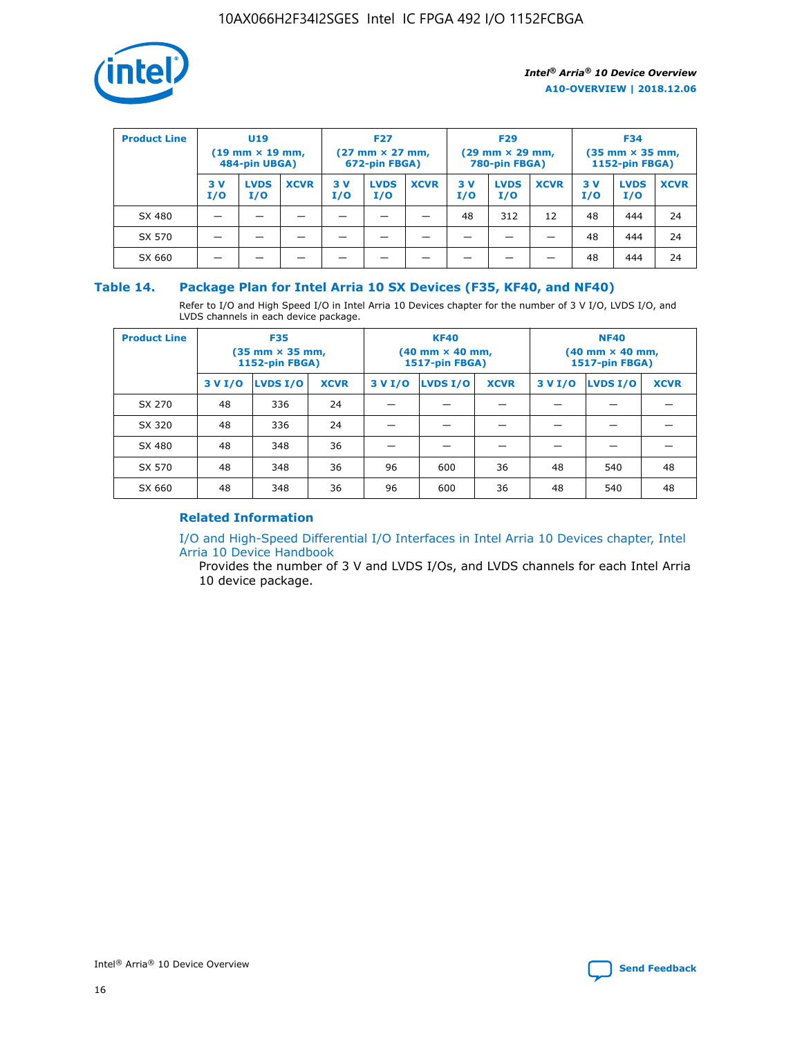| Product Line | U19 (19 mm × 19 mm, 484-pin UBGA) | | | F27 (27 mm × 27 mm, 672-pin FBGA) | | | F29 (29 mm × 29 mm, 780-pin FBGA) | | | F34 (35 mm × 35 mm, 1152-pin FBGA) | | |
|---|---|---|---|---|---|---|---|---|---|---|---|---|
| | 3 V I/O | LVDS I/O | XCVR | 3 V I/O | LVDS I/O | XCVR | 3 V I/O | LVDS I/O | XCVR | 3 V I/O | LVDS I/O | XCVR |
| SX 480 | — | — | — | — | — | — | 48 | 312 | 12 | 48 | 444 | 24 |
| SX 570 | — | — | — | — | — | — | — | — | — | 48 | 444 | 24 |
| SX 660 | — | — | — | — | — | — | — | — | — | 48 | 444 | 24 |

## Table 14. Package Plan for Intel Arria 10 SX Devices (F35, KF40, and NF40)

Refer to I/O and High Speed I/O in Intel Arria 10 Devices chapter for the number of 3 V I/O, LVDS I/O, and LVDS channels in each device package.

| Product Line | F35 (35 mm × 35 mm, 1152-pin FBGA) | | | KF40 (40 mm × 40 mm, 1517-pin FBGA) | | | NF40 (40 mm × 40 mm, 1517-pin FBGA) | | |
|---|---|---|---|---|---|---|---|---|---|
| | 3 V I/O | LVDS I/O | XCVR | 3 V I/O | LVDS I/O | XCVR | 3 V I/O | LVDS I/O | XCVR |
| SX 270 | 48 | 336 | 24 | — | — | — | — | — | — |
| SX 320 | 48 | 336 | 24 | — | — | — | — | — | — |
| SX 480 | 48 | 348 | 36 | — | — | — | — | — | — |
| SX 570 | 48 | 348 | 36 | 96 | 600 | 36 | 48 | 540 | 48 |
| SX 660 | 48 | 348 | 36 | 96 | 600 | 36 | 48 | 540 | 48 |

### Related Information

I/O and High-Speed Differential I/O Interfaces in Intel Arria 10 Devices chapter, Intel Arria 10 Device Handbook

Provides the number of 3 V and LVDS I/Os, and LVDS channels for each Intel Arria 10 device package.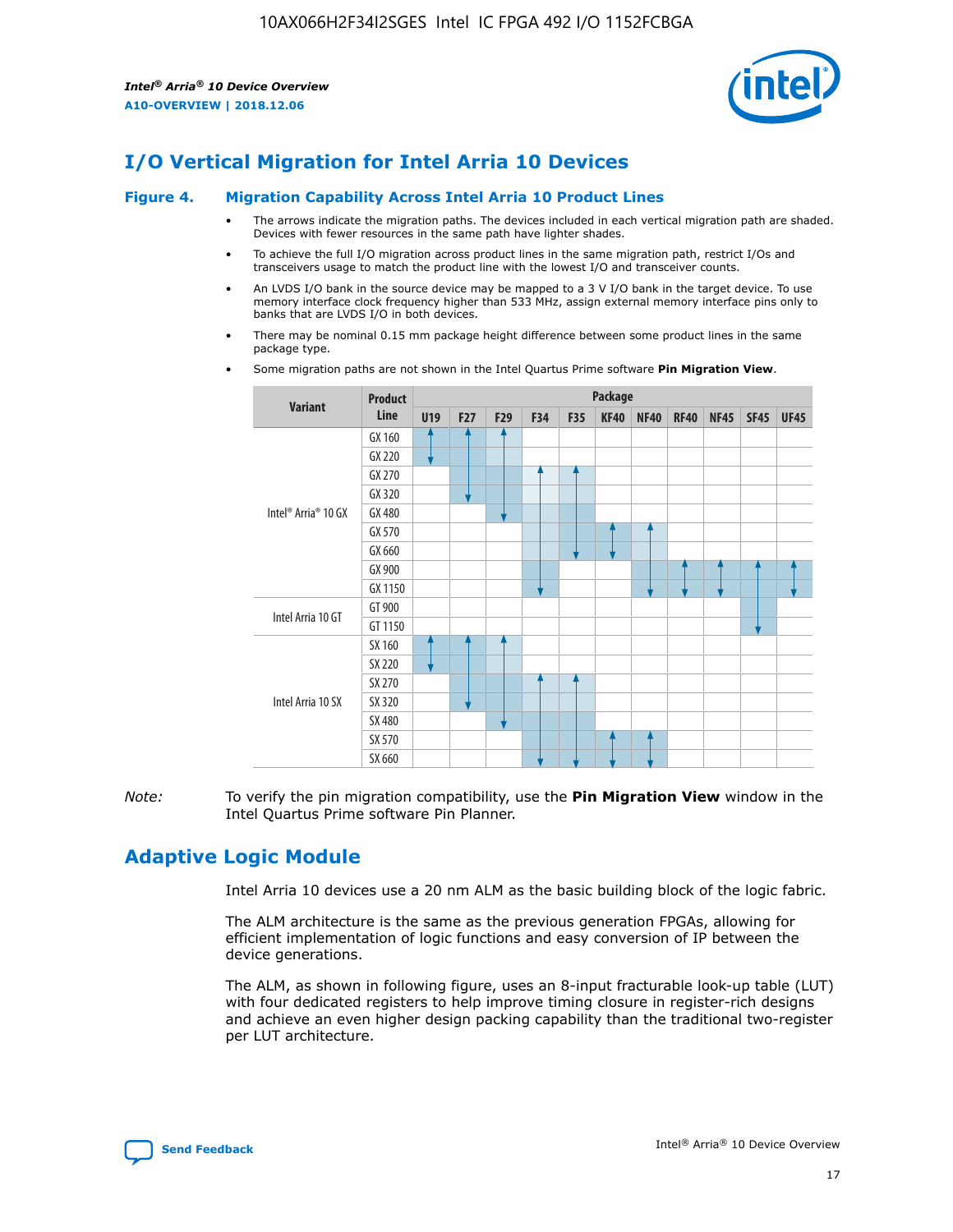# I/O Vertical Migration for Intel Arria 10 Devices

**Figure 4. Migration Capability Across Intel Arria 10 Product Lines**

- The arrows indicate the migration paths. The devices included in each vertical migration path are shaded. Devices with fewer resources in the same path have lighter shades.
- To achieve the full I/O migration across product lines in the same migration path, restrict I/Os and transceivers usage to match the product line with the lowest I/O and transceiver counts.
- An LVDS I/O bank in the source device may be mapped to a 3 V I/O bank in the target device. To use memory interface clock frequency higher than 533 MHz, assign external memory interface pins only to banks that are LVDS I/O in both devices.
- There may be nominal 0.15 mm package height difference between some product lines in the same package type.
- Some migration paths are not shown in the Intel Quartus Prime software **Pin Migration View**.

| Variant | Product Line | Package | | | | | | | | | | |
|---|---|---|---|---|---|---|---|---|---|---|---|---|
| | | U19 | F27 | F29 | F34 | F35 | KF40 | NF40 | RF40 | NF45 | SF45 | UF45 |
| Intel® Arria® 10 GX | GX 160 | | | | | | | | | | | |
| | GX 220 | | | | | | | | | | | |
| | GX 270 | | | | | | | | | | | |
| | GX 320 | | | | | | | | | | | |
| | GX 480 | | | | | | | | | | | |
| | GX 570 | | | | | | | | | | | |
| | GX 660 | | | | | | | | | | | |
| | GX 900 | | | | | | | | | | | |
| | GX 1150 | | | | | | | | | | | |
| Intel Arria 10 GT | GT 900 | | | | | | | | | | | |
| | GT 1150 | | | | | | | | | | | |
| Intel Arria 10 SX | SX 160 | | | | | | | | | | | |
| | SX 220 | | | | | | | | | | | |
| | SX 270 | | | | | | | | | | | |
| | SX 320 | | | | | | | | | | | |
| | SX 480 | | | | | | | | | | | |
| | SX 570 | | | | | | | | | | | |
| | SX 660 | | | | | | | | | | | |

*Note:* To verify the pin migration compatibility, use the **Pin Migration View** window in the Intel Quartus Prime software Pin Planner.

# Adaptive Logic Module

Intel Arria 10 devices use a 20 nm ALM as the basic building block of the logic fabric.

The ALM architecture is the same as the previous generation FPGAs, allowing for efficient implementation of logic functions and easy conversion of IP between the device generations.

The ALM, as shown in following figure, uses an 8-input fracturable look-up table (LUT) with four dedicated registers to help improve timing closure in register-rich designs and achieve an even higher design packing capability than the traditional two-register per LUT architecture.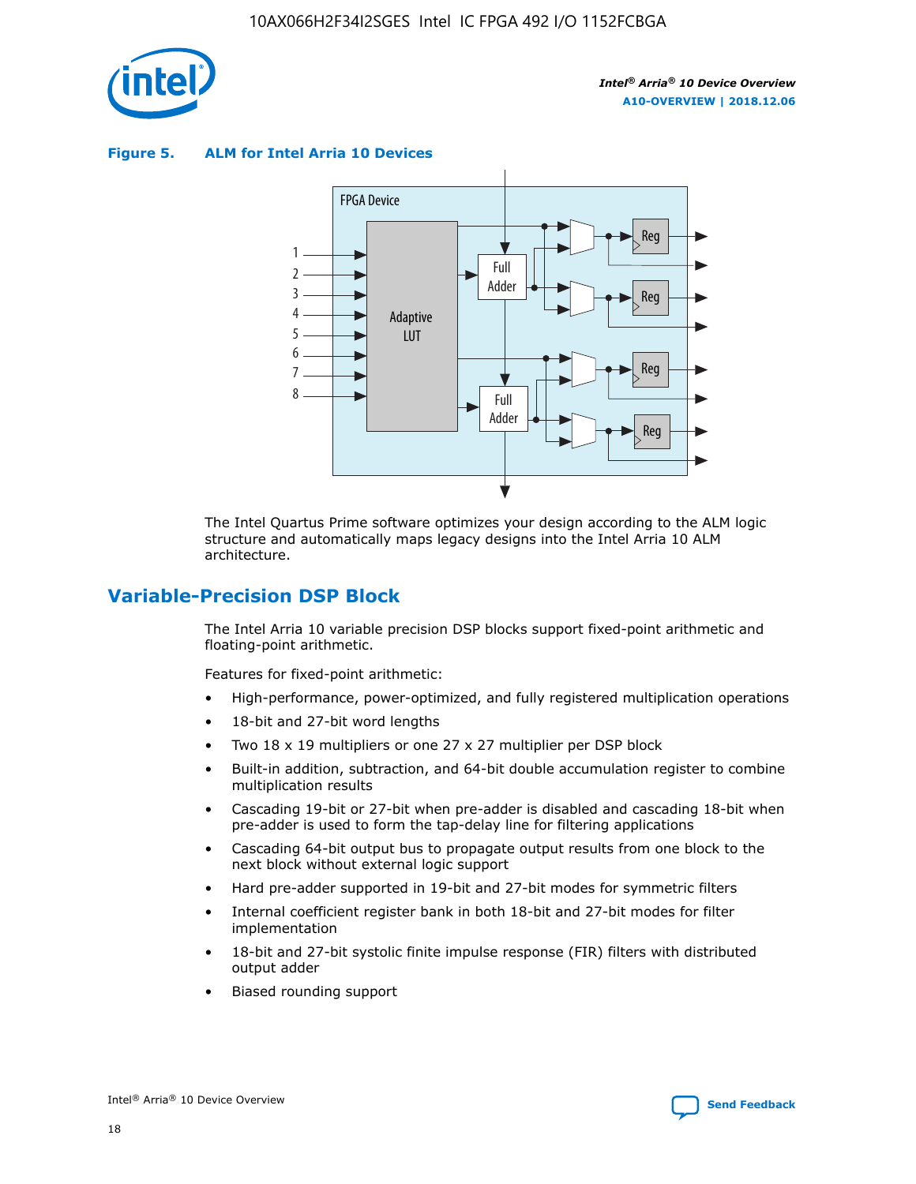**Figure 5. ALM for Intel Arria 10 Devices**

The Intel Quartus Prime software optimizes your design according to the ALM logic structure and automatically maps legacy designs into the Intel Arria 10 ALM architecture.

## Variable-Precision DSP Block

The Intel Arria 10 variable precision DSP blocks support fixed-point arithmetic and floating-point arithmetic.

Features for fixed-point arithmetic:

- High-performance, power-optimized, and fully registered multiplication operations
- 18-bit and 27-bit word lengths
- Two 18 x 19 multipliers or one 27 x 27 multiplier per DSP block
- Built-in addition, subtraction, and 64-bit double accumulation register to combine multiplication results
- Cascading 19-bit or 27-bit when pre-adder is disabled and cascading 18-bit when pre-adder is used to form the tap-delay line for filtering applications
- Cascading 64-bit output bus to propagate output results from one block to the next block without external logic support
- Hard pre-adder supported in 19-bit and 27-bit modes for symmetric filters
- Internal coefficient register bank in both 18-bit and 27-bit modes for filter implementation
- 18-bit and 27-bit systolic finite impulse response (FIR) filters with distributed output adder
- Biased rounding support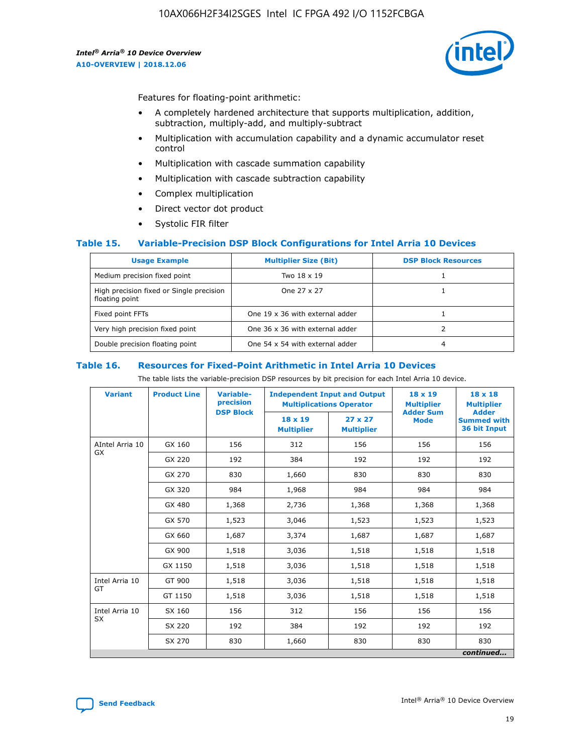Features for floating-point arithmetic:

- A completely hardened architecture that supports multiplication, addition, subtraction, multiply-add, and multiply-subtract
- Multiplication with accumulation capability and a dynamic accumulator reset control
- Multiplication with cascade summation capability
- Multiplication with cascade subtraction capability
- Complex multiplication
- Direct vector dot product
- Systolic FIR filter

### Table 15. Variable-Precision DSP Block Configurations for Intel Arria 10 Devices

| Usage Example | Multiplier Size (Bit) | DSP Block Resources |
|---|---|---|
| Medium precision fixed point | Two 18 x 19 | 1 |
| High precision fixed or Single precision floating point | One 27 x 27 | 1 |
| Fixed point FFTs | One 19 x 36 with external adder | 1 |
| Very high precision fixed point | One 36 x 36 with external adder | 2 |
| Double precision floating point | One 54 x 54 with external adder | 4 |

### Table 16. Resources for Fixed-Point Arithmetic in Intel Arria 10 Devices

The table lists the variable-precision DSP resources by bit precision for each Intel Arria 10 device.

| Variant | Product Line | Variable-precision DSP Block | Independent Input and Output Multiplications Operator | | 18 x 19 Multiplier Adder Sum Mode | 18 x 18 Multiplier Adder Summed with 36 bit Input |
|---|---|---|---|---|---|---|
| | | | 18 x 19 Multiplier | 27 x 27 Multiplier | | |
| AIntel Arria 10 GX | GX 160 | 156 | 312 | 156 | 156 | 156 |
| | GX 220 | 192 | 384 | 192 | 192 | 192 |
| | GX 270 | 830 | 1,660 | 830 | 830 | 830 |
| | GX 320 | 984 | 1,968 | 984 | 984 | 984 |
| | GX 480 | 1,368 | 2,736 | 1,368 | 1,368 | 1,368 |
| | GX 570 | 1,523 | 3,046 | 1,523 | 1,523 | 1,523 |
| | GX 660 | 1,687 | 3,374 | 1,687 | 1,687 | 1,687 |
| | GX 900 | 1,518 | 3,036 | 1,518 | 1,518 | 1,518 |
| | GX 1150 | 1,518 | 3,036 | 1,518 | 1,518 | 1,518 |
| Intel Arria 10 GT | GT 900 | 1,518 | 3,036 | 1,518 | 1,518 | 1,518 |
| | GT 1150 | 1,518 | 3,036 | 1,518 | 1,518 | 1,518 |
| Intel Arria 10 SX | SX 160 | 156 | 312 | 156 | 156 | 156 |
| | SX 220 | 192 | 384 | 192 | 192 | 192 |
| | SX 270 | 830 | 1,660 | 830 | 830 | 830 |

*continued...*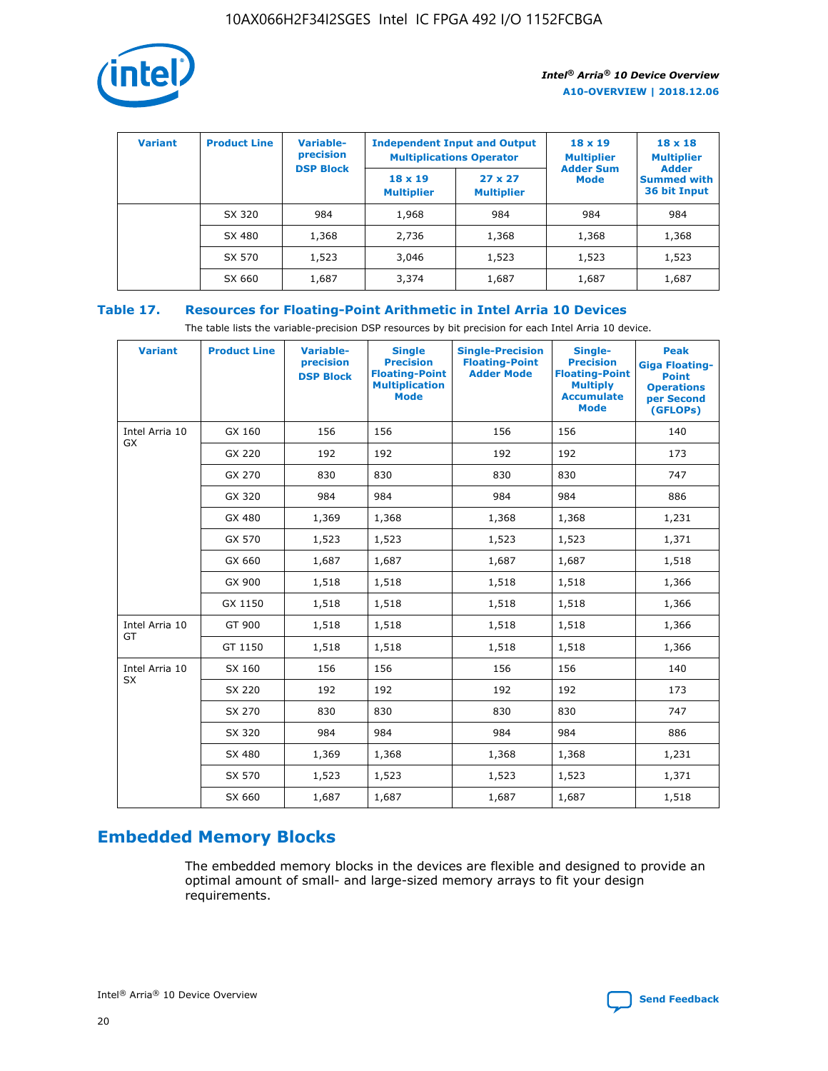| Variant | Product Line | Variable-precision DSP Block | Independent Input and Output Multiplications Operator | | 18 x 19 Multiplier Adder Sum Mode | 18 x 18 Multiplier Adder Summed with 36 bit Input |
|---|---|---|---|---|---|---|
| | | | 18 x 19 Multiplier | 27 x 27 Multiplier | | |
| | SX 320 | 984 | 1,968 | 984 | 984 | 984 |
| | SX 480 | 1,368 | 2,736 | 1,368 | 1,368 | 1,368 |
| | SX 570 | 1,523 | 3,046 | 1,523 | 1,523 | 1,523 |
| | SX 660 | 1,687 | 3,374 | 1,687 | 1,687 | 1,687 |

**Table 17. Resources for Floating-Point Arithmetic in Intel Arria 10 Devices**

The table lists the variable-precision DSP resources by bit precision for each Intel Arria 10 device.

| Variant | Product Line | Variable-precision DSP Block | Single Precision Floating-Point Multiplication Mode | Single-Precision Floating-Point Adder Mode | Single-Precision Floating-Point Multiply Accumulate Mode | Peak Giga Floating-Point Operations per Second (GFLOPs) |
|---|---|---|---|---|---|---|
| Intel Arria 10 GX | GX 160 | 156 | 156 | 156 | 156 | 140 |
| | GX 220 | 192 | 192 | 192 | 192 | 173 |
| | GX 270 | 830 | 830 | 830 | 830 | 747 |
| | GX 320 | 984 | 984 | 984 | 984 | 886 |
| | GX 480 | 1,369 | 1,368 | 1,368 | 1,368 | 1,231 |
| | GX 570 | 1,523 | 1,523 | 1,523 | 1,523 | 1,371 |
| | GX 660 | 1,687 | 1,687 | 1,687 | 1,687 | 1,518 |
| | GX 900 | 1,518 | 1,518 | 1,518 | 1,518 | 1,366 |
| | GX 1150 | 1,518 | 1,518 | 1,518 | 1,518 | 1,366 |
| Intel Arria 10 GT | GT 900 | 1,518 | 1,518 | 1,518 | 1,518 | 1,366 |
| | GT 1150 | 1,518 | 1,518 | 1,518 | 1,518 | 1,366 |
| Intel Arria 10 SX | SX 160 | 156 | 156 | 156 | 156 | 140 |
| | SX 220 | 192 | 192 | 192 | 192 | 173 |
| | SX 270 | 830 | 830 | 830 | 830 | 747 |
| | SX 320 | 984 | 984 | 984 | 984 | 886 |
| | SX 480 | 1,369 | 1,368 | 1,368 | 1,368 | 1,231 |
| | SX 570 | 1,523 | 1,523 | 1,523 | 1,523 | 1,371 |
| | SX 660 | 1,687 | 1,687 | 1,687 | 1,687 | 1,518 |

## Embedded Memory Blocks

The embedded memory blocks in the devices are flexible and designed to provide an optimal amount of small- and large-sized memory arrays to fit your design requirements.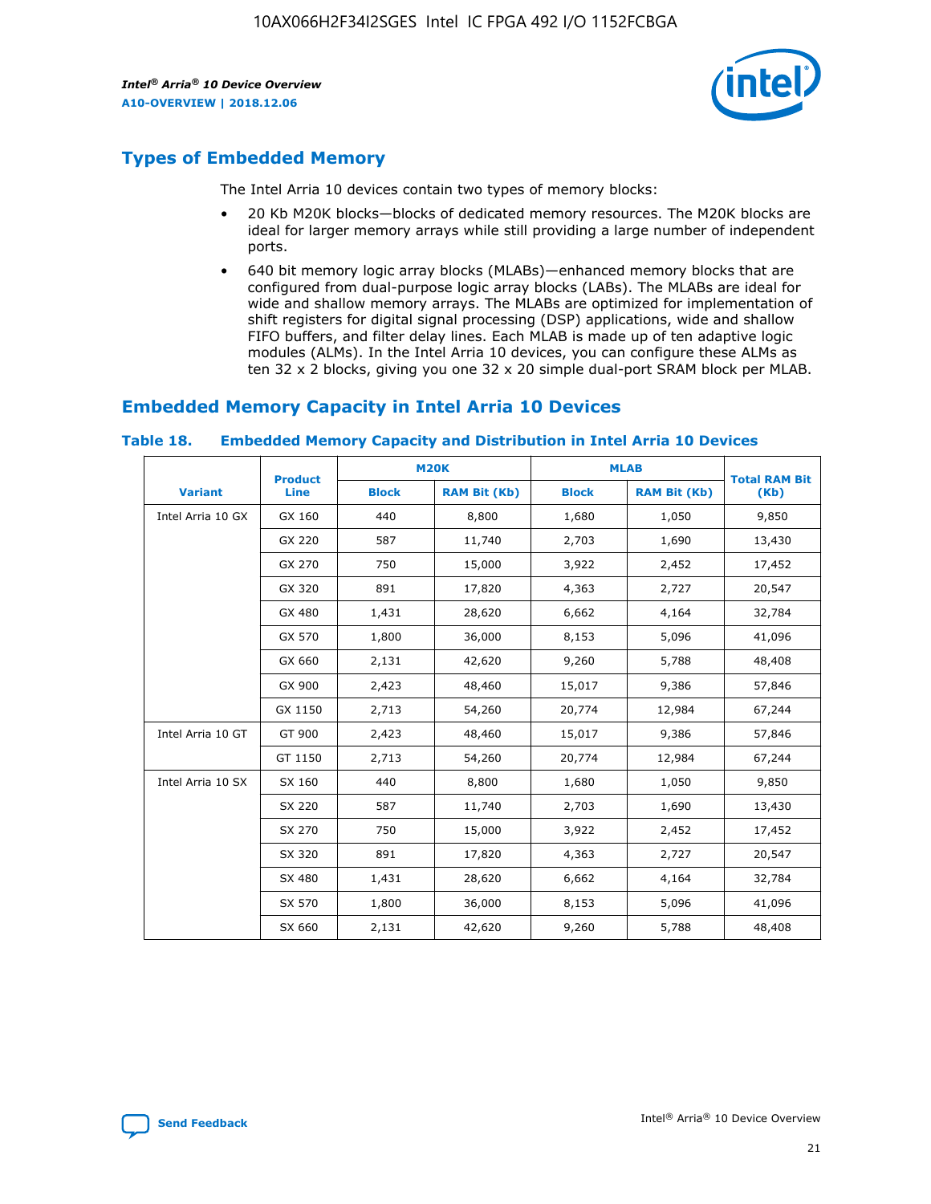## Types of Embedded Memory

The Intel Arria 10 devices contain two types of memory blocks:

- 20 Kb M20K blocks—blocks of dedicated memory resources. The M20K blocks are ideal for larger memory arrays while still providing a large number of independent ports.
- 640 bit memory logic array blocks (MLABs)—enhanced memory blocks that are configured from dual-purpose logic array blocks (LABs). The MLABs are ideal for wide and shallow memory arrays. The MLABs are optimized for implementation of shift registers for digital signal processing (DSP) applications, wide and shallow FIFO buffers, and filter delay lines. Each MLAB is made up of ten adaptive logic modules (ALMs). In the Intel Arria 10 devices, you can configure these ALMs as ten 32 x 2 blocks, giving you one 32 x 20 simple dual-port SRAM block per MLAB.

## Embedded Memory Capacity in Intel Arria 10 Devices

**Table 18. Embedded Memory Capacity and Distribution in Intel Arria 10 Devices**

| Variant | Product Line | M20K | | MLAB | | Total RAM Bit (Kb) |
|---|---|---|---|---|---|---|
| | | Block | RAM Bit (Kb) | Block | RAM Bit (Kb) | |
| Intel Arria 10 GX | GX 160 | 440 | 8,800 | 1,680 | 1,050 | 9,850 |
| | GX 220 | 587 | 11,740 | 2,703 | 1,690 | 13,430 |
| | GX 270 | 750 | 15,000 | 3,922 | 2,452 | 17,452 |
| | GX 320 | 891 | 17,820 | 4,363 | 2,727 | 20,547 |
| | GX 480 | 1,431 | 28,620 | 6,662 | 4,164 | 32,784 |
| | GX 570 | 1,800 | 36,000 | 8,153 | 5,096 | 41,096 |
| | GX 660 | 2,131 | 42,620 | 9,260 | 5,788 | 48,408 |
| | GX 900 | 2,423 | 48,460 | 15,017 | 9,386 | 57,846 |
| | GX 1150 | 2,713 | 54,260 | 20,774 | 12,984 | 67,244 |
| Intel Arria 10 GT | GT 900 | 2,423 | 48,460 | 15,017 | 9,386 | 57,846 |
| | GT 1150 | 2,713 | 54,260 | 20,774 | 12,984 | 67,244 |
| Intel Arria 10 SX | SX 160 | 440 | 8,800 | 1,680 | 1,050 | 9,850 |
| | SX 220 | 587 | 11,740 | 2,703 | 1,690 | 13,430 |
| | SX 270 | 750 | 15,000 | 3,922 | 2,452 | 17,452 |
| | SX 320 | 891 | 17,820 | 4,363 | 2,727 | 20,547 |
| | SX 480 | 1,431 | 28,620 | 6,662 | 4,164 | 32,784 |
| | SX 570 | 1,800 | 36,000 | 8,153 | 5,096 | 41,096 |
| | SX 660 | 2,131 | 42,620 | 9,260 | 5,788 | 48,408 |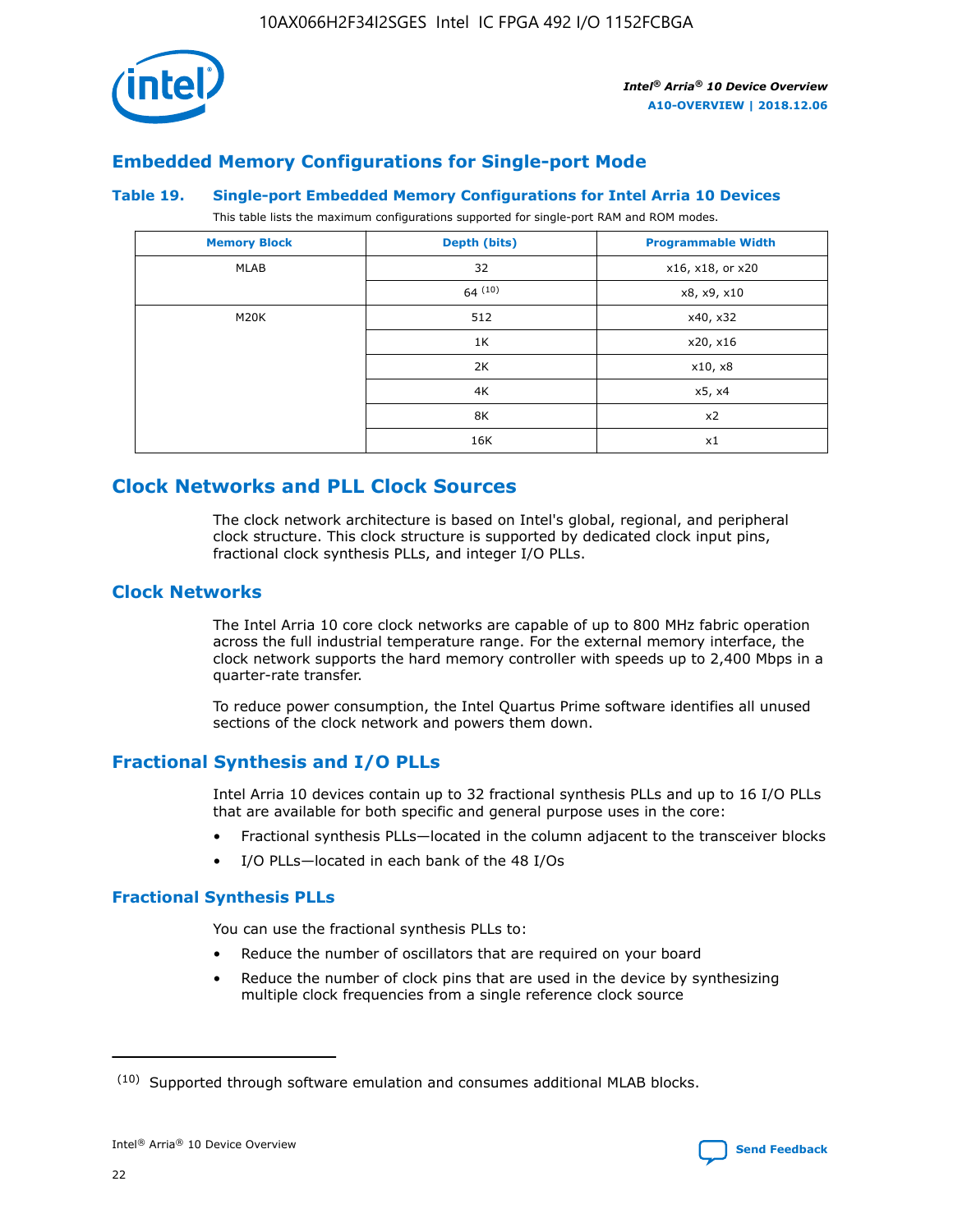## Embedded Memory Configurations for Single-port Mode

### Table 19. Single-port Embedded Memory Configurations for Intel Arria 10 Devices

This table lists the maximum configurations supported for single-port RAM and ROM modes.

| Memory Block | Depth (bits) | Programmable Width |
|---|---|---|
| MLAB | 32 | x16, x18, or x20 |
| | 64 [10] | x8, x9, x10 |
| M20K | 512 | x40, x32 |
| | 1K | x20, x16 |
| | 2K | x10, x8 |
| | 4K | x5, x4 |
| | 8K | x2 |
| | 16K | x1 |

# Clock Networks and PLL Clock Sources

The clock network architecture is based on Intel's global, regional, and peripheral clock structure. This clock structure is supported by dedicated clock input pins, fractional clock synthesis PLLs, and integer I/O PLLs.

## Clock Networks

The Intel Arria 10 core clock networks are capable of up to 800 MHz fabric operation across the full industrial temperature range. For the external memory interface, the clock network supports the hard memory controller with speeds up to 2,400 Mbps in a quarter-rate transfer.

To reduce power consumption, the Intel Quartus Prime software identifies all unused sections of the clock network and powers them down.

## Fractional Synthesis and I/O PLLs

Intel Arria 10 devices contain up to 32 fractional synthesis PLLs and up to 16 I/O PLLs that are available for both specific and general purpose uses in the core:

- Fractional synthesis PLLs—located in the column adjacent to the transceiver blocks
- I/O PLLs—located in each bank of the 48 I/Os

### Fractional Synthesis PLLs

You can use the fractional synthesis PLLs to:

- Reduce the number of oscillators that are required on your board
- Reduce the number of clock pins that are used in the device by synthesizing multiple clock frequencies from a single reference clock source

(10) Supported through software emulation and consumes additional MLAB blocks.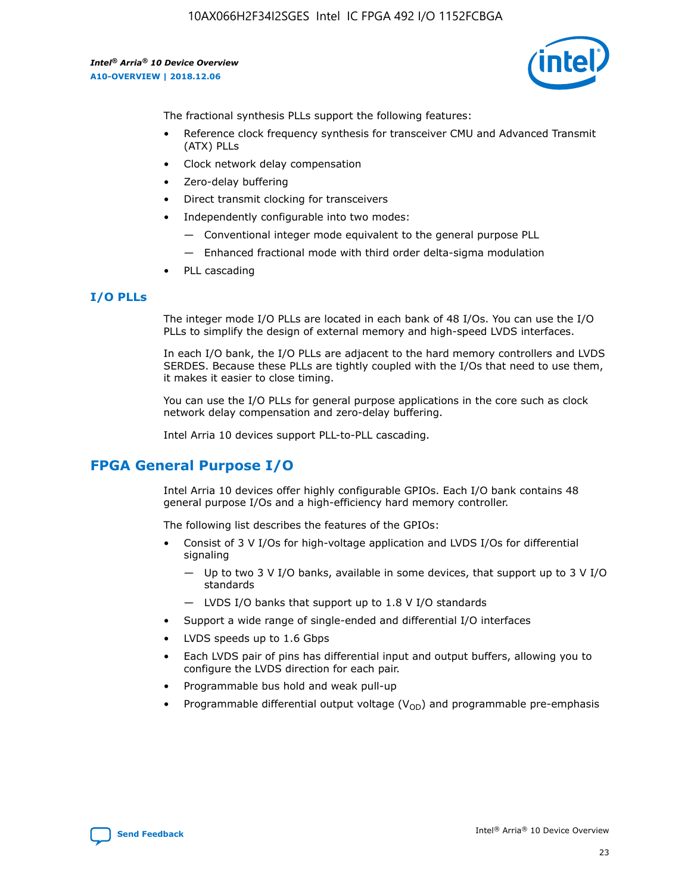The fractional synthesis PLLs support the following features:

- Reference clock frequency synthesis for transceiver CMU and Advanced Transmit (ATX) PLLs
- Clock network delay compensation
- Zero-delay buffering
- Direct transmit clocking for transceivers
- Independently configurable into two modes:
    - — Conventional integer mode equivalent to the general purpose PLL
    - — Enhanced fractional mode with third order delta-sigma modulation
- PLL cascading

### I/O PLLs

The integer mode I/O PLLs are located in each bank of 48 I/Os. You can use the I/O PLLs to simplify the design of external memory and high-speed LVDS interfaces.

In each I/O bank, the I/O PLLs are adjacent to the hard memory controllers and LVDS SERDES. Because these PLLs are tightly coupled with the I/Os that need to use them, it makes it easier to close timing.

You can use the I/O PLLs for general purpose applications in the core such as clock network delay compensation and zero-delay buffering.

Intel Arria 10 devices support PLL-to-PLL cascading.

## FPGA General Purpose I/O

Intel Arria 10 devices offer highly configurable GPIOs. Each I/O bank contains 48 general purpose I/Os and a high-efficiency hard memory controller.

The following list describes the features of the GPIOs:

- Consist of 3 V I/Os for high-voltage application and LVDS I/Os for differential signaling
    - — Up to two 3 V I/O banks, available in some devices, that support up to 3 V I/O standards
    - — LVDS I/O banks that support up to 1.8 V I/O standards
- Support a wide range of single-ended and differential I/O interfaces
- LVDS speeds up to 1.6 Gbps
- Each LVDS pair of pins has differential input and output buffers, allowing you to configure the LVDS direction for each pair.
- Programmable bus hold and weak pull-up
- Programmable differential output voltage ($V_{OD}$) and programmable pre-emphasis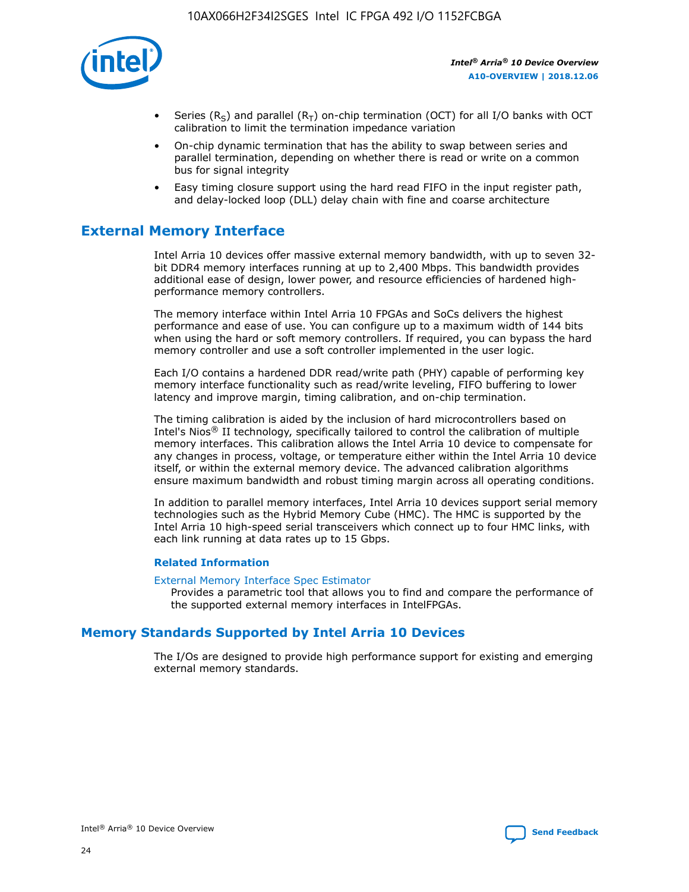- Series ($R_S$) and parallel ($R_T$) on-chip termination (OCT) for all I/O banks with OCT calibration to limit the termination impedance variation
- On-chip dynamic termination that has the ability to swap between series and parallel termination, depending on whether there is read or write on a common bus for signal integrity
- Easy timing closure support using the hard read FIFO in the input register path, and delay-locked loop (DLL) delay chain with fine and coarse architecture

## External Memory Interface

Intel Arria 10 devices offer massive external memory bandwidth, with up to seven 32-bit DDR4 memory interfaces running at up to 2,400 Mbps. This bandwidth provides additional ease of design, lower power, and resource efficiencies of hardened high-performance memory controllers.

The memory interface within Intel Arria 10 FPGAs and SoCs delivers the highest performance and ease of use. You can configure up to a maximum width of 144 bits when using the hard or soft memory controllers. If required, you can bypass the hard memory controller and use a soft controller implemented in the user logic.

Each I/O contains a hardened DDR read/write path (PHY) capable of performing key memory interface functionality such as read/write leveling, FIFO buffering to lower latency and improve margin, timing calibration, and on-chip termination.

The timing calibration is aided by the inclusion of hard microcontrollers based on Intel's Nios® II technology, specifically tailored to control the calibration of multiple memory interfaces. This calibration allows the Intel Arria 10 device to compensate for any changes in process, voltage, or temperature either within the Intel Arria 10 device itself, or within the external memory device. The advanced calibration algorithms ensure maximum bandwidth and robust timing margin across all operating conditions.

In addition to parallel memory interfaces, Intel Arria 10 devices support serial memory technologies such as the Hybrid Memory Cube (HMC). The HMC is supported by the Intel Arria 10 high-speed serial transceivers which connect up to four HMC links, with each link running at data rates up to 15 Gbps.

### Related Information

External Memory Interface Spec Estimator
Provides a parametric tool that allows you to find and compare the performance of the supported external memory interfaces in IntelFPGAs.

## Memory Standards Supported by Intel Arria 10 Devices

The I/Os are designed to provide high performance support for existing and emerging external memory standards.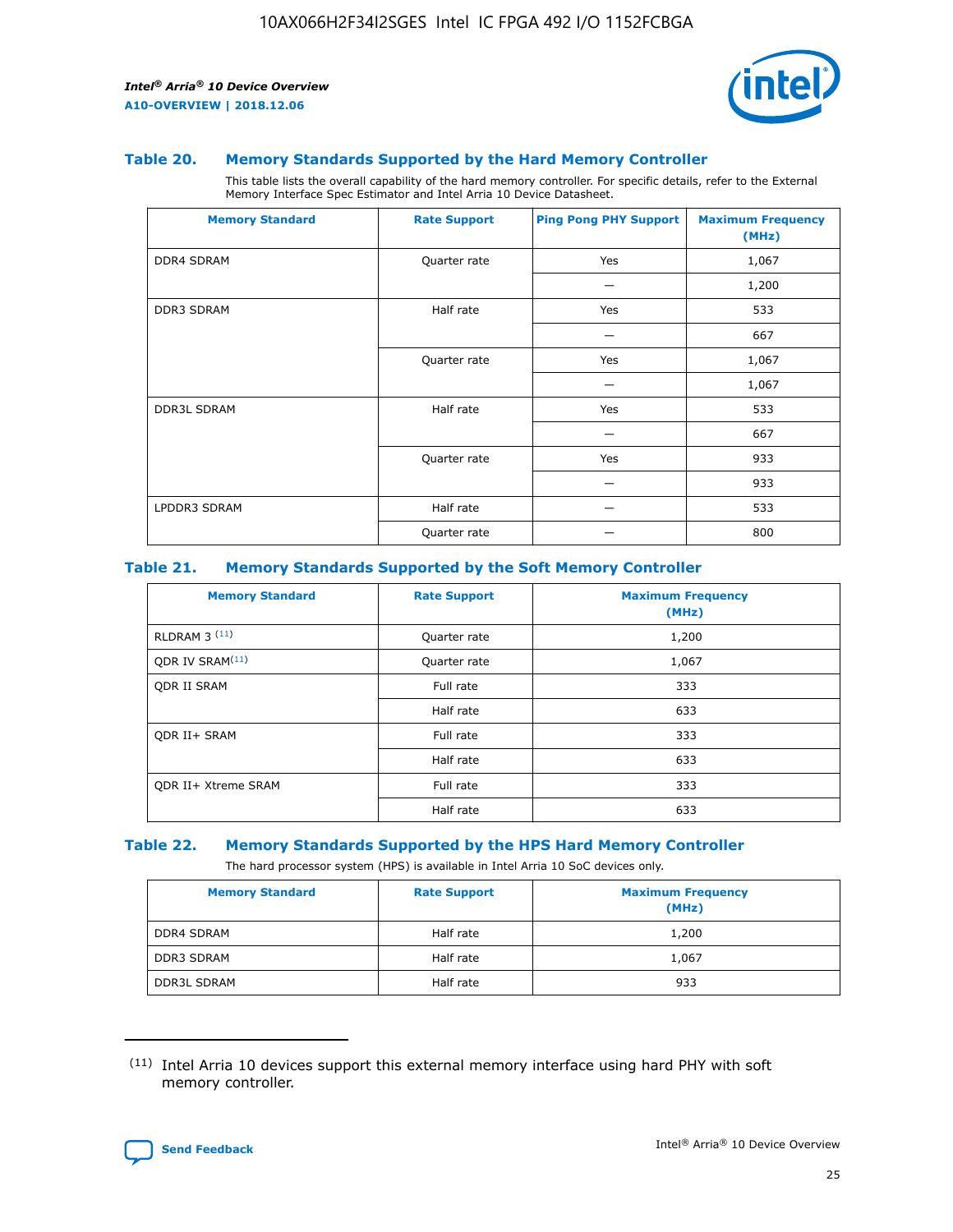### Table 20. Memory Standards Supported by the Hard Memory Controller

This table lists the overall capability of the hard memory controller. For specific details, refer to the External Memory Interface Spec Estimator and Intel Arria 10 Device Datasheet.

| Memory Standard | Rate Support | Ping Pong PHY Support | Maximum Frequency (MHz) |
|---|---|---|---|
| DDR4 SDRAM | Quarter rate | Yes | 1,067 |
| | | — | 1,200 |
| DDR3 SDRAM | Half rate | Yes | 533 |
| | | — | 667 |
| | Quarter rate | Yes | 1,067 |
| | | — | 1,067 |
| DDR3L SDRAM | Half rate | Yes | 533 |
| | | — | 667 |
| | Quarter rate | Yes | 933 |
| | | — | 933 |
| LPDDR3 SDRAM | Half rate | — | 533 |
| | Quarter rate | — | 800 |

### Table 21. Memory Standards Supported by the Soft Memory Controller

| Memory Standard | Rate Support | Maximum Frequency (MHz) |
|---|---|---|
| RLDRAM 3 [11] | Quarter rate | 1,200 |
| QDR IV SRAM[11] | Quarter rate | 1,067 |
| QDR II SRAM | Full rate | 333 |
| | Half rate | 633 |
| QDR II+ SRAM | Full rate | 333 |
| | Half rate | 633 |
| QDR II+ Xtreme SRAM | Full rate | 333 |
| | Half rate | 633 |

### Table 22. Memory Standards Supported by the HPS Hard Memory Controller

The hard processor system (HPS) is available in Intel Arria 10 SoC devices only.

| Memory Standard | Rate Support | Maximum Frequency (MHz) |
|---|---|---|
| DDR4 SDRAM | Half rate | 1,200 |
| DDR3 SDRAM | Half rate | 1,067 |
| DDR3L SDRAM | Half rate | 933 |

[11] Intel Arria 10 devices support this external memory interface using hard PHY with soft memory controller.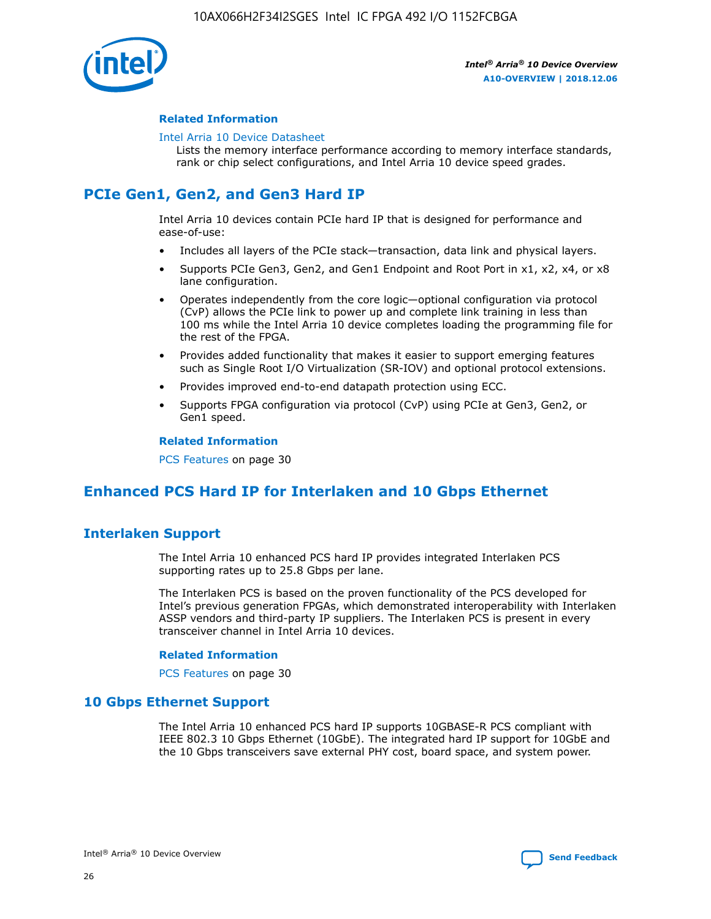#### Related Information

Intel Arria 10 Device Datasheet
Lists the memory interface performance according to memory interface standards, rank or chip select configurations, and Intel Arria 10 device speed grades.

## PCIe Gen1, Gen2, and Gen3 Hard IP

Intel Arria 10 devices contain PCIe hard IP that is designed for performance and ease-of-use:

- Includes all layers of the PCIe stack—transaction, data link and physical layers.
- Supports PCIe Gen3, Gen2, and Gen1 Endpoint and Root Port in x1, x2, x4, or x8 lane configuration.
- Operates independently from the core logic—optional configuration via protocol (CvP) allows the PCIe link to power up and complete link training in less than 100 ms while the Intel Arria 10 device completes loading the programming file for the rest of the FPGA.
- Provides added functionality that makes it easier to support emerging features such as Single Root I/O Virtualization (SR-IOV) and optional protocol extensions.
- Provides improved end-to-end datapath protection using ECC.
- Supports FPGA configuration via protocol (CvP) using PCIe at Gen3, Gen2, or Gen1 speed.

#### Related Information

PCS Features on page 30

## Enhanced PCS Hard IP for Interlaken and 10 Gbps Ethernet

### Interlaken Support

The Intel Arria 10 enhanced PCS hard IP provides integrated Interlaken PCS supporting rates up to 25.8 Gbps per lane.

The Interlaken PCS is based on the proven functionality of the PCS developed for Intel's previous generation FPGAs, which demonstrated interoperability with Interlaken ASSP vendors and third-party IP suppliers. The Interlaken PCS is present in every transceiver channel in Intel Arria 10 devices.

#### Related Information

PCS Features on page 30

### 10 Gbps Ethernet Support

The Intel Arria 10 enhanced PCS hard IP supports 10GBASE-R PCS compliant with IEEE 802.3 10 Gbps Ethernet (10GbE). The integrated hard IP support for 10GbE and the 10 Gbps transceivers save external PHY cost, board space, and system power.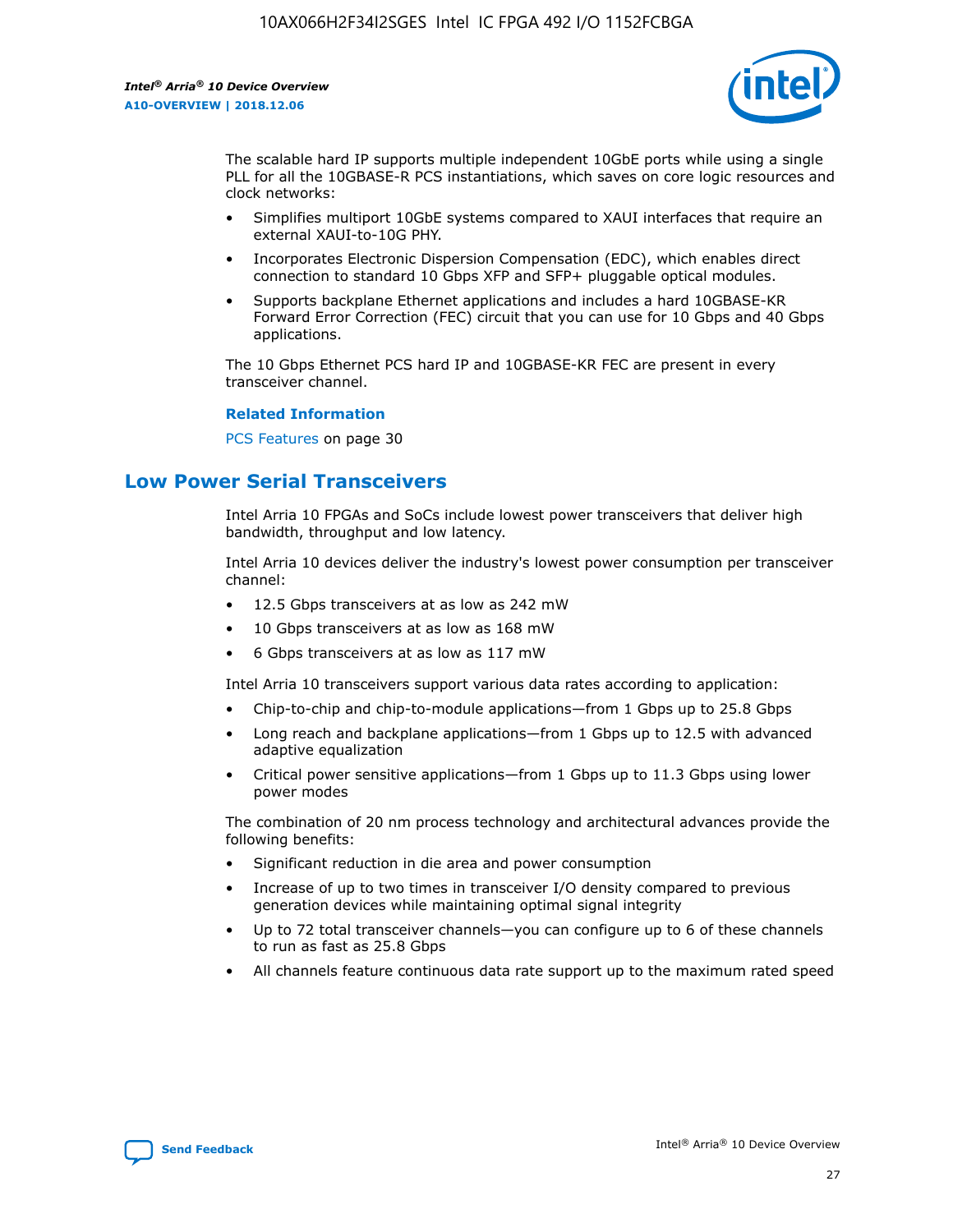The scalable hard IP supports multiple independent 10GbE ports while using a single PLL for all the 10GBASE-R PCS instantiations, which saves on core logic resources and clock networks:

- Simplifies multiport 10GbE systems compared to XAUI interfaces that require an external XAUI-to-10G PHY.
- Incorporates Electronic Dispersion Compensation (EDC), which enables direct connection to standard 10 Gbps XFP and SFP+ pluggable optical modules.
- Supports backplane Ethernet applications and includes a hard 10GBASE-KR Forward Error Correction (FEC) circuit that you can use for 10 Gbps and 40 Gbps applications.

The 10 Gbps Ethernet PCS hard IP and 10GBASE-KR FEC are present in every transceiver channel.

**Related Information**

PCS Features on page 30

## Low Power Serial Transceivers

Intel Arria 10 FPGAs and SoCs include lowest power transceivers that deliver high bandwidth, throughput and low latency.

Intel Arria 10 devices deliver the industry's lowest power consumption per transceiver channel:

- 12.5 Gbps transceivers at as low as 242 mW
- 10 Gbps transceivers at as low as 168 mW
- 6 Gbps transceivers at as low as 117 mW

Intel Arria 10 transceivers support various data rates according to application:

- Chip-to-chip and chip-to-module applications—from 1 Gbps up to 25.8 Gbps
- Long reach and backplane applications—from 1 Gbps up to 12.5 with advanced adaptive equalization
- Critical power sensitive applications—from 1 Gbps up to 11.3 Gbps using lower power modes

The combination of 20 nm process technology and architectural advances provide the following benefits:

- Significant reduction in die area and power consumption
- Increase of up to two times in transceiver I/O density compared to previous generation devices while maintaining optimal signal integrity
- Up to 72 total transceiver channels—you can configure up to 6 of these channels to run as fast as 25.8 Gbps
- All channels feature continuous data rate support up to the maximum rated speed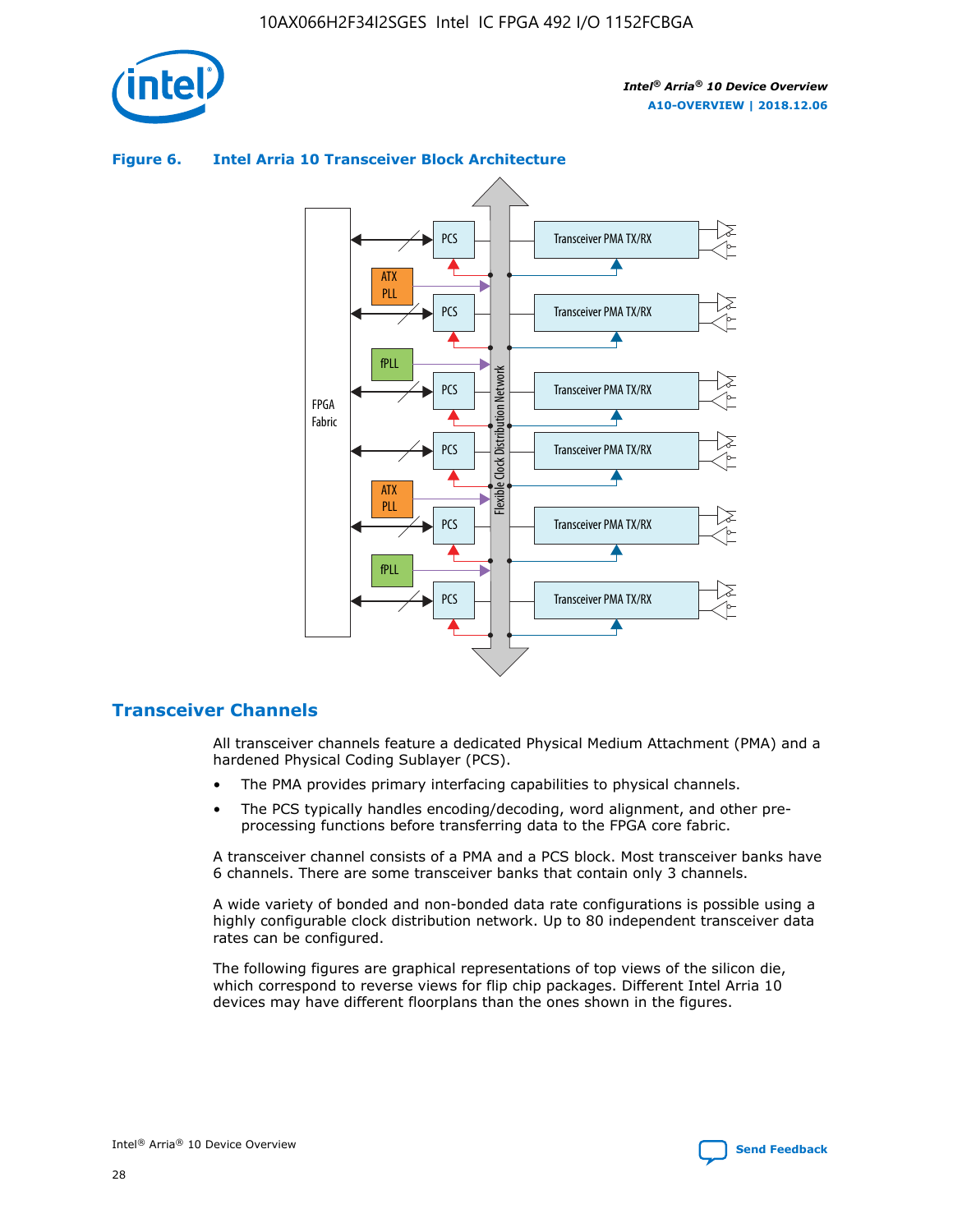**Figure 6. Intel Arria 10 Transceiver Block Architecture**

## Transceiver Channels

All transceiver channels feature a dedicated Physical Medium Attachment (PMA) and a hardened Physical Coding Sublayer (PCS).

- The PMA provides primary interfacing capabilities to physical channels.
- The PCS typically handles encoding/decoding, word alignment, and other pre-processing functions before transferring data to the FPGA core fabric.

A transceiver channel consists of a PMA and a PCS block. Most transceiver banks have 6 channels. There are some transceiver banks that contain only 3 channels.

A wide variety of bonded and non-bonded data rate configurations is possible using a highly configurable clock distribution network. Up to 80 independent transceiver data rates can be configured.

The following figures are graphical representations of top views of the silicon die, which correspond to reverse views for flip chip packages. Different Intel Arria 10 devices may have different floorplans than the ones shown in the figures.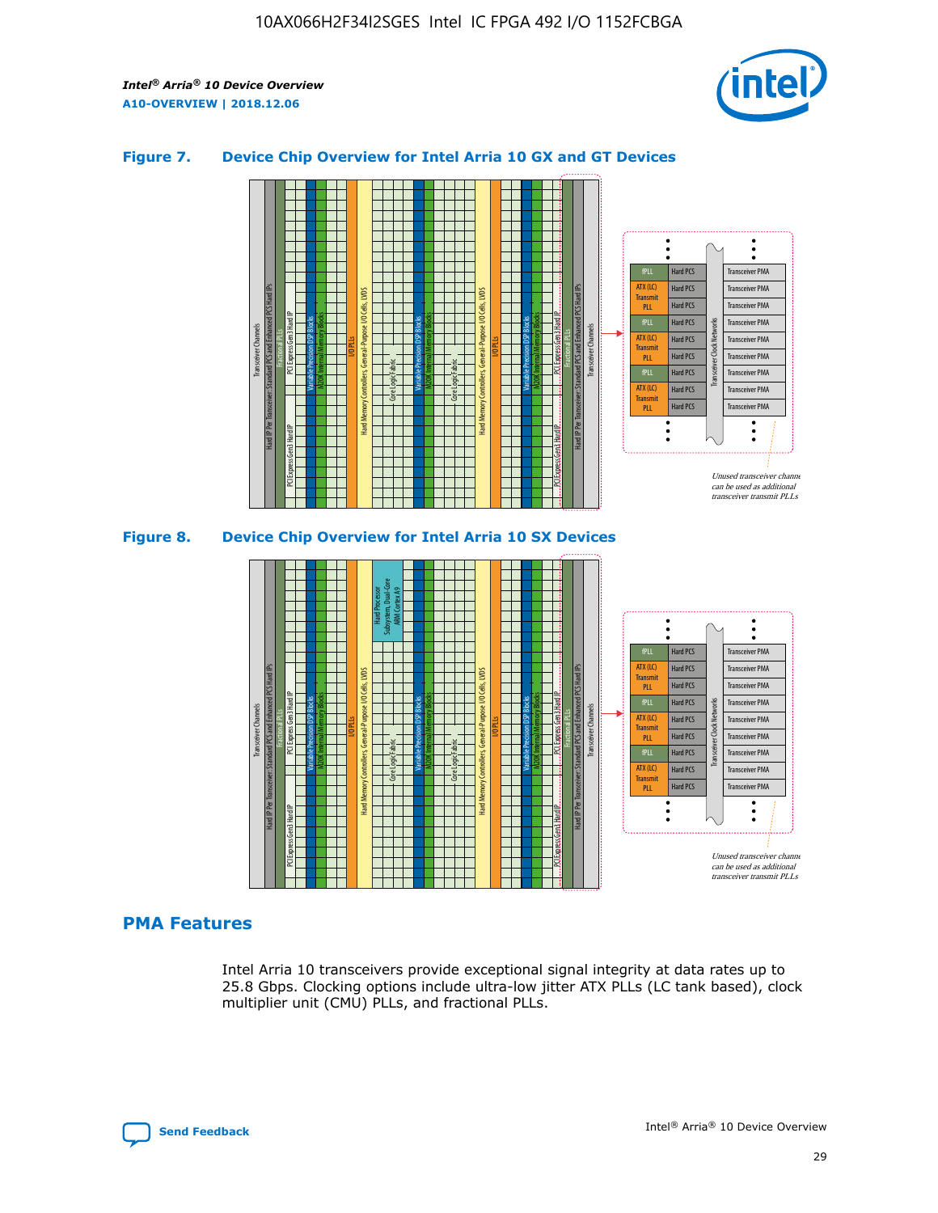**Figure 7. Device Chip Overview for Intel Arria 10 GX and GT Devices**

**Figure 8. Device Chip Overview for Intel Arria 10 SX Devices**

## PMA Features

Intel Arria 10 transceivers provide exceptional signal integrity at data rates up to 25.8 Gbps. Clocking options include ultra-low jitter ATX PLLs (LC tank based), clock multiplier unit (CMU) PLLs, and fractional PLLs.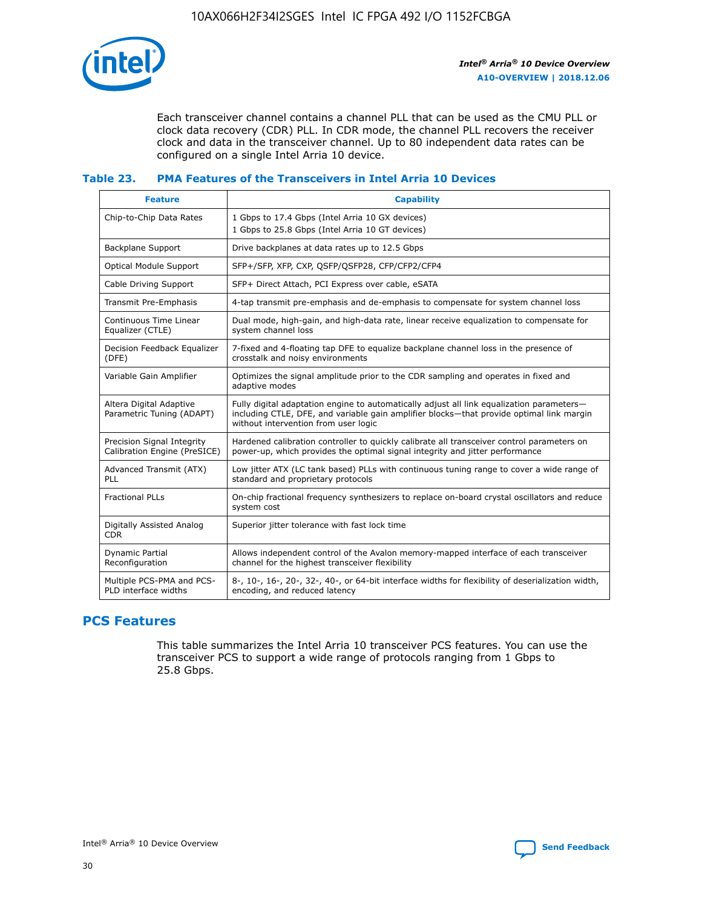Each transceiver channel contains a channel PLL that can be used as the CMU PLL or clock data recovery (CDR) PLL. In CDR mode, the channel PLL recovers the receiver clock and data in the transceiver channel. Up to 80 independent data rates can be configured on a single Intel Arria 10 device.

### Table 23. PMA Features of the Transceivers in Intel Arria 10 Devices

| Feature | Capability |
|---|---|
| Chip-to-Chip Data Rates | 1 Gbps to 17.4 Gbps (Intel Arria 10 GX devices)<br>1 Gbps to 25.8 Gbps (Intel Arria 10 GT devices) |
| Backplane Support | Drive backplanes at data rates up to 12.5 Gbps |
| Optical Module Support | SFP+/SFP, XFP, CXP, QSFP/QSFP28, CFP/CFP2/CFP4 |
| Cable Driving Support | SFP+ Direct Attach, PCI Express over cable, eSATA |
| Transmit Pre-Emphasis | 4-tap transmit pre-emphasis and de-emphasis to compensate for system channel loss |
| Continuous Time Linear Equalizer (CTLE) | Dual mode, high-gain, and high-data rate, linear receive equalization to compensate for system channel loss |
| Decision Feedback Equalizer (DFE) | 7-fixed and 4-floating tap DFE to equalize backplane channel loss in the presence of crosstalk and noisy environments |
| Variable Gain Amplifier | Optimizes the signal amplitude prior to the CDR sampling and operates in fixed and adaptive modes |
| Altera Digital Adaptive Parametric Tuning (ADAPT) | Fully digital adaptation engine to automatically adjust all link equalization parameters—including CTLE, DFE, and variable gain amplifier blocks—that provide optimal link margin without intervention from user logic |
| Precision Signal Integrity Calibration Engine (PreSICE) | Hardened calibration controller to quickly calibrate all transceiver control parameters on power-up, which provides the optimal signal integrity and jitter performance |
| Advanced Transmit (ATX) PLL | Low jitter ATX (LC tank based) PLLs with continuous tuning range to cover a wide range of standard and proprietary protocols |
| Fractional PLLs | On-chip fractional frequency synthesizers to replace on-board crystal oscillators and reduce system cost |
| Digitally Assisted Analog CDR | Superior jitter tolerance with fast lock time |
| Dynamic Partial Reconfiguration | Allows independent control of the Avalon memory-mapped interface of each transceiver channel for the highest transceiver flexibility |
| Multiple PCS-PMA and PCS-PLD interface widths | 8-, 10-, 16-, 20-, 32-, 40-, or 64-bit interface widths for flexibility of deserialization width, encoding, and reduced latency |

## PCS Features

This table summarizes the Intel Arria 10 transceiver PCS features. You can use the transceiver PCS to support a wide range of protocols ranging from 1 Gbps to 25.8 Gbps.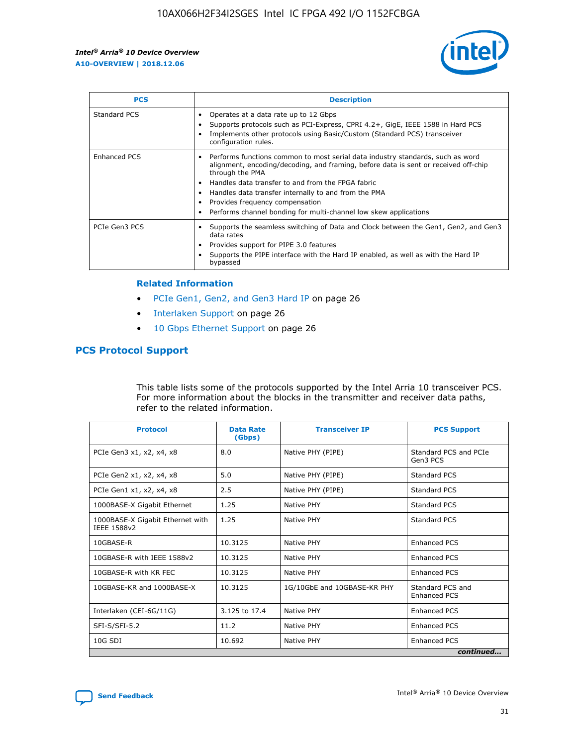| PCS | Description |
| --- | --- |
| Standard PCS | • Operates at a data rate up to 12 Gbps<br>• Supports protocols such as PCI-Express, CPRI 4.2+, GigE, IEEE 1588 in Hard PCS<br>• Implements other protocols using Basic/Custom (Standard PCS) transceiver configuration rules. |
| Enhanced PCS | • Performs functions common to most serial data industry standards, such as word alignment, encoding/decoding, and framing, before data is sent or received off-chip through the PMA<br>• Handles data transfer to and from the FPGA fabric<br>• Handles data transfer internally to and from the PMA<br>• Provides frequency compensation<br>• Performs channel bonding for multi-channel low skew applications |
| PCIe Gen3 PCS | • Supports the seamless switching of Data and Clock between the Gen1, Gen2, and Gen3 data rates<br>• Provides support for PIPE 3.0 features<br>• Supports the PIPE interface with the Hard IP enabled, as well as with the Hard IP bypassed |

**Related Information**

- PCIe Gen1, Gen2, and Gen3 Hard IP on page 26
- Interlaken Support on page 26
- 10 Gbps Ethernet Support on page 26

## PCS Protocol Support

This table lists some of the protocols supported by the Intel Arria 10 transceiver PCS. For more information about the blocks in the transmitter and receiver data paths, refer to the related information.

| Protocol | Data Rate (Gbps) | Transceiver IP | PCS Support |
| --- | --- | --- | --- |
| PCIe Gen3 x1, x2, x4, x8 | 8.0 | Native PHY (PIPE) | Standard PCS and PCIe Gen3 PCS |
| PCIe Gen2 x1, x2, x4, x8 | 5.0 | Native PHY (PIPE) | Standard PCS |
| PCIe Gen1 x1, x2, x4, x8 | 2.5 | Native PHY (PIPE) | Standard PCS |
| 1000BASE-X Gigabit Ethernet | 1.25 | Native PHY | Standard PCS |
| 1000BASE-X Gigabit Ethernet with IEEE 1588v2 | 1.25 | Native PHY | Standard PCS |
| 10GBASE-R | 10.3125 | Native PHY | Enhanced PCS |
| 10GBASE-R with IEEE 1588v2 | 10.3125 | Native PHY | Enhanced PCS |
| 10GBASE-R with KR FEC | 10.3125 | Native PHY | Enhanced PCS |
| 10GBASE-KR and 1000BASE-X | 10.3125 | 1G/10GbE and 10GBASE-KR PHY | Standard PCS and Enhanced PCS |
| Interlaken (CEI-6G/11G) | 3.125 to 17.4 | Native PHY | Enhanced PCS |
| SFI-S/SFI-5.2 | 11.2 | Native PHY | Enhanced PCS |
| 10G SDI | 10.692 | Native PHY | Enhanced PCS |

*continued...*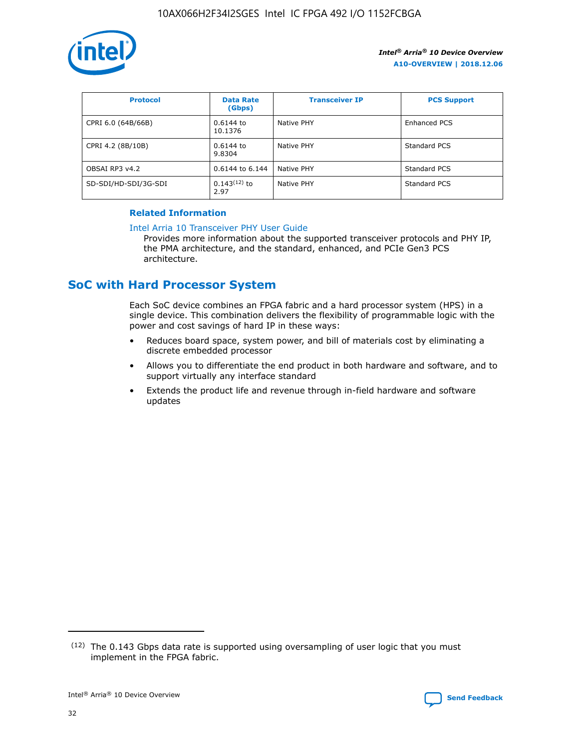| Protocol | Data Rate (Gbps) | Transceiver IP | PCS Support |
| --- | --- | --- | --- |
| CPRI 6.0 (64B/66B) | 0.6144 to 10.1376 | Native PHY | Enhanced PCS |
| CPRI 4.2 (8B/10B) | 0.6144 to 9.8304 | Native PHY | Standard PCS |
| OBSAI RP3 v4.2 | 0.6144 to 6.144 | Native PHY | Standard PCS |
| SD-SDI/HD-SDI/3G-SDI | 0.143[12] to 2.97 | Native PHY | Standard PCS |

**Related Information**

Intel Arria 10 Transceiver PHY User Guide

Provides more information about the supported transceiver protocols and PHY IP, the PMA architecture, and the standard, enhanced, and PCIe Gen3 PCS architecture.

## SoC with Hard Processor System

Each SoC device combines an FPGA fabric and a hard processor system (HPS) in a single device. This combination delivers the flexibility of programmable logic with the power and cost savings of hard IP in these ways:

- Reduces board space, system power, and bill of materials cost by eliminating a discrete embedded processor
- Allows you to differentiate the end product in both hardware and software, and to support virtually any interface standard
- Extends the product life and revenue through in-field hardware and software updates

[12] The 0.143 Gbps data rate is supported using oversampling of user logic that you must implement in the FPGA fabric.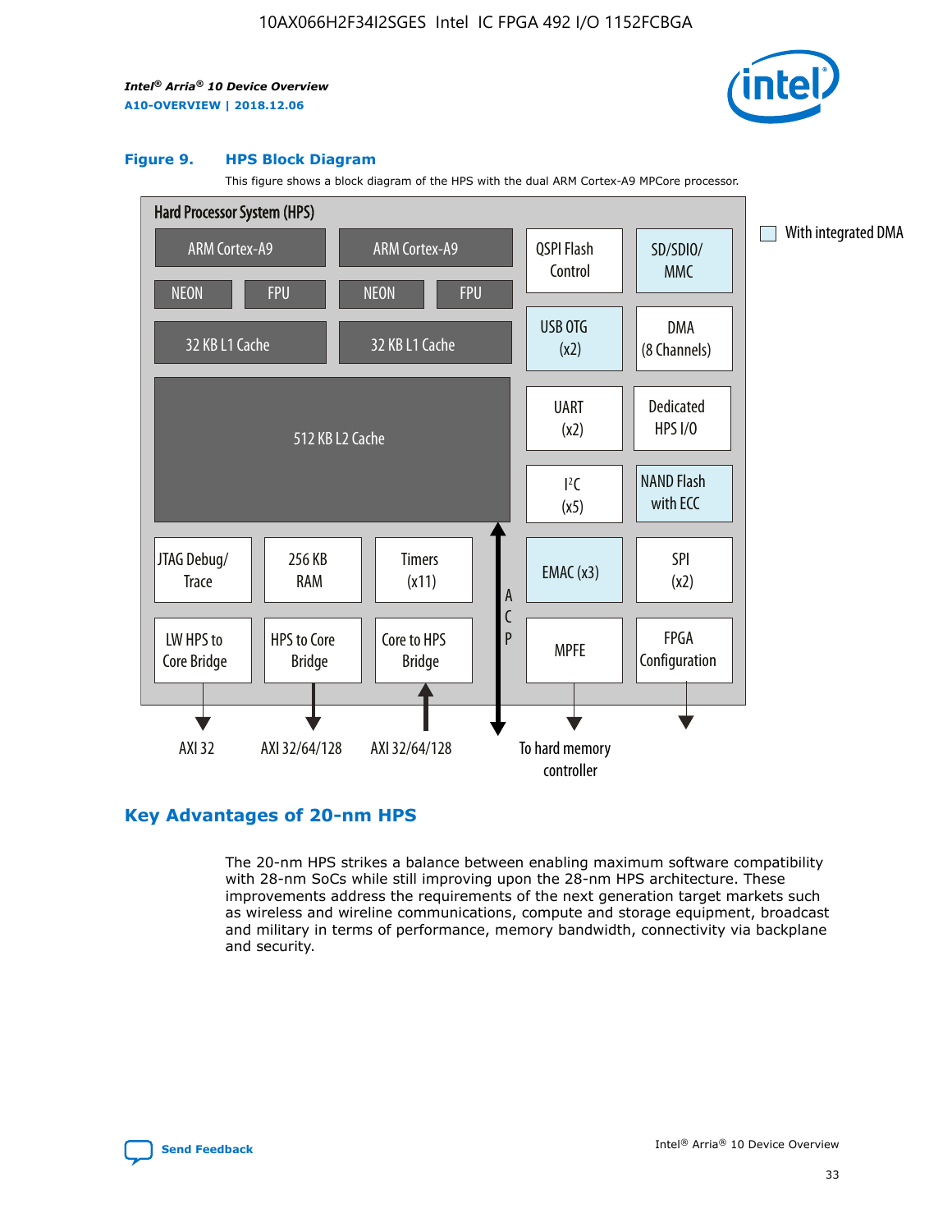**Figure 9. HPS Block Diagram**

This figure shows a block diagram of the HPS with the dual ARM Cortex-A9 MPCore processor.

Hard Processor System (HPS)

ARM Cortex-A9 | ARM Cortex-A9
NEON | FPU | NEON | FPU
32 KB L1 Cache | 32 KB L1 Cache
512 KB L2 Cache

QSPI Flash Control | SD/SDIO/MMC
USB OTG (x2) | DMA (8 Channels)
UART (x2) | Dedicated HPS I/O
$I^2C$ (x5) | NAND Flash with ECC
JTAG Debug/Trace | 256 KB RAM | Timers (x11) | EMAC (x3) | SPI (x2)
LW HPS to Core Bridge | HPS to Core Bridge | Core to HPS Bridge | ACP | MPFE | FPGA Configuration

AXI 32 | AXI 32/64/128 | AXI 32/64/128 | To hard memory controller

With integrated DMA

## Key Advantages of 20-nm HPS

The 20-nm HPS strikes a balance between enabling maximum software compatibility with 28-nm SoCs while still improving upon the 28-nm HPS architecture. These improvements address the requirements of the next generation target markets such as wireless and wireline communications, compute and storage equipment, broadcast and military in terms of performance, memory bandwidth, connectivity via backplane and security.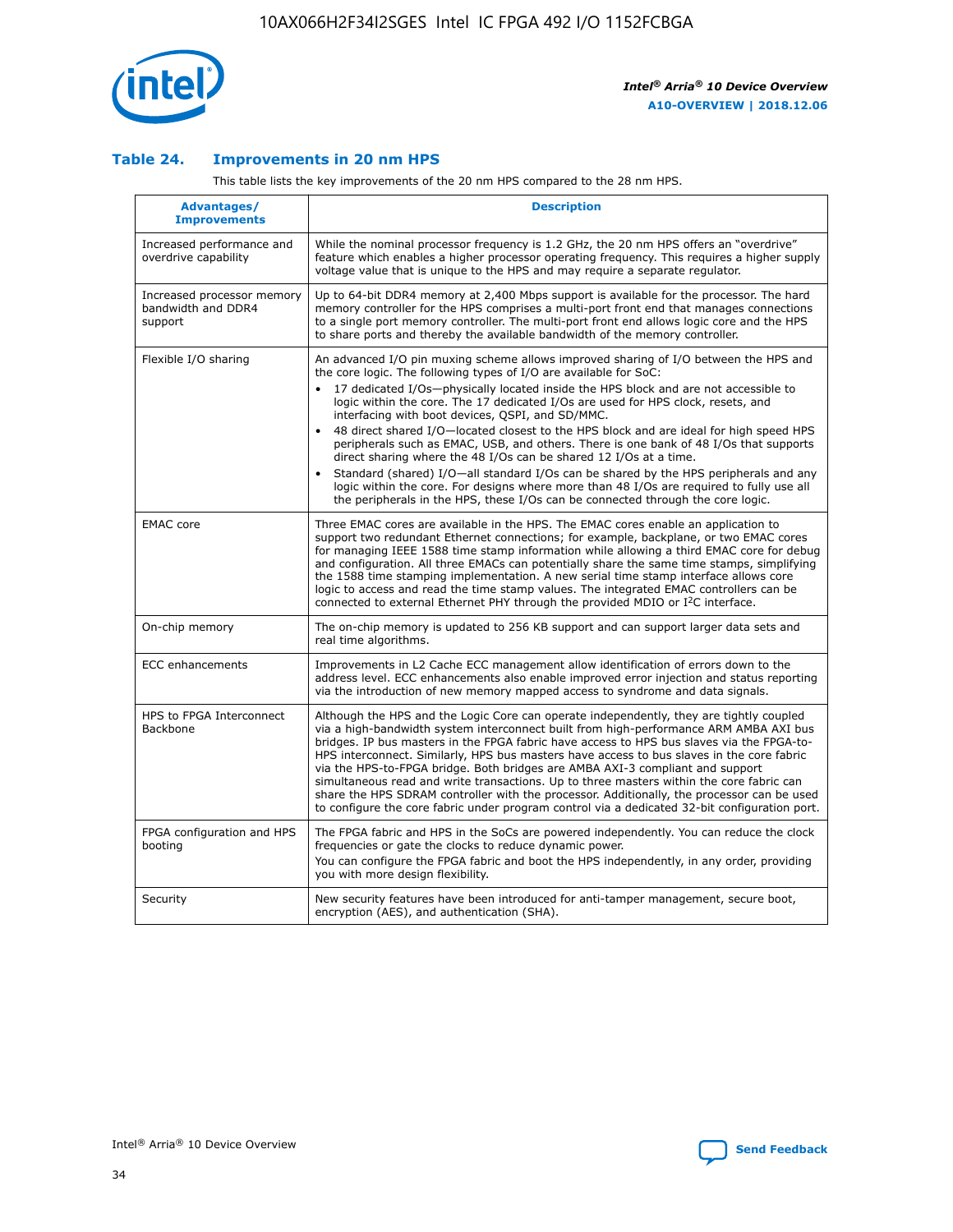### Table 24. Improvements in 20 nm HPS

This table lists the key improvements of the 20 nm HPS compared to the 28 nm HPS.

| Advantages/ Improvements | Description |
|---|---|
| Increased performance and overdrive capability | While the nominal processor frequency is 1.2 GHz, the 20 nm HPS offers an "overdrive" feature which enables a higher processor operating frequency. This requires a higher supply voltage value that is unique to the HPS and may require a separate regulator. |
| Increased processor memory bandwidth and DDR4 support | Up to 64-bit DDR4 memory at 2,400 Mbps support is available for the processor. The hard memory controller for the HPS comprises a multi-port front end that manages connections to a single port memory controller. The multi-port front end allows logic core and the HPS to share ports and thereby the available bandwidth of the memory controller. |
| Flexible I/O sharing | An advanced I/O pin muxing scheme allows improved sharing of I/O between the HPS and the core logic. The following types of I/O are available for SoC: <br>• 17 dedicated I/Os—physically located inside the HPS block and are not accessible to logic within the core. The 17 dedicated I/Os are used for HPS clock, resets, and interfacing with boot devices, QSPI, and SD/MMC. <br>• 48 direct shared I/O—located closest to the HPS block and are ideal for high speed HPS peripherals such as EMAC, USB, and others. There is one bank of 48 I/Os that supports direct sharing where the 48 I/Os can be shared 12 I/Os at a time. <br>• Standard (shared) I/O—all standard I/Os can be shared by the HPS peripherals and any logic within the core. For designs where more than 48 I/Os are required to fully use all the peripherals in the HPS, these I/Os can be connected through the core logic. |
| EMAC core | Three EMAC cores are available in the HPS. The EMAC cores enable an application to support two redundant Ethernet connections; for example, backplane, or two EMAC cores for managing IEEE 1588 time stamp information while allowing a third EMAC core for debug and configuration. All three EMACs can potentially share the same time stamps, simplifying the 1588 time stamping implementation. A new serial time stamp interface allows core logic to access and read the time stamp values. The integrated EMAC controllers can be connected to external Ethernet PHY through the provided MDIO or I²C interface. |
| On-chip memory | The on-chip memory is updated to 256 KB support and can support larger data sets and real time algorithms. |
| ECC enhancements | Improvements in L2 Cache ECC management allow identification of errors down to the address level. ECC enhancements also enable improved error injection and status reporting via the introduction of new memory mapped access to syndrome and data signals. |
| HPS to FPGA Interconnect Backbone | Although the HPS and the Logic Core can operate independently, they are tightly coupled via a high-bandwidth system interconnect built from high-performance ARM AMBA AXI bus bridges. IP bus masters in the FPGA fabric have access to HPS bus slaves via the FPGA-to-HPS interconnect. Similarly, HPS bus masters have access to bus slaves in the core fabric via the HPS-to-FPGA bridge. Both bridges are AMBA AXI-3 compliant and support simultaneous read and write transactions. Up to three masters within the core fabric can share the HPS SDRAM controller with the processor. Additionally, the processor can be used to configure the core fabric under program control via a dedicated 32-bit configuration port. |
| FPGA configuration and HPS booting | The FPGA fabric and HPS in the SoCs are powered independently. You can reduce the clock frequencies or gate the clocks to reduce dynamic power. <br>You can configure the FPGA fabric and boot the HPS independently, in any order, providing you with more design flexibility. |
| Security | New security features have been introduced for anti-tamper management, secure boot, encryption (AES), and authentication (SHA). |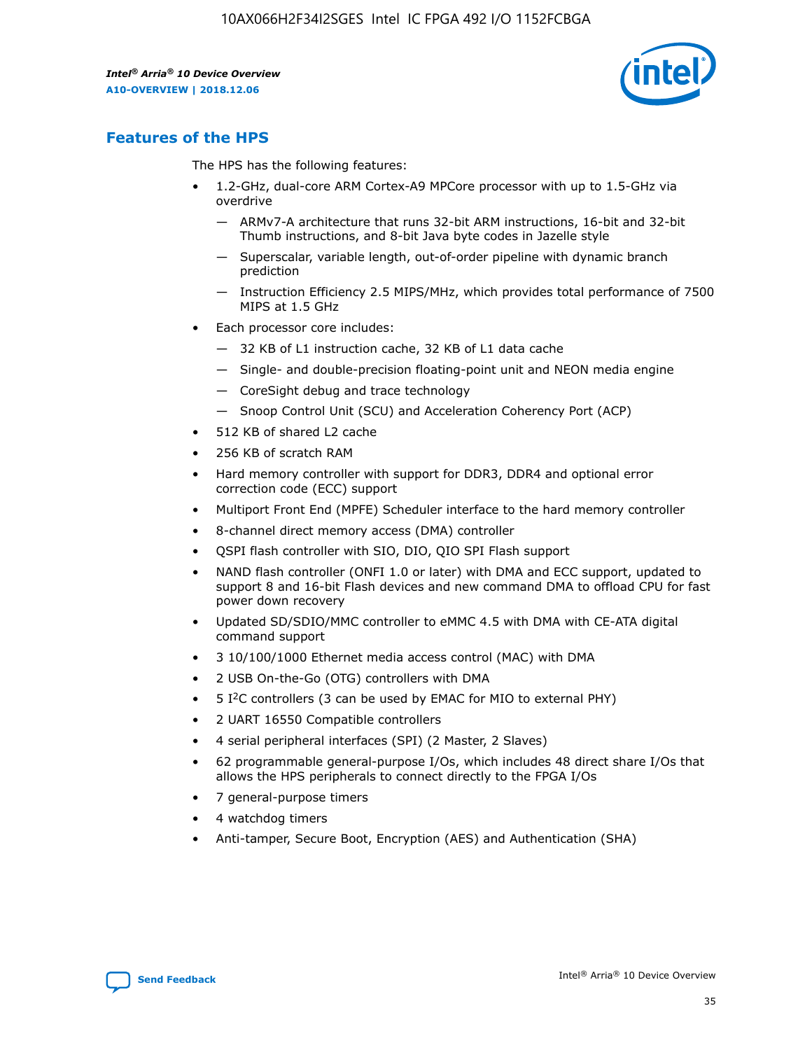## Features of the HPS

The HPS has the following features:

- 1.2-GHz, dual-core ARM Cortex-A9 MPCore processor with up to 1.5-GHz via overdrive
  - — ARMv7-A architecture that runs 32-bit ARM instructions, 16-bit and 32-bit Thumb instructions, and 8-bit Java byte codes in Jazelle style
  - — Superscalar, variable length, out-of-order pipeline with dynamic branch prediction
  - — Instruction Efficiency 2.5 MIPS/MHz, which provides total performance of 7500 MIPS at 1.5 GHz
- Each processor core includes:
  - — 32 KB of L1 instruction cache, 32 KB of L1 data cache
  - — Single- and double-precision floating-point unit and NEON media engine
  - — CoreSight debug and trace technology
  - — Snoop Control Unit (SCU) and Acceleration Coherency Port (ACP)
- 512 KB of shared L2 cache
- 256 KB of scratch RAM
- Hard memory controller with support for DDR3, DDR4 and optional error correction code (ECC) support
- Multiport Front End (MPFE) Scheduler interface to the hard memory controller
- 8-channel direct memory access (DMA) controller
- QSPI flash controller with SIO, DIO, QIO SPI Flash support
- NAND flash controller (ONFI 1.0 or later) with DMA and ECC support, updated to support 8 and 16-bit Flash devices and new command DMA to offload CPU for fast power down recovery
- Updated SD/SDIO/MMC controller to eMMC 4.5 with DMA with CE-ATA digital command support
- 3 10/100/1000 Ethernet media access control (MAC) with DMA
- 2 USB On-the-Go (OTG) controllers with DMA
- 5 I$^2$C controllers (3 can be used by EMAC for MIO to external PHY)
- 2 UART 16550 Compatible controllers
- 4 serial peripheral interfaces (SPI) (2 Master, 2 Slaves)
- 62 programmable general-purpose I/Os, which includes 48 direct share I/Os that allows the HPS peripherals to connect directly to the FPGA I/Os
- 7 general-purpose timers
- 4 watchdog timers
- Anti-tamper, Secure Boot, Encryption (AES) and Authentication (SHA)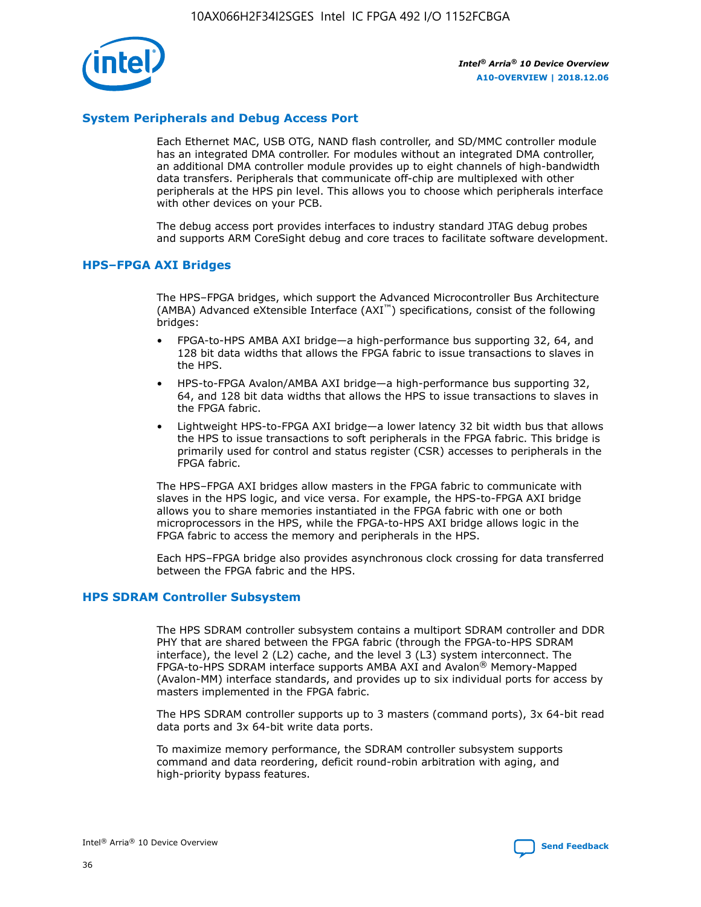## System Peripherals and Debug Access Port

Each Ethernet MAC, USB OTG, NAND flash controller, and SD/MMC controller module has an integrated DMA controller. For modules without an integrated DMA controller, an additional DMA controller module provides up to eight channels of high-bandwidth data transfers. Peripherals that communicate off-chip are multiplexed with other peripherals at the HPS pin level. This allows you to choose which peripherals interface with other devices on your PCB.

The debug access port provides interfaces to industry standard JTAG debug probes and supports ARM CoreSight debug and core traces to facilitate software development.

## HPS–FPGA AXI Bridges

The HPS–FPGA bridges, which support the Advanced Microcontroller Bus Architecture (AMBA) Advanced eXtensible Interface (AXI™) specifications, consist of the following bridges:

- FPGA-to-HPS AMBA AXI bridge—a high-performance bus supporting 32, 64, and 128 bit data widths that allows the FPGA fabric to issue transactions to slaves in the HPS.
- HPS-to-FPGA Avalon/AMBA AXI bridge—a high-performance bus supporting 32, 64, and 128 bit data widths that allows the HPS to issue transactions to slaves in the FPGA fabric.
- Lightweight HPS-to-FPGA AXI bridge—a lower latency 32 bit width bus that allows the HPS to issue transactions to soft peripherals in the FPGA fabric. This bridge is primarily used for control and status register (CSR) accesses to peripherals in the FPGA fabric.

The HPS–FPGA AXI bridges allow masters in the FPGA fabric to communicate with slaves in the HPS logic, and vice versa. For example, the HPS-to-FPGA AXI bridge allows you to share memories instantiated in the FPGA fabric with one or both microprocessors in the HPS, while the FPGA-to-HPS AXI bridge allows logic in the FPGA fabric to access the memory and peripherals in the HPS.

Each HPS–FPGA bridge also provides asynchronous clock crossing for data transferred between the FPGA fabric and the HPS.

## HPS SDRAM Controller Subsystem

The HPS SDRAM controller subsystem contains a multiport SDRAM controller and DDR PHY that are shared between the FPGA fabric (through the FPGA-to-HPS SDRAM interface), the level 2 (L2) cache, and the level 3 (L3) system interconnect. The FPGA-to-HPS SDRAM interface supports AMBA AXI and Avalon® Memory-Mapped (Avalon-MM) interface standards, and provides up to six individual ports for access by masters implemented in the FPGA fabric.

The HPS SDRAM controller supports up to 3 masters (command ports), 3x 64-bit read data ports and 3x 64-bit write data ports.

To maximize memory performance, the SDRAM controller subsystem supports command and data reordering, deficit round-robin arbitration with aging, and high-priority bypass features.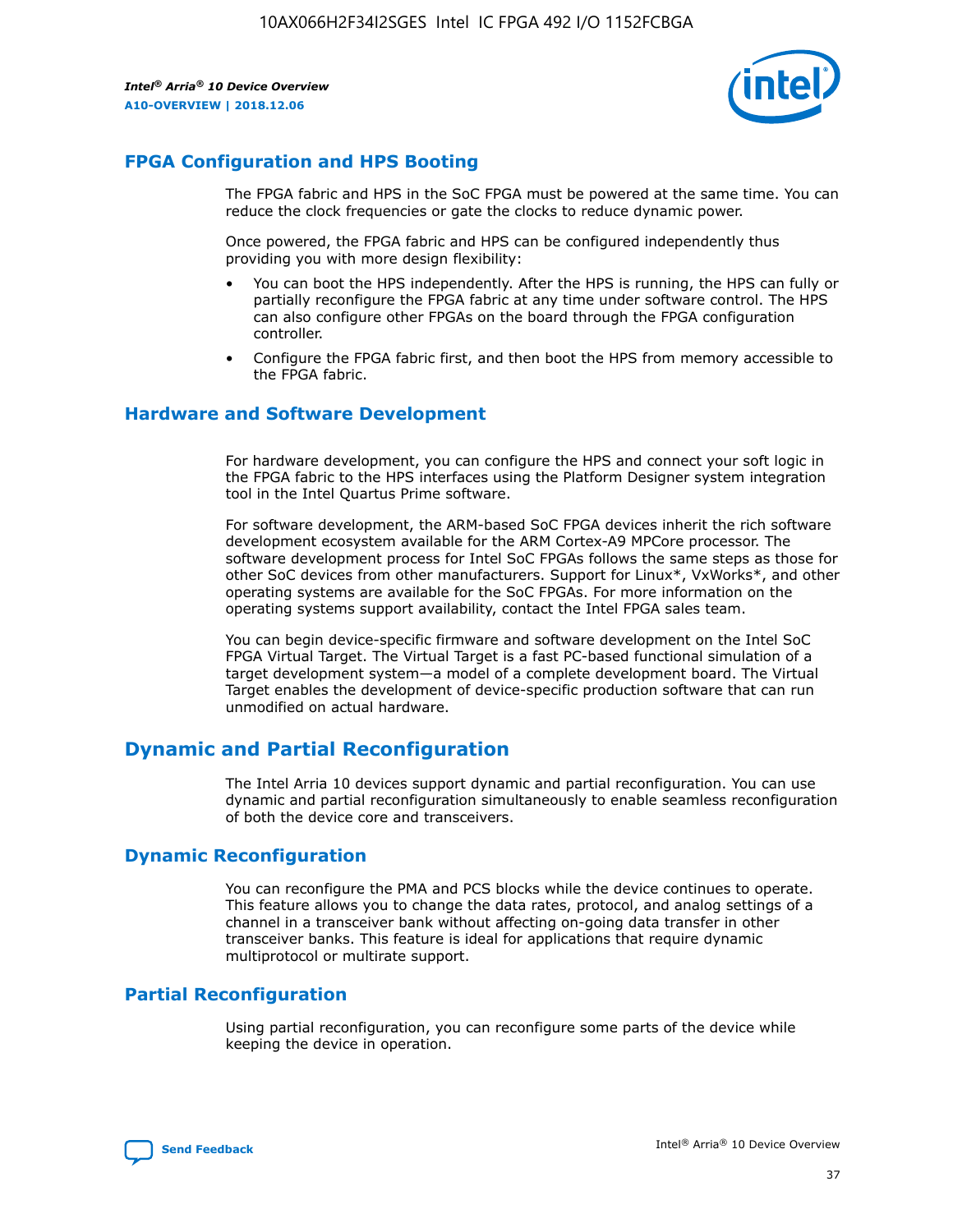## FPGA Configuration and HPS Booting

The FPGA fabric and HPS in the SoC FPGA must be powered at the same time. You can reduce the clock frequencies or gate the clocks to reduce dynamic power.

Once powered, the FPGA fabric and HPS can be configured independently thus providing you with more design flexibility:

- You can boot the HPS independently. After the HPS is running, the HPS can fully or partially reconfigure the FPGA fabric at any time under software control. The HPS can also configure other FPGAs on the board through the FPGA configuration controller.
- Configure the FPGA fabric first, and then boot the HPS from memory accessible to the FPGA fabric.

## Hardware and Software Development

For hardware development, you can configure the HPS and connect your soft logic in the FPGA fabric to the HPS interfaces using the Platform Designer system integration tool in the Intel Quartus Prime software.

For software development, the ARM-based SoC FPGA devices inherit the rich software development ecosystem available for the ARM Cortex-A9 MPCore processor. The software development process for Intel SoC FPGAs follows the same steps as those for other SoC devices from other manufacturers. Support for Linux*, VxWorks*, and other operating systems are available for the SoC FPGAs. For more information on the operating systems support availability, contact the Intel FPGA sales team.

You can begin device-specific firmware and software development on the Intel SoC FPGA Virtual Target. The Virtual Target is a fast PC-based functional simulation of a target development system—a model of a complete development board. The Virtual Target enables the development of device-specific production software that can run unmodified on actual hardware.

# Dynamic and Partial Reconfiguration

The Intel Arria 10 devices support dynamic and partial reconfiguration. You can use dynamic and partial reconfiguration simultaneously to enable seamless reconfiguration of both the device core and transceivers.

## Dynamic Reconfiguration

You can reconfigure the PMA and PCS blocks while the device continues to operate. This feature allows you to change the data rates, protocol, and analog settings of a channel in a transceiver bank without affecting on-going data transfer in other transceiver banks. This feature is ideal for applications that require dynamic multiprotocol or multirate support.

## Partial Reconfiguration

Using partial reconfiguration, you can reconfigure some parts of the device while keeping the device in operation.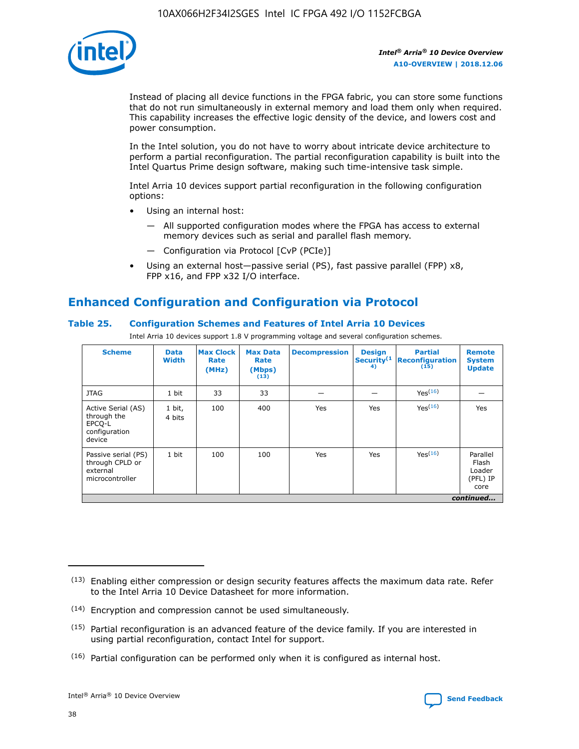Instead of placing all device functions in the FPGA fabric, you can store some functions that do not run simultaneously in external memory and load them only when required. This capability increases the effective logic density of the device, and lowers cost and power consumption.

In the Intel solution, you do not have to worry about intricate device architecture to perform a partial reconfiguration. The partial reconfiguration capability is built into the Intel Quartus Prime design software, making such time-intensive task simple.

Intel Arria 10 devices support partial reconfiguration in the following configuration options:

- Using an internal host:
  - All supported configuration modes where the FPGA has access to external memory devices such as serial and parallel flash memory.
  - Configuration via Protocol [CvP (PCIe)]
- Using an external host—passive serial (PS), fast passive parallel (FPP) x8, FPP x16, and FPP x32 I/O interface.

## Enhanced Configuration and Configuration via Protocol

### Table 25. Configuration Schemes and Features of Intel Arria 10 Devices

Intel Arria 10 devices support 1.8 V programming voltage and several configuration schemes.

| Scheme | Data Width | Max Clock Rate (MHz) | Max Data Rate (Mbps) (13) | Decompression | Design Security (14) | Partial Reconfiguration (15) | Remote System Update |
|---|---|---|---|---|---|---|---|
| JTAG | 1 bit | 33 | 33 | — | — | Yes (16) | — |
| Active Serial (AS) through the EPCQ-L configuration device | 1 bit, 4 bits | 100 | 400 | Yes | Yes | Yes (16) | Yes |
| Passive serial (PS) through CPLD or external microcontroller | 1 bit | 100 | 100 | Yes | Yes | Yes (16) | Parallel Flash Loader (PFL) IP core |

*continued...*

(13) Enabling either compression or design security features affects the maximum data rate. Refer to the Intel Arria 10 Device Datasheet for more information.

(14) Encryption and compression cannot be used simultaneously.

(15) Partial reconfiguration is an advanced feature of the device family. If you are interested in using partial reconfiguration, contact Intel for support.

(16) Partial configuration can be performed only when it is configured as internal host.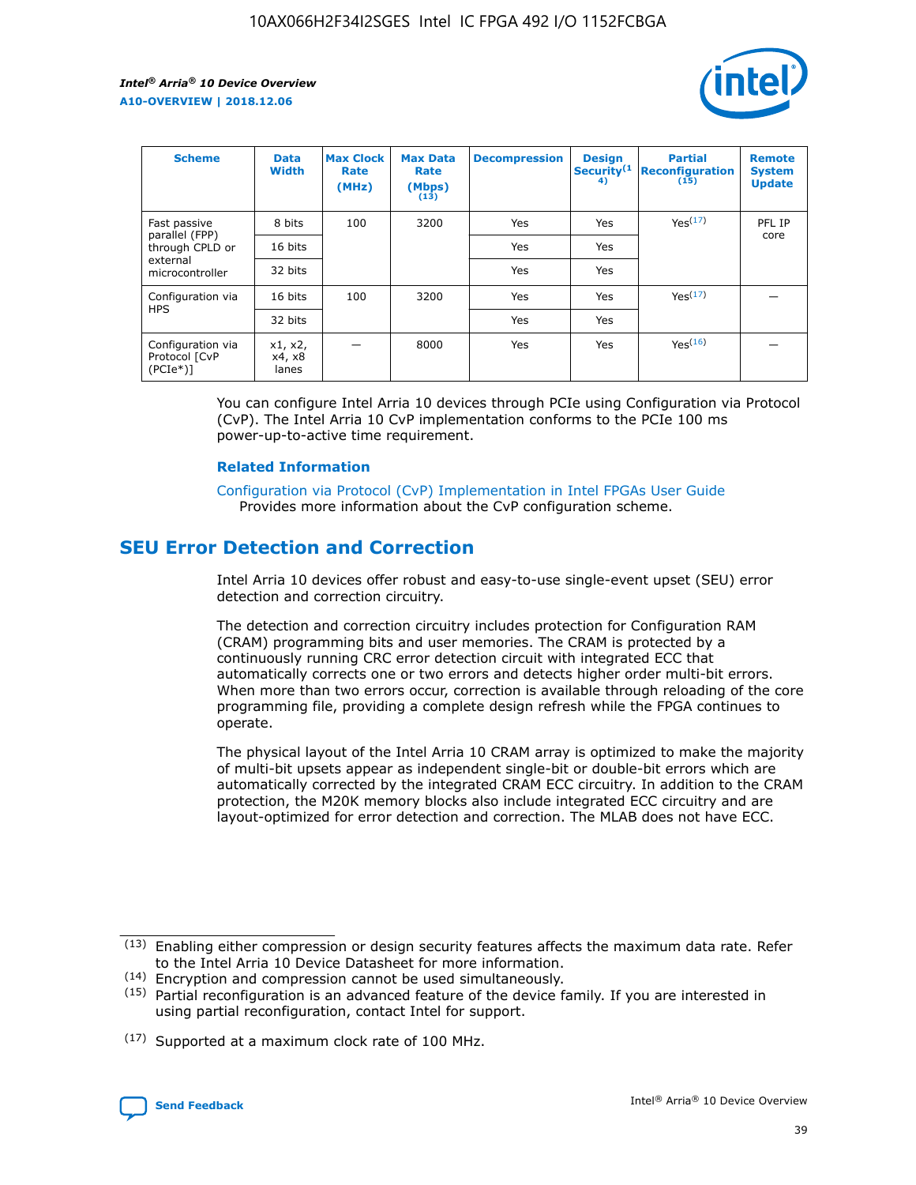| Scheme | Data Width | Max Clock Rate (MHz) | Max Data Rate (Mbps) (13) | Decompression | Design Security(14) | Partial Reconfiguration (15) | Remote System Update |
|---|---|---|---|---|---|---|---|
| Fast passive parallel (FPP) through CPLD or external microcontroller | 8 bits | 100 | 3200 | Yes | Yes | Yes(17) | PFL IP core |
| | 16 bits | | | Yes | Yes | | |
| | 32 bits | | | Yes | Yes | | |
| Configuration via HPS | 16 bits | 100 | 3200 | Yes | Yes | Yes(17) | — |
| | 32 bits | | | Yes | Yes | | |
| Configuration via Protocol [CvP (PCIe*)] | x1, x2, x4, x8 lanes | — | 8000 | Yes | Yes | Yes(16) | — |

You can configure Intel Arria 10 devices through PCIe using Configuration via Protocol (CvP). The Intel Arria 10 CvP implementation conforms to the PCIe 100 ms power-up-to-active time requirement.

### Related Information

Configuration via Protocol (CvP) Implementation in Intel FPGAs User Guide
Provides more information about the CvP configuration scheme.

## SEU Error Detection and Correction

Intel Arria 10 devices offer robust and easy-to-use single-event upset (SEU) error detection and correction circuitry.

The detection and correction circuitry includes protection for Configuration RAM (CRAM) programming bits and user memories. The CRAM is protected by a continuously running CRC error detection circuit with integrated ECC that automatically corrects one or two errors and detects higher order multi-bit errors. When more than two errors occur, correction is available through reloading of the core programming file, providing a complete design refresh while the FPGA continues to operate.

The physical layout of the Intel Arria 10 CRAM array is optimized to make the majority of multi-bit upsets appear as independent single-bit or double-bit errors which are automatically corrected by the integrated CRAM ECC circuitry. In addition to the CRAM protection, the M20K memory blocks also include integrated ECC circuitry and are layout-optimized for error detection and correction. The MLAB does not have ECC.

(13) Enabling either compression or design security features affects the maximum data rate. Refer to the Intel Arria 10 Device Datasheet for more information.

(14) Encryption and compression cannot be used simultaneously.

(15) Partial reconfiguration is an advanced feature of the device family. If you are interested in using partial reconfiguration, contact Intel for support.

(17) Supported at a maximum clock rate of 100 MHz.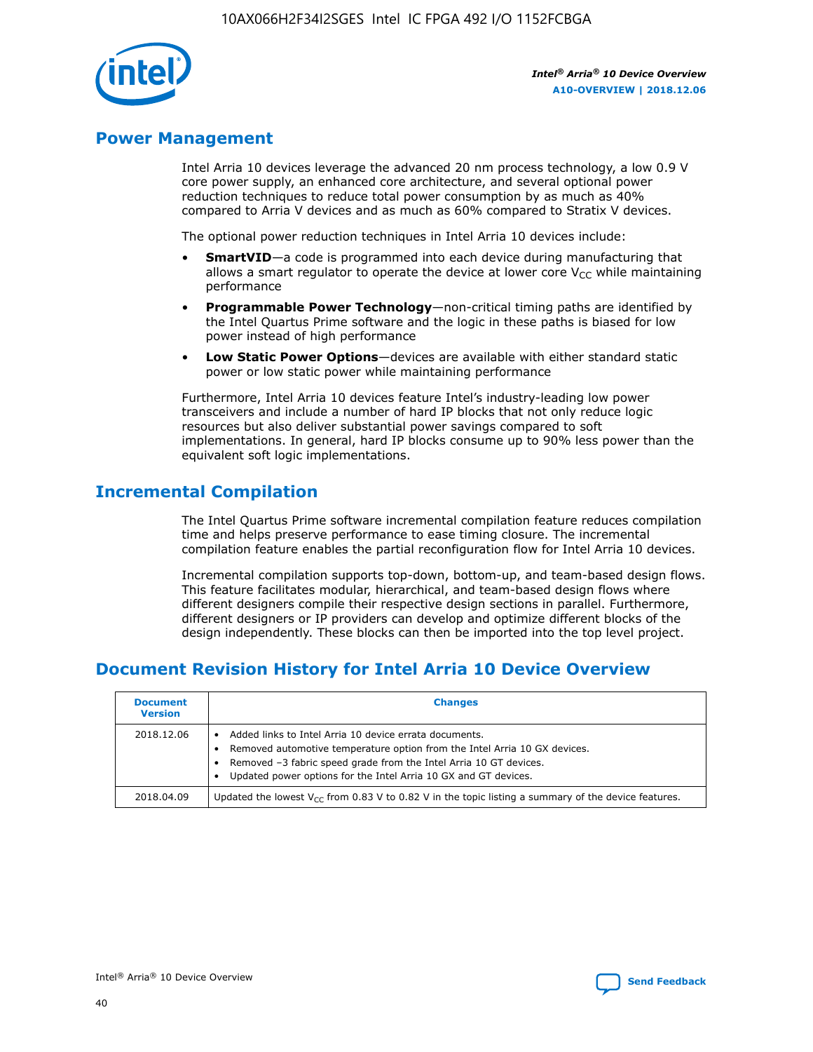## Power Management

Intel Arria 10 devices leverage the advanced 20 nm process technology, a low 0.9 V core power supply, an enhanced core architecture, and several optional power reduction techniques to reduce total power consumption by as much as 40% compared to Arria V devices and as much as 60% compared to Stratix V devices.

The optional power reduction techniques in Intel Arria 10 devices include:

- **SmartVID**—a code is programmed into each device during manufacturing that allows a smart regulator to operate the device at lower core $V_{CC}$ while maintaining performance
- **Programmable Power Technology**—non-critical timing paths are identified by the Intel Quartus Prime software and the logic in these paths is biased for low power instead of high performance
- **Low Static Power Options**—devices are available with either standard static power or low static power while maintaining performance

Furthermore, Intel Arria 10 devices feature Intel's industry-leading low power transceivers and include a number of hard IP blocks that not only reduce logic resources but also deliver substantial power savings compared to soft implementations. In general, hard IP blocks consume up to 90% less power than the equivalent soft logic implementations.

## Incremental Compilation

The Intel Quartus Prime software incremental compilation feature reduces compilation time and helps preserve performance to ease timing closure. The incremental compilation feature enables the partial reconfiguration flow for Intel Arria 10 devices.

Incremental compilation supports top-down, bottom-up, and team-based design flows. This feature facilitates modular, hierarchical, and team-based design flows where different designers compile their respective design sections in parallel. Furthermore, different designers or IP providers can develop and optimize different blocks of the design independently. These blocks can then be imported into the top level project.

## Document Revision History for Intel Arria 10 Device Overview

| Document Version | Changes |
| --- | --- |
| 2018.12.06 | • Added links to Intel Arria 10 device errata documents.<br>• Removed automotive temperature option from the Intel Arria 10 GX devices.<br>• Removed –3 fabric speed grade from the Intel Arria 10 GT devices.<br>• Updated power options for the Intel Arria 10 GX and GT devices. |
| 2018.04.09 | Updated the lowest $V_{CC}$ from 0.83 V to 0.82 V in the topic listing a summary of the device features. |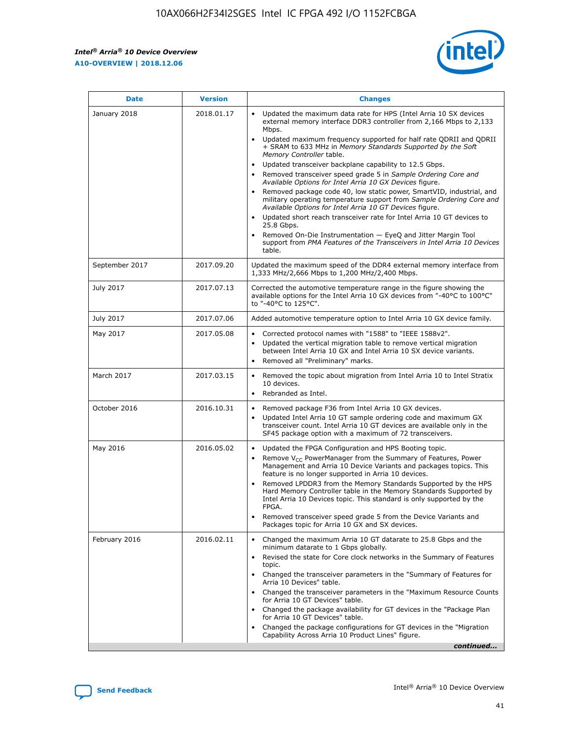| Date | Version | Changes |
| --- | --- | --- |
| January 2018 | 2018.01.17 | • Updated the maximum data rate for HPS (Intel Arria 10 SX devices external memory interface DDR3 controller from 2,166 Mbps to 2,133 Mbps.<br>• Updated maximum frequency supported for half rate QDRII and QDRII + SRAM to 633 MHz in *Memory Standards Supported by the Soft Memory Controller* table.<br>• Updated transceiver backplane capability to 12.5 Gbps.<br>• Removed transceiver speed grade 5 in *Sample Ordering Core and Available Options for Intel Arria 10 GX Devices* figure.<br>• Removed package code 40, low static power, SmartVID, industrial, and military operating temperature support from *Sample Ordering Core and Available Options for Intel Arria 10 GT Devices* figure.<br>• Updated short reach transceiver rate for Intel Arria 10 GT devices to 25.8 Gbps.<br>• Removed On-Die Instrumentation — EyeQ and Jitter Margin Tool support from *PMA Features of the Transceivers in Intel Arria 10 Devices* table. |
| September 2017 | 2017.09.20 | Updated the maximum speed of the DDR4 external memory interface from 1,333 MHz/2,666 Mbps to 1,200 MHz/2,400 Mbps. |
| July 2017 | 2017.07.13 | Corrected the automotive temperature range in the figure showing the available options for the Intel Arria 10 GX devices from "-40°C to 100°C" to "-40°C to 125°C". |
| July 2017 | 2017.07.06 | Added automotive temperature option to Intel Arria 10 GX device family. |
| May 2017 | 2017.05.08 | • Corrected protocol names with "1588" to "IEEE 1588v2".<br>• Updated the vertical migration table to remove vertical migration between Intel Arria 10 GX and Intel Arria 10 SX device variants.<br>• Removed all "Preliminary" marks. |
| March 2017 | 2017.03.15 | • Removed the topic about migration from Intel Arria 10 to Intel Stratix 10 devices.<br>• Rebranded as Intel. |
| October 2016 | 2016.10.31 | • Removed package F36 from Intel Arria 10 GX devices.<br>• Updated Intel Arria 10 GT sample ordering code and maximum GX transceiver count. Intel Arria 10 GT devices are available only in the SF45 package option with a maximum of 72 transceivers. |
| May 2016 | 2016.05.02 | • Updated the FPGA Configuration and HPS Booting topic.<br>• Remove $V_{CC}$ PowerManager from the Summary of Features, Power Management and Arria 10 Device Variants and packages topics. This feature is no longer supported in Arria 10 devices.<br>• Removed LPDDR3 from the Memory Standards Supported by the HPS Hard Memory Controller table in the Memory Standards Supported by Intel Arria 10 Devices topic. This standard is only supported by the FPGA.<br>• Removed transceiver speed grade 5 from the Device Variants and Packages topic for Arria 10 GX and SX devices. |
| February 2016 | 2016.02.11 | • Changed the maximum Arria 10 GT datarate to 25.8 Gbps and the minimum datarate to 1 Gbps globally.<br>• Revised the state for Core clock networks in the Summary of Features topic.<br>• Changed the transceiver parameters in the "Summary of Features for Arria 10 Devices" table.<br>• Changed the transceiver parameters in the "Maximum Resource Counts for Arria 10 GT Devices" table.<br>• Changed the package availability for GT devices in the "Package Plan for Arria 10 GT Devices" table.<br>• Changed the package configurations for GT devices in the "Migration Capability Across Arria 10 Product Lines" figure. |

*continued...*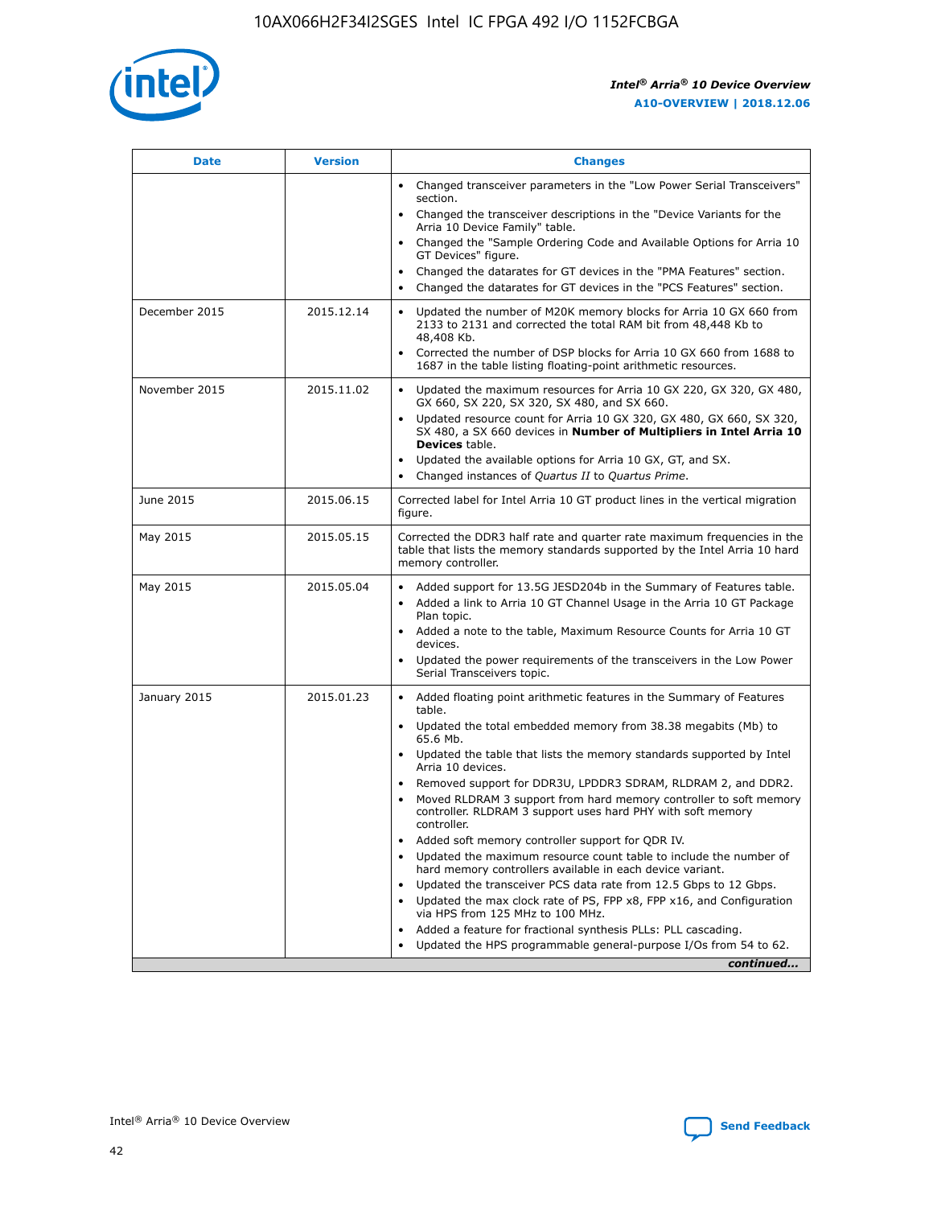| Date | Version | Changes |
| --- | --- | --- |
| | | • Changed transceiver parameters in the "Low Power Serial Transceivers" section.<br>• Changed the transceiver descriptions in the "Device Variants for the Arria 10 Device Family" table.<br>• Changed the "Sample Ordering Code and Available Options for Arria 10 GT Devices" figure.<br>• Changed the datarates for GT devices in the "PMA Features" section.<br>• Changed the datarates for GT devices in the "PCS Features" section. |
| December 2015 | 2015.12.14 | • Updated the number of M20K memory blocks for Arria 10 GX 660 from 2133 to 2131 and corrected the total RAM bit from 48,448 Kb to 48,408 Kb.<br>• Corrected the number of DSP blocks for Arria 10 GX 660 from 1688 to 1687 in the table listing floating-point arithmetic resources. |
| November 2015 | 2015.11.02 | • Updated the maximum resources for Arria 10 GX 220, GX 320, GX 480, GX 660, SX 220, SX 320, SX 480, and SX 660.<br>• Updated resource count for Arria 10 GX 320, GX 480, GX 660, SX 320, SX 480, a SX 660 devices in **Number of Multipliers in Intel Arria 10 Devices** table.<br>• Updated the available options for Arria 10 GX, GT, and SX.<br>• Changed instances of *Quartus II* to *Quartus Prime*. |
| June 2015 | 2015.06.15 | Corrected label for Intel Arria 10 GT product lines in the vertical migration figure. |
| May 2015 | 2015.05.15 | Corrected the DDR3 half rate and quarter rate maximum frequencies in the table that lists the memory standards supported by the Intel Arria 10 hard memory controller. |
| May 2015 | 2015.05.04 | • Added support for 13.5G JESD204b in the Summary of Features table.<br>• Added a link to Arria 10 GT Channel Usage in the Arria 10 GT Package Plan topic.<br>• Added a note to the table, Maximum Resource Counts for Arria 10 GT devices.<br>• Updated the power requirements of the transceivers in the Low Power Serial Transceivers topic. |
| January 2015 | 2015.01.23 | • Added floating point arithmetic features in the Summary of Features table.<br>• Updated the total embedded memory from 38.38 megabits (Mb) to 65.6 Mb.<br>• Updated the table that lists the memory standards supported by Intel Arria 10 devices.<br>• Removed support for DDR3U, LPDDR3 SDRAM, RLDRAM 2, and DDR2.<br>• Moved RLDRAM 3 support from hard memory controller to soft memory controller. RLDRAM 3 support uses hard PHY with soft memory controller.<br>• Added soft memory controller support for QDR IV.<br>• Updated the maximum resource count table to include the number of hard memory controllers available in each device variant.<br>• Updated the transceiver PCS data rate from 12.5 Gbps to 12 Gbps.<br>• Updated the max clock rate of PS, FPP x8, FPP x16, and Configuration via HPS from 125 MHz to 100 MHz.<br>• Added a feature for fractional synthesis PLLs: PLL cascading.<br>• Updated the HPS programmable general-purpose I/Os from 54 to 62. |
| | | *continued...* |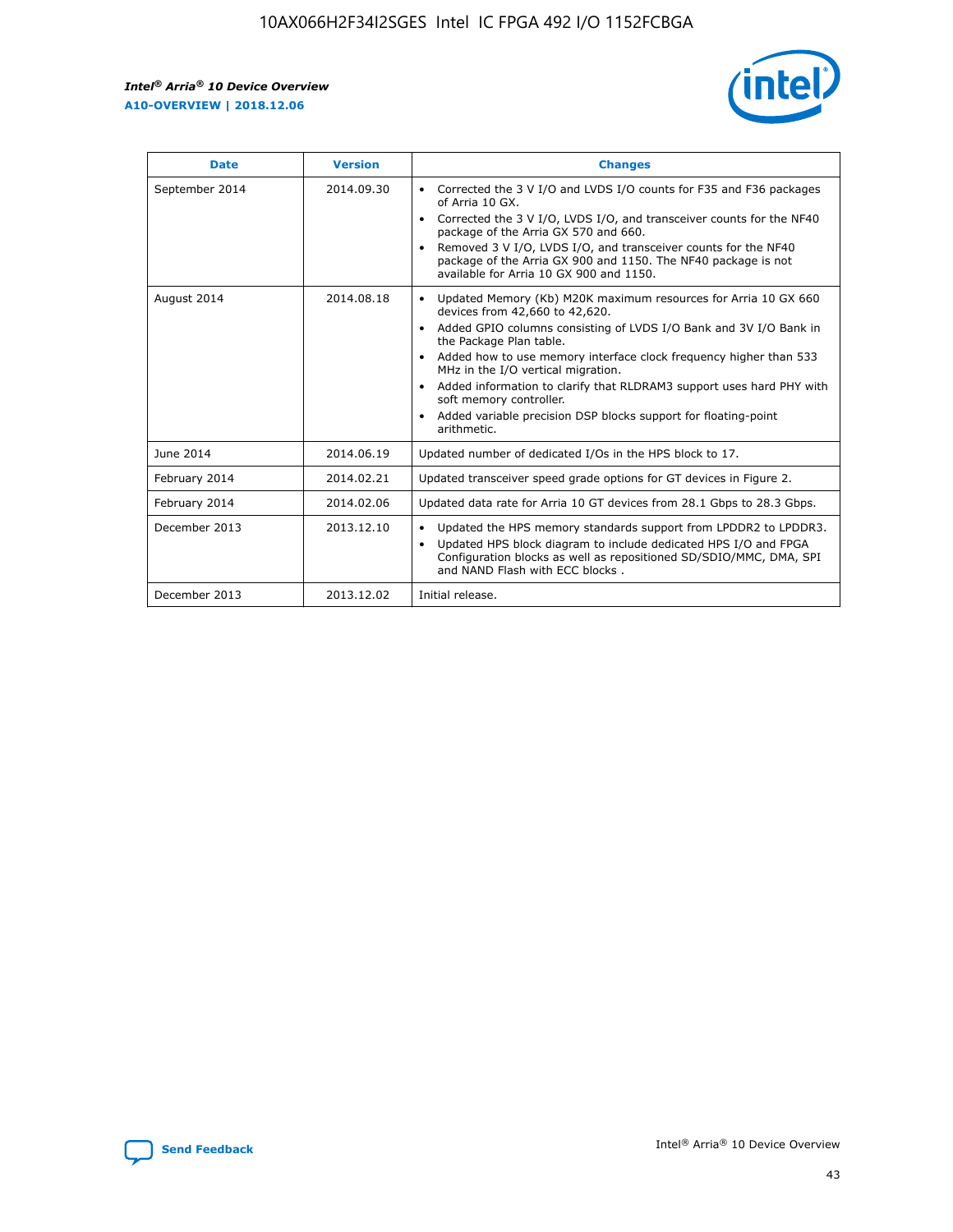| Date | Version | Changes |
| --- | --- | --- |
| September 2014 | 2014.09.30 | • Corrected the 3 V I/O and LVDS I/O counts for F35 and F36 packages of Arria 10 GX.<br>• Corrected the 3 V I/O, LVDS I/O, and transceiver counts for the NF40 package of the Arria GX 570 and 660.<br>• Removed 3 V I/O, LVDS I/O, and transceiver counts for the NF40 package of the Arria GX 900 and 1150. The NF40 package is not available for Arria 10 GX 900 and 1150. |
| August 2014 | 2014.08.18 | • Updated Memory (Kb) M20K maximum resources for Arria 10 GX 660 devices from 42,660 to 42,620.<br>• Added GPIO columns consisting of LVDS I/O Bank and 3V I/O Bank in the Package Plan table.<br>• Added how to use memory interface clock frequency higher than 533 MHz in the I/O vertical migration.<br>• Added information to clarify that RLDRAM3 support uses hard PHY with soft memory controller.<br>• Added variable precision DSP blocks support for floating-point arithmetic. |
| June 2014 | 2014.06.19 | Updated number of dedicated I/Os in the HPS block to 17. |
| February 2014 | 2014.02.21 | Updated transceiver speed grade options for GT devices in Figure 2. |
| February 2014 | 2014.02.06 | Updated data rate for Arria 10 GT devices from 28.1 Gbps to 28.3 Gbps. |
| December 2013 | 2013.12.10 | • Updated the HPS memory standards support from LPDDR2 to LPDDR3.<br>• Updated HPS block diagram to include dedicated HPS I/O and FPGA Configuration blocks as well as repositioned SD/SDIO/MMC, DMA, SPI and NAND Flash with ECC blocks . |
| December 2013 | 2013.12.02 | Initial release. |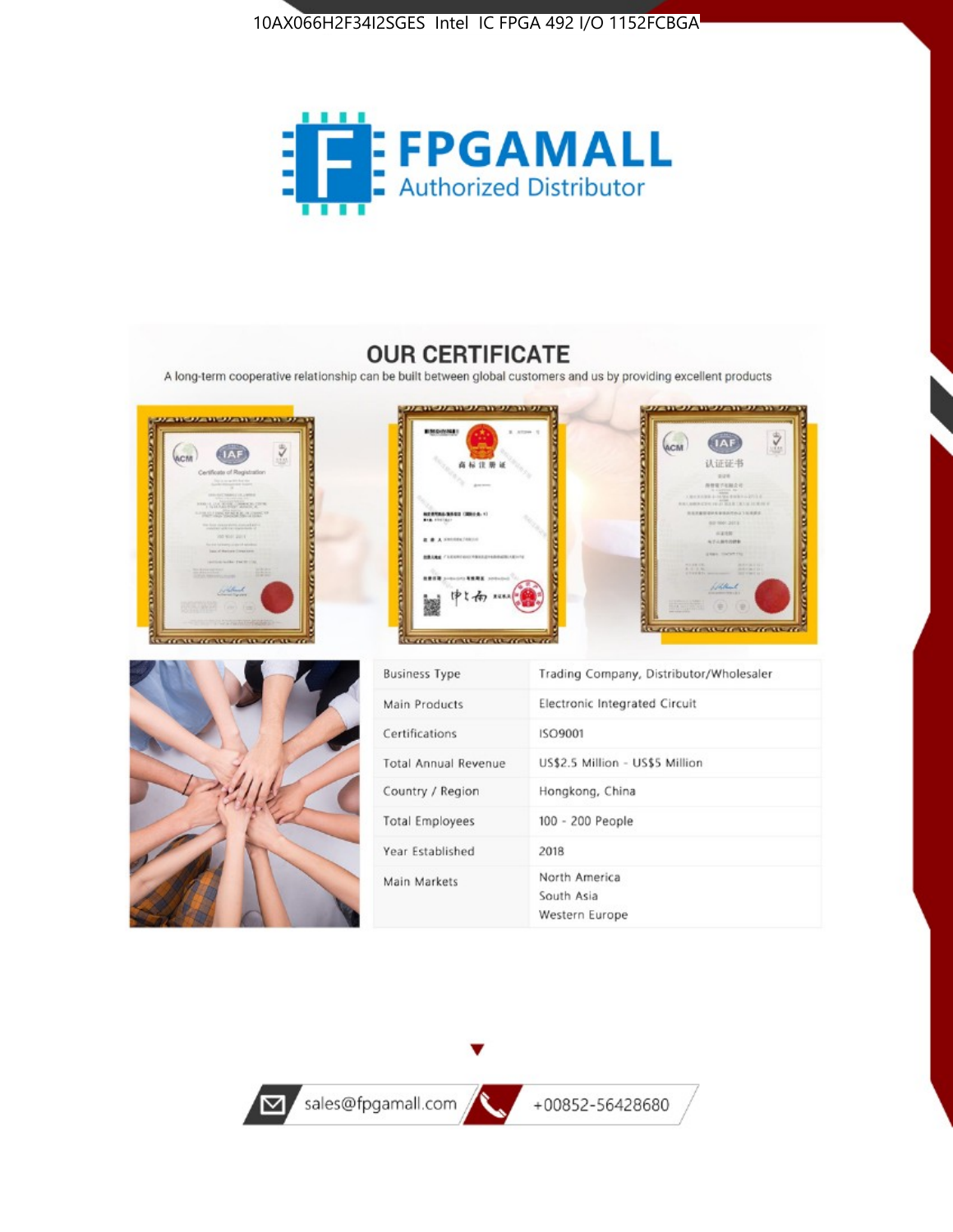FPGAMALL
Authorized Distributor

## OUR CERTIFICATE

A long-term cooperative relationship can be built between global customers and us by providing excellent products

| | |
|---|---|
| Business Type | Trading Company, Distributor/Wholesaler |
| Main Products | Electronic Integrated Circuit |
| Certifications | ISO9001 |
| Total Annual Revenue | US$2.5 Million - US$5 Million |
| Country / Region | Hongkong, China |
| Total Employees | 100 - 200 People |
| Year Established | 2018 |
| Main Markets | North America<br>South Asia<br>Western Europe |

sales@fpgamall.com

+00852-56428680